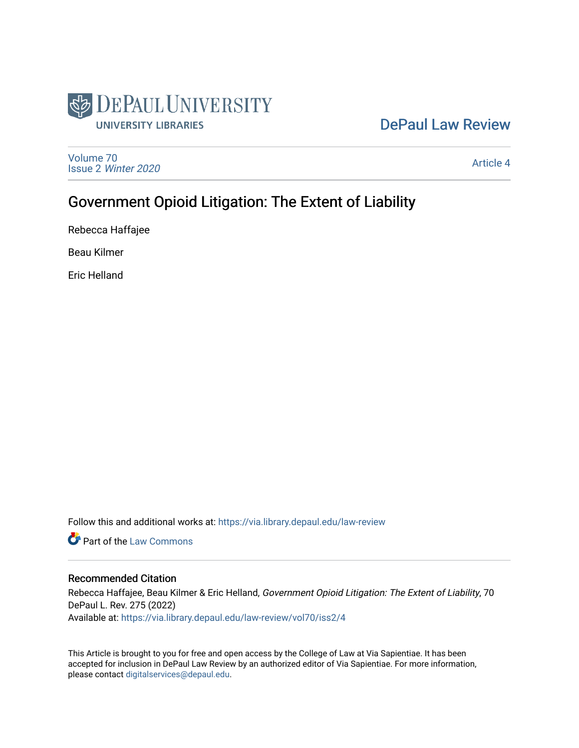DePaul University
University Libraries

DePaul Law Review

Volume 70
Issue 2 *Winter 2020*

Article 4

# Government Opioid Litigation: The Extent of Liability

Rebecca Haffajee

Beau Kilmer

Eric Helland

Follow this and additional works at: https://via.library.depaul.edu/law-review

Part of the Law Commons

## Recommended Citation

Rebecca Haffajee, Beau Kilmer & Eric Helland, *Government Opioid Litigation: The Extent of Liability*, 70 DePaul L. Rev. 275 (2022)
Available at: https://via.library.depaul.edu/law-review/vol70/iss2/4

This Article is brought to you for free and open access by the College of Law at Via Sapientiae. It has been accepted for inclusion in DePaul Law Review by an authorized editor of Via Sapientiae. For more information, please contact digitalservices@depaul.edu.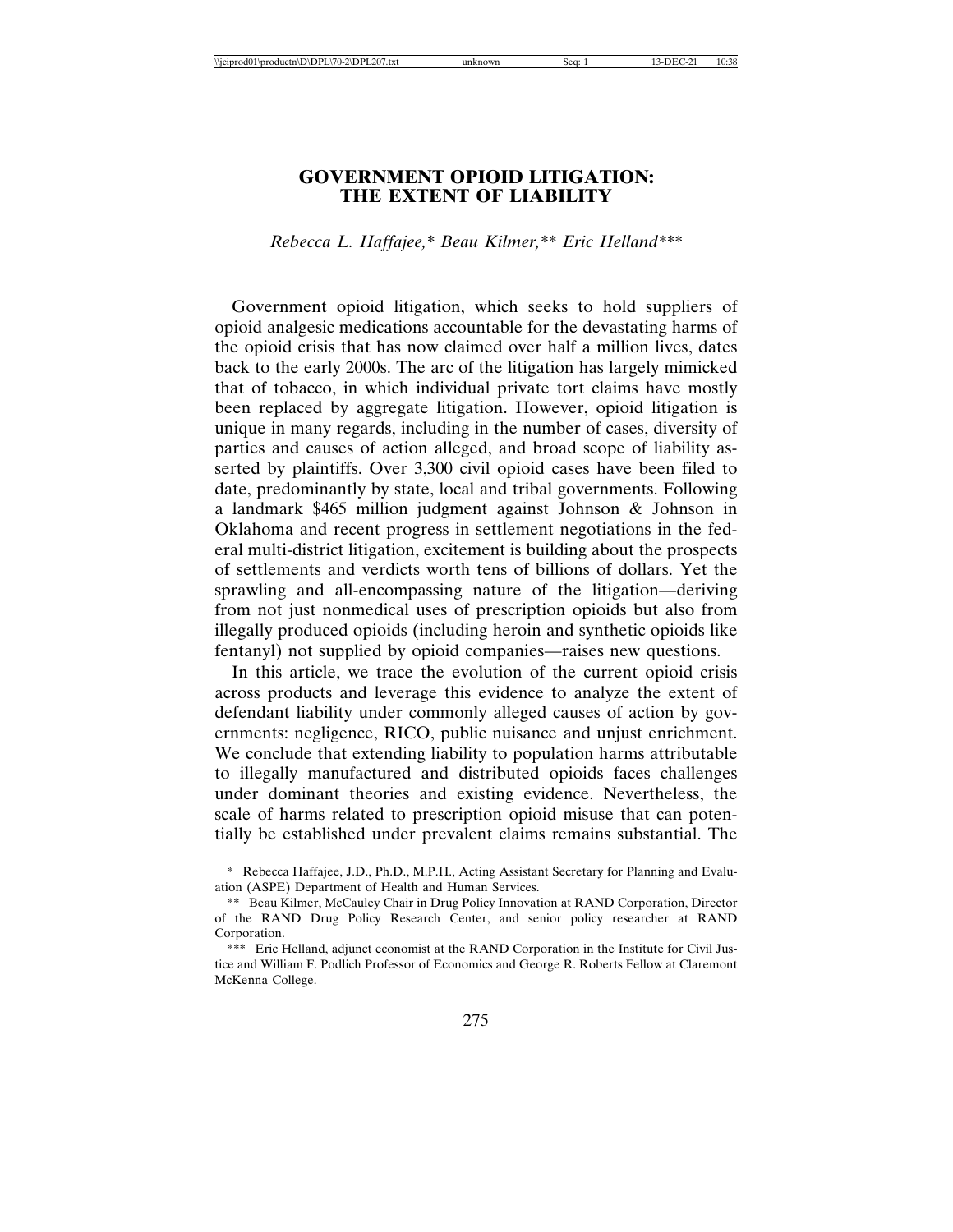# GOVERNMENT OPIOID LITIGATION: THE EXTENT OF LIABILITY

*Rebecca L. Haffajee,\* Beau Kilmer,\*\* Eric Helland\*\*\**

Government opioid litigation, which seeks to hold suppliers of opioid analgesic medications accountable for the devastating harms of the opioid crisis that has now claimed over half a million lives, dates back to the early 2000s. The arc of the litigation has largely mimicked that of tobacco, in which individual private tort claims have mostly been replaced by aggregate litigation. However, opioid litigation is unique in many regards, including in the number of cases, diversity of parties and causes of action alleged, and broad scope of liability asserted by plaintiffs. Over 3,300 civil opioid cases have been filed to date, predominantly by state, local and tribal governments. Following a landmark $465 million judgment against Johnson & Johnson in Oklahoma and recent progress in settlement negotiations in the federal multi-district litigation, excitement is building about the prospects of settlements and verdicts worth tens of billions of dollars. Yet the sprawling and all-encompassing nature of the litigation—deriving from not just nonmedical uses of prescription opioids but also from illegally produced opioids (including heroin and synthetic opioids like fentanyl) not supplied by opioid companies—raises new questions.

In this article, we trace the evolution of the current opioid crisis across products and leverage this evidence to analyze the extent of defendant liability under commonly alleged causes of action by governments: negligence, RICO, public nuisance and unjust enrichment. We conclude that extending liability to population harms attributable to illegally manufactured and distributed opioids faces challenges under dominant theories and existing evidence. Nevertheless, the scale of harms related to prescription opioid misuse that can potentially be established under prevalent claims remains substantial. The

---

\* Rebecca Haffajee, J.D., Ph.D., M.P.H., Acting Assistant Secretary for Planning and Evaluation (ASPE) Department of Health and Human Services.

\*\* Beau Kilmer, McCauley Chair in Drug Policy Innovation at RAND Corporation, Director of the RAND Drug Policy Research Center, and senior policy researcher at RAND Corporation.

\*\*\* Eric Helland, adjunct economist at the RAND Corporation in the Institute for Civil Justice and William F. Podlich Professor of Economics and George R. Roberts Fellow at Claremont McKenna College.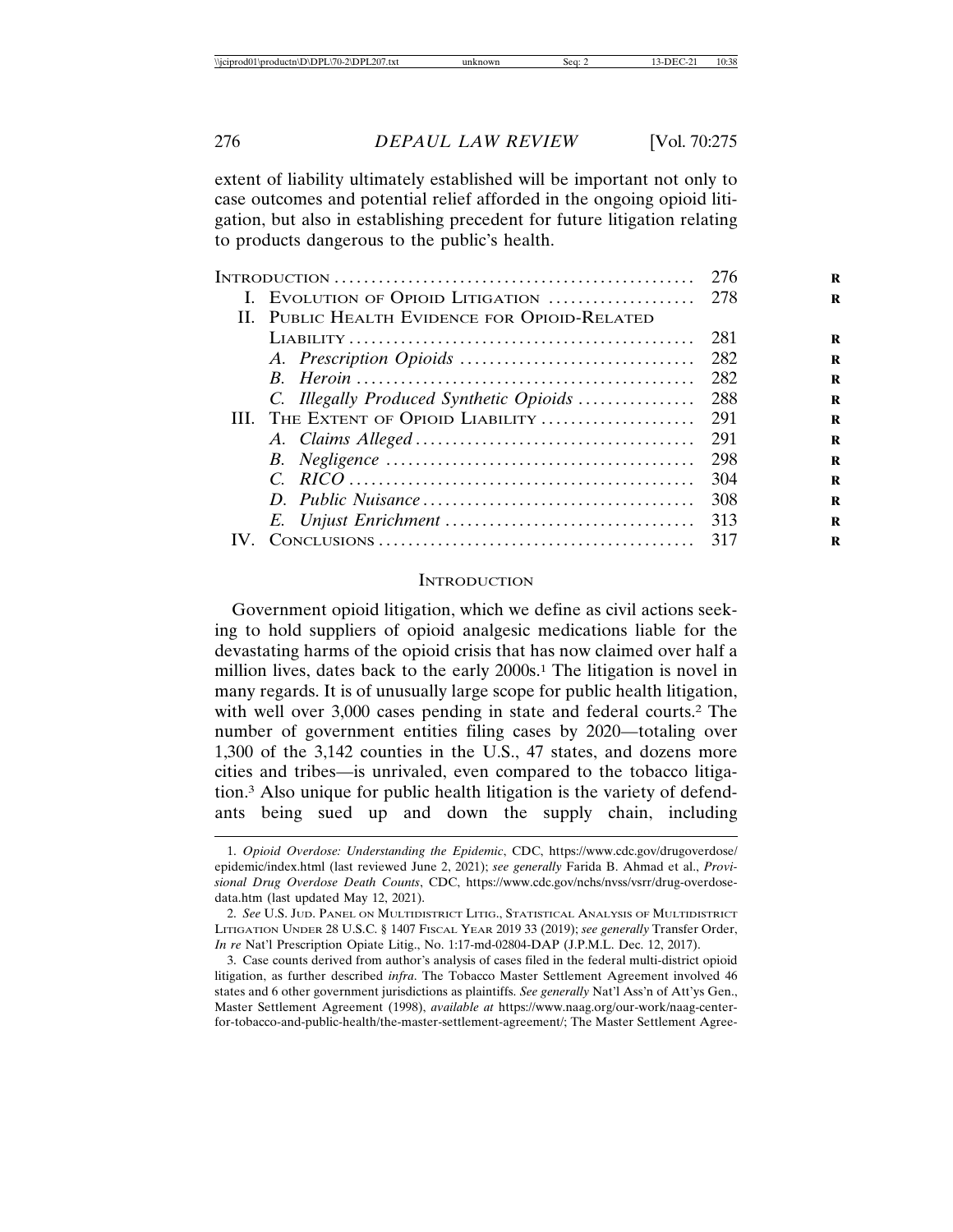extent of liability ultimately established will be important not only to case outcomes and potential relief afforded in the ongoing opioid litigation, but also in establishing precedent for future litigation relating to products dangerous to the public's health.

| | |
|---|---|
| INTRODUCTION | 276 |
| I. EVOLUTION OF OPIOID LITIGATION | 278 |
| II. PUBLIC HEALTH EVIDENCE FOR OPIOID-RELATED LIABILITY | 281 |
| *A. Prescription Opioids* | 282 |
| *B. Heroin* | 282 |
| *C. Illegally Produced Synthetic Opioids* | 288 |
| III. THE EXTENT OF OPIOID LIABILITY | 291 |
| *A. Claims Alleged* | 291 |
| *B. Negligence* | 298 |
| *C. RICO* | 304 |
| *D. Public Nuisance* | 308 |
| *E. Unjust Enrichment* | 313 |
| IV. CONCLUSIONS | 317 |

## INTRODUCTION

Government opioid litigation, which we define as civil actions seeking to hold suppliers of opioid analgesic medications liable for the devastating harms of the opioid crisis that has now claimed over half a million lives, dates back to the early 2000s.[1] The litigation is novel in many regards. It is of unusually large scope for public health litigation, with well over 3,000 cases pending in state and federal courts.[2] The number of government entities filing cases by 2020—totaling over 1,300 of the 3,142 counties in the U.S., 47 states, and dozens more cities and tribes—is unrivaled, even compared to the tobacco litigation.[3] Also unique for public health litigation is the variety of defendants being sued up and down the supply chain, including

1. *Opioid Overdose: Understanding the Epidemic*, CDC, https://www.cdc.gov/drugoverdose/epidemic/index.html (last reviewed June 2, 2021); *see generally* Farida B. Ahmad et al., *Provisional Drug Overdose Death Counts*, CDC, https://www.cdc.gov/nchs/nvss/vsrr/drug-overdose-data.htm (last updated May 12, 2021).

2. *See* U.S. JUD. PANEL ON MULTIDISTRICT LITIG., STATISTICAL ANALYSIS OF MULTIDISTRICT LITIGATION UNDER 28 U.S.C. § 1407 FISCAL YEAR 2019 33 (2019); *see generally* Transfer Order, *In re* Nat'l Prescription Opiate Litig., No. 1:17-md-02804-DAP (J.P.M.L. Dec. 12, 2017).

3. Case counts derived from author's analysis of cases filed in the federal multi-district opioid litigation, as further described *infra*. The Tobacco Master Settlement Agreement involved 46 states and 6 other government jurisdictions as plaintiffs. *See generally* Nat'l Ass'n of Att'ys Gen., Master Settlement Agreement (1998), *available at* https://www.naag.org/our-work/naag-center-for-tobacco-and-public-health/the-master-settlement-agreement/; The Master Settlement Agree-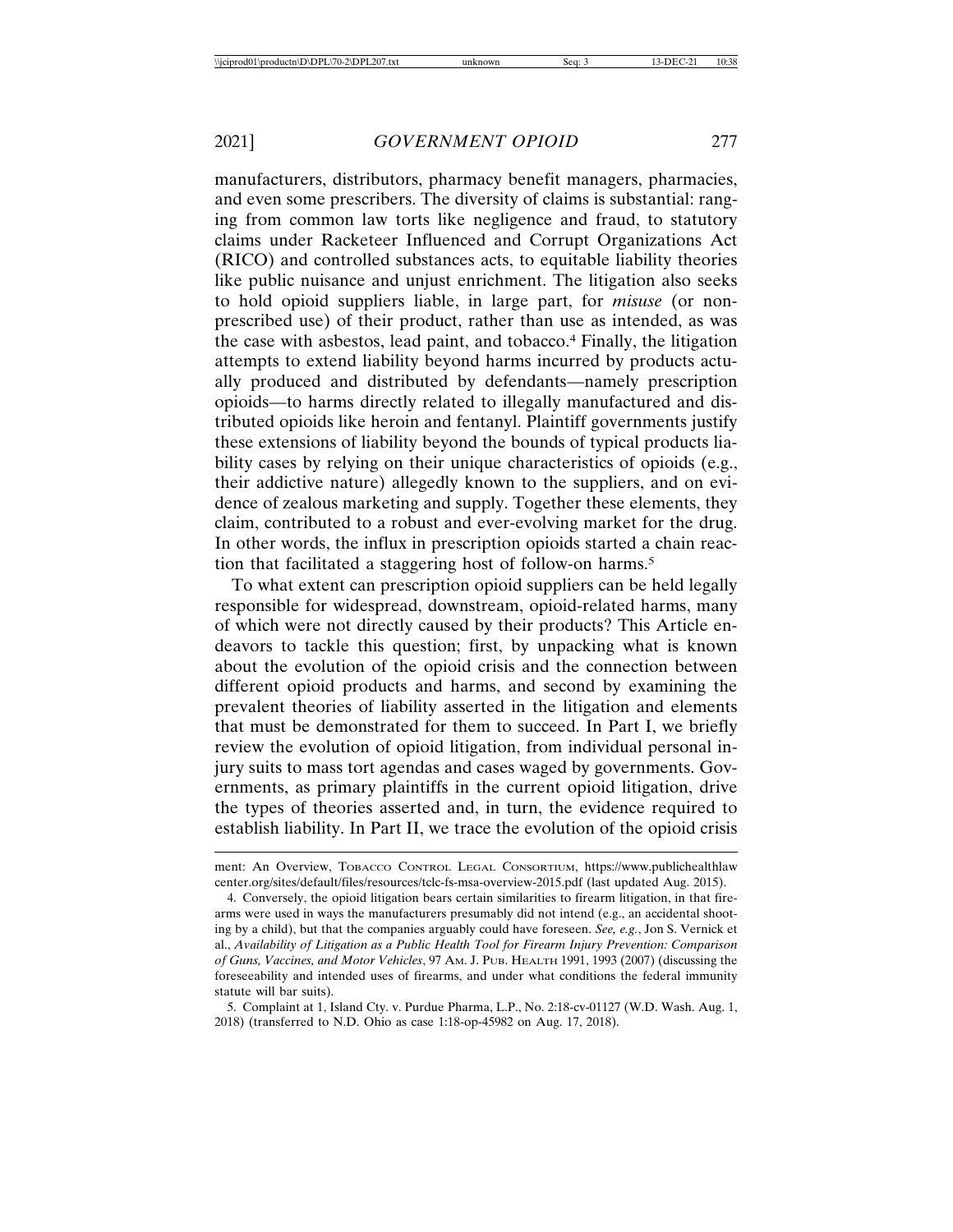manufacturers, distributors, pharmacy benefit managers, pharmacies, and even some prescribers. The diversity of claims is substantial: ranging from common law torts like negligence and fraud, to statutory claims under Racketeer Influenced and Corrupt Organizations Act (RICO) and controlled substances acts, to equitable liability theories like public nuisance and unjust enrichment. The litigation also seeks to hold opioid suppliers liable, in large part, for *misuse* (or non-prescribed use) of their product, rather than use as intended, as was the case with asbestos, lead paint, and tobacco.[4] Finally, the litigation attempts to extend liability beyond harms incurred by products actually produced and distributed by defendants—namely prescription opioids—to harms directly related to illegally manufactured and distributed opioids like heroin and fentanyl. Plaintiff governments justify these extensions of liability beyond the bounds of typical products liability cases by relying on their unique characteristics of opioids (e.g., their addictive nature) allegedly known to the suppliers, and on evidence of zealous marketing and supply. Together these elements, they claim, contributed to a robust and ever-evolving market for the drug. In other words, the influx in prescription opioids started a chain reaction that facilitated a staggering host of follow-on harms.[5]

To what extent can prescription opioid suppliers can be held legally responsible for widespread, downstream, opioid-related harms, many of which were not directly caused by their products? This Article endeavors to tackle this question; first, by unpacking what is known about the evolution of the opioid crisis and the connection between different opioid products and harms, and second by examining the prevalent theories of liability asserted in the litigation and elements that must be demonstrated for them to succeed. In Part I, we briefly review the evolution of opioid litigation, from individual personal injury suits to mass tort agendas and cases waged by governments. Governments, as primary plaintiffs in the current opioid litigation, drive the types of theories asserted and, in turn, the evidence required to establish liability. In Part II, we trace the evolution of the opioid crisis

---

ment: An Overview, TOBACCO CONTROL LEGAL CONSORTIUM, https://www.publichealthlawcenter.org/sites/default/files/resources/tclc-fs-msa-overview-2015.pdf (last updated Aug. 2015).

4. Conversely, the opioid litigation bears certain similarities to firearm litigation, in that firearms were used in ways the manufacturers presumably did not intend (e.g., an accidental shooting by a child), but that the companies arguably could have foreseen. *See, e.g.*, Jon S. Vernick et al., *Availability of Litigation as a Public Health Tool for Firearm Injury Prevention: Comparison of Guns, Vaccines, and Motor Vehicles*, 97 AM. J. PUB. HEALTH 1991, 1993 (2007) (discussing the foreseeability and intended uses of firearms, and under what conditions the federal immunity statute will bar suits).

5. Complaint at 1, Island Cty. v. Purdue Pharma, L.P., No. 2:18-cv-01127 (W.D. Wash. Aug. 1, 2018) (transferred to N.D. Ohio as case 1:18-op-45982 on Aug. 17, 2018).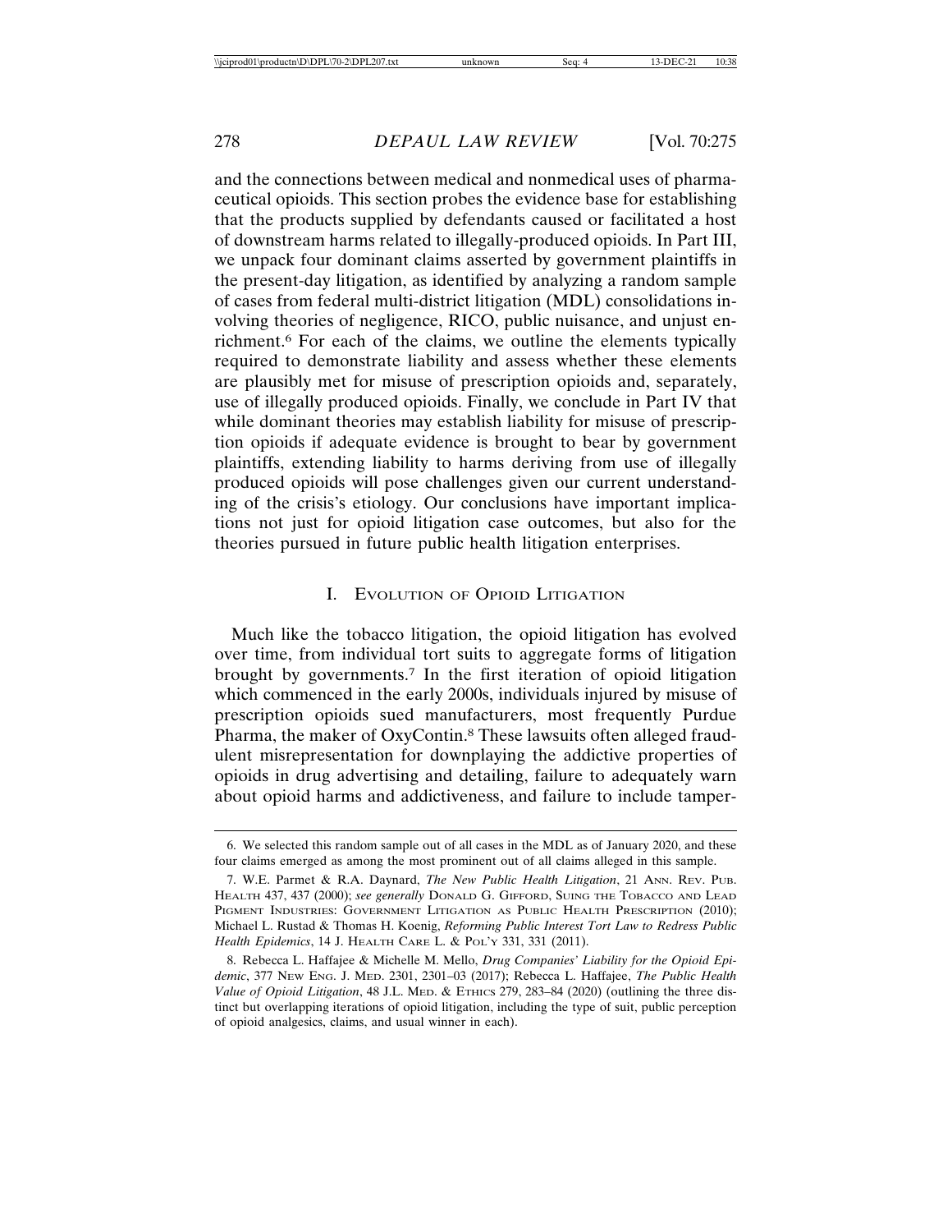and the connections between medical and nonmedical uses of pharmaceutical opioids. This section probes the evidence base for establishing that the products supplied by defendants caused or facilitated a host of downstream harms related to illegally-produced opioids. In Part III, we unpack four dominant claims asserted by government plaintiffs in the present-day litigation, as identified by analyzing a random sample of cases from federal multi-district litigation (MDL) consolidations involving theories of negligence, RICO, public nuisance, and unjust enrichment.[6] For each of the claims, we outline the elements typically required to demonstrate liability and assess whether these elements are plausibly met for misuse of prescription opioids and, separately, use of illegally produced opioids. Finally, we conclude in Part IV that while dominant theories may establish liability for misuse of prescription opioids if adequate evidence is brought to bear by government plaintiffs, extending liability to harms deriving from use of illegally produced opioids will pose challenges given our current understanding of the crisis's etiology. Our conclusions have important implications not just for opioid litigation case outcomes, but also for the theories pursued in future public health litigation enterprises.

## I. Evolution of Opioid Litigation

Much like the tobacco litigation, the opioid litigation has evolved over time, from individual tort suits to aggregate forms of litigation brought by governments.[7] In the first iteration of opioid litigation which commenced in the early 2000s, individuals injured by misuse of prescription opioids sued manufacturers, most frequently Purdue Pharma, the maker of OxyContin.[8] These lawsuits often alleged fraudulent misrepresentation for downplaying the addictive properties of opioids in drug advertising and detailing, failure to adequately warn about opioid harms and addictiveness, and failure to include tamper-

---

6. We selected this random sample out of all cases in the MDL as of January 2020, and these four claims emerged as among the most prominent out of all claims alleged in this sample.

7. W.E. Parmet & R.A. Daynard, *The New Public Health Litigation*, 21 Ann. Rev. Pub. Health 437, 437 (2000); *see generally* Donald G. Gifford, Suing the Tobacco and Lead Pigment Industries: Government Litigation as Public Health Prescription (2010); Michael L. Rustad & Thomas H. Koenig, *Reforming Public Interest Tort Law to Redress Public Health Epidemics*, 14 J. Health Care L. & Pol'y 331, 331 (2011).

8. Rebecca L. Haffajee & Michelle M. Mello, *Drug Companies' Liability for the Opioid Epidemic*, 377 New Eng. J. Med. 2301, 2301–03 (2017); Rebecca L. Haffajee, *The Public Health Value of Opioid Litigation*, 48 J.L. Med. & Ethics 279, 283–84 (2020) (outlining the three distinct but overlapping iterations of opioid litigation, including the type of suit, public perception of opioid analgesics, claims, and usual winner in each).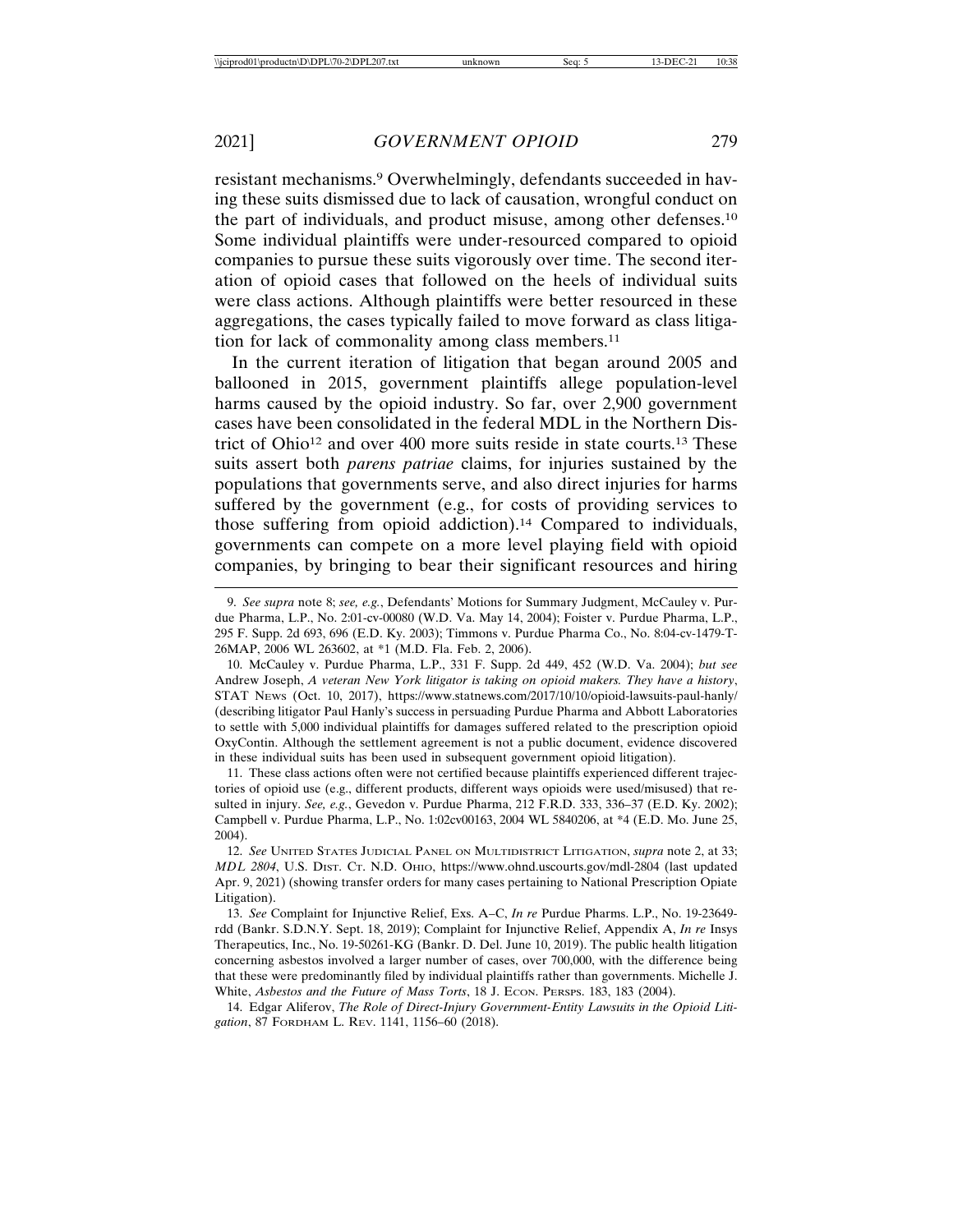resistant mechanisms.[9] Overwhelmingly, defendants succeeded in having these suits dismissed due to lack of causation, wrongful conduct on the part of individuals, and product misuse, among other defenses.[10] Some individual plaintiffs were under-resourced compared to opioid companies to pursue these suits vigorously over time. The second iteration of opioid cases that followed on the heels of individual suits were class actions. Although plaintiffs were better resourced in these aggregations, the cases typically failed to move forward as class litigation for lack of commonality among class members.[11]

In the current iteration of litigation that began around 2005 and ballooned in 2015, government plaintiffs allege population-level harms caused by the opioid industry. So far, over 2,900 government cases have been consolidated in the federal MDL in the Northern District of Ohio[12] and over 400 more suits reside in state courts.[13] These suits assert both *parens patriae* claims, for injuries sustained by the populations that governments serve, and also direct injuries for harms suffered by the government (e.g., for costs of providing services to those suffering from opioid addiction).[14] Compared to individuals, governments can compete on a more level playing field with opioid companies, by bringing to bear their significant resources and hiring

---

9. *See supra* note 8; *see, e.g.*, Defendants' Motions for Summary Judgment, McCauley v. Purdue Pharma, L.P., No. 2:01-cv-00080 (W.D. Va. May 14, 2004); Foister v. Purdue Pharma, L.P., 295 F. Supp. 2d 693, 696 (E.D. Ky. 2003); Timmons v. Purdue Pharma Co., No. 8:04-cv-1479-T-26MAP, 2006 WL 263602, at *1 (M.D. Fla. Feb. 2, 2006).

10. McCauley v. Purdue Pharma, L.P., 331 F. Supp. 2d 449, 452 (W.D. Va. 2004); *but see* Andrew Joseph, *A veteran New York litigator is taking on opioid makers. They have a history*, STAT NEWS (Oct. 10, 2017), https://www.statnews.com/2017/10/10/opioid-lawsuits-paul-hanly/ (describing litigator Paul Hanly's success in persuading Purdue Pharma and Abbott Laboratories to settle with 5,000 individual plaintiffs for damages suffered related to the prescription opioid OxyContin. Although the settlement agreement is not a public document, evidence discovered in these individual suits has been used in subsequent government opioid litigation).

11. These class actions often were not certified because plaintiffs experienced different trajectories of opioid use (e.g., different products, different ways opioids were used/misused) that resulted in injury. *See, e.g.*, Gevedon v. Purdue Pharma, 212 F.R.D. 333, 336–37 (E.D. Ky. 2002); Campbell v. Purdue Pharma, L.P., No. 1:02cv00163, 2004 WL 5840206, at *4 (E.D. Mo. June 25, 2004).

12. *See* UNITED STATES JUDICIAL PANEL ON MULTIDISTRICT LITIGATION, *supra* note 2, at 33; *MDL 2804*, U.S. DIST. CT. N.D. OHIO, https://www.ohnd.uscourts.gov/mdl-2804 (last updated Apr. 9, 2021) (showing transfer orders for many cases pertaining to National Prescription Opiate Litigation).

13. *See* Complaint for Injunctive Relief, Exs. A–C, *In re* Purdue Pharms. L.P., No. 19-23649-rdd (Bankr. S.D.N.Y. Sept. 18, 2019); Complaint for Injunctive Relief, Appendix A, *In re* Insys Therapeutics, Inc., No. 19-50261-KG (Bankr. D. Del. June 10, 2019). The public health litigation concerning asbestos involved a larger number of cases, over 700,000, with the difference being that these were predominantly filed by individual plaintiffs rather than governments. Michelle J. White, *Asbestos and the Future of Mass Torts*, 18 J. ECON. PERSPS. 183, 183 (2004).

14. Edgar Aliferov, *The Role of Direct-Injury Government-Entity Lawsuits in the Opioid Litigation*, 87 FORDHAM L. REV. 1141, 1156–60 (2018).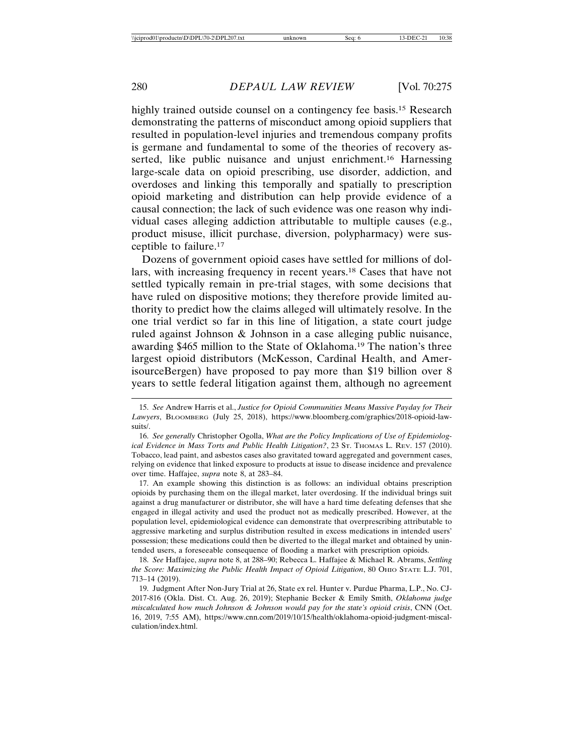highly trained outside counsel on a contingency fee basis.[15] Research demonstrating the patterns of misconduct among opioid suppliers that resulted in population-level injuries and tremendous company profits is germane and fundamental to some of the theories of recovery asserted, like public nuisance and unjust enrichment.[16] Harnessing large-scale data on opioid prescribing, use disorder, addiction, and overdoses and linking this temporally and spatially to prescription opioid marketing and distribution can help provide evidence of a causal connection; the lack of such evidence was one reason why individual cases alleging addiction attributable to multiple causes (e.g., product misuse, illicit purchase, diversion, polypharmacy) were susceptible to failure.[17]

Dozens of government opioid cases have settled for millions of dollars, with increasing frequency in recent years.[18] Cases that have not settled typically remain in pre-trial stages, with some decisions that have ruled on dispositive motions; they therefore provide limited authority to predict how the claims alleged will ultimately resolve. In the one trial verdict so far in this line of litigation, a state court judge ruled against Johnson & Johnson in a case alleging public nuisance, awarding $465 million to the State of Oklahoma.[19] The nation's three largest opioid distributors (McKesson, Cardinal Health, and AmerisourceBergen) have proposed to pay more than $19 billion over 8 years to settle federal litigation against them, although no agreement

15. *See* Andrew Harris et al., *Justice for Opioid Communities Means Massive Payday for Their Lawyers*, BLOOMBERG (July 25, 2018), https://www.bloomberg.com/graphics/2018-opioid-lawsuits/.

16. *See generally* Christopher Ogolla, *What are the Policy Implications of Use of Epidemiological Evidence in Mass Torts and Public Health Litigation?*, 23 ST. THOMAS L. REV. 157 (2010). Tobacco, lead paint, and asbestos cases also gravitated toward aggregated and government cases, relying on evidence that linked exposure to products at issue to disease incidence and prevalence over time. Haffajee, *supra* note 8, at 283–84.

17. An example showing this distinction is as follows: an individual obtains prescription opioids by purchasing them on the illegal market, later overdosing. If the individual brings suit against a drug manufacturer or distributor, she will have a hard time defeating defenses that she engaged in illegal activity and used the product not as medically prescribed. However, at the population level, epidemiological evidence can demonstrate that overprescribing attributable to aggressive marketing and surplus distribution resulted in excess medications in intended users' possession; these medications could then be diverted to the illegal market and obtained by unintended users, a foreseeable consequence of flooding a market with prescription opioids.

18. *See* Haffajee, *supra* note 8, at 288–90; Rebecca L. Haffajee & Michael R. Abrams, *Settling the Score: Maximizing the Public Health Impact of Opioid Litigation*, 80 OHIO STATE L.J. 701, 713–14 (2019).

19. Judgment After Non-Jury Trial at 26, State ex rel. Hunter v. Purdue Pharma, L.P., No. CJ-2017-816 (Okla. Dist. Ct. Aug. 26, 2019); Stephanie Becker & Emily Smith, *Oklahoma judge miscalculated how much Johnson & Johnson would pay for the state's opioid crisis*, CNN (Oct. 16, 2019, 7:55 AM), https://www.cnn.com/2019/10/15/health/oklahoma-opioid-judgment-miscalculation/index.html.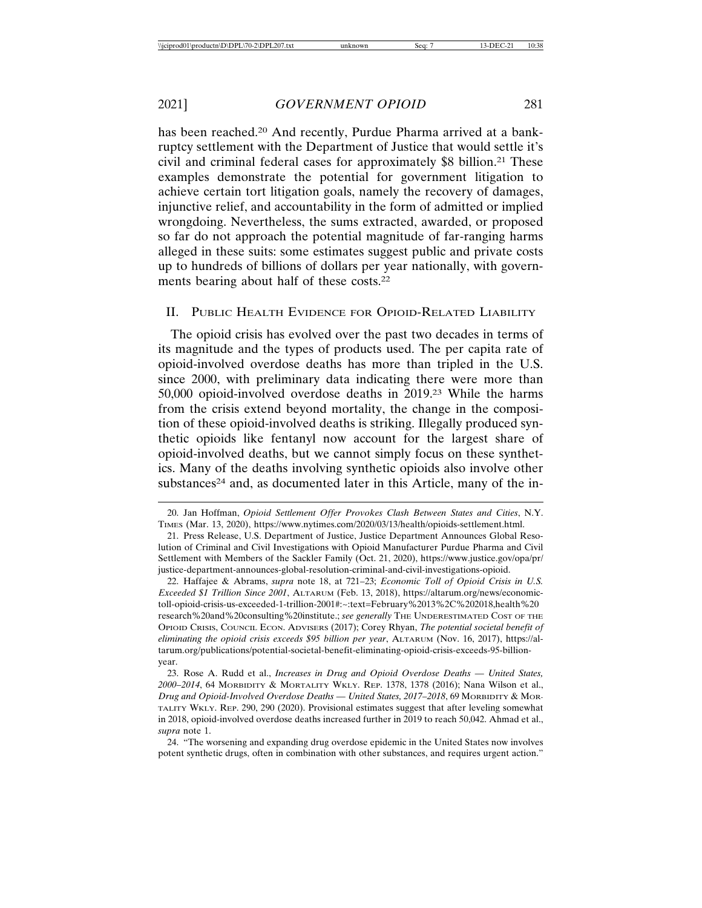has been reached.[20] And recently, Purdue Pharma arrived at a bankruptcy settlement with the Department of Justice that would settle it's civil and criminal federal cases for approximately $8 billion.[21] These examples demonstrate the potential for government litigation to achieve certain tort litigation goals, namely the recovery of damages, injunctive relief, and accountability in the form of admitted or implied wrongdoing. Nevertheless, the sums extracted, awarded, or proposed so far do not approach the potential magnitude of far-ranging harms alleged in these suits: some estimates suggest public and private costs up to hundreds of billions of dollars per year nationally, with governments bearing about half of these costs.[22]

## II. Public Health Evidence for Opioid-Related Liability

The opioid crisis has evolved over the past two decades in terms of its magnitude and the types of products used. The per capita rate of opioid-involved overdose deaths has more than tripled in the U.S. since 2000, with preliminary data indicating there were more than 50,000 opioid-involved overdose deaths in 2019.[23] While the harms from the crisis extend beyond mortality, the change in the composition of these opioid-involved deaths is striking. Illegally produced synthetic opioids like fentanyl now account for the largest share of opioid-involved deaths, but we cannot simply focus on these synthetics. Many of the deaths involving synthetic opioids also involve other substances[24] and, as documented later in this Article, many of the in-

---

20. Jan Hoffman, *Opioid Settlement Offer Provokes Clash Between States and Cities*, N.Y. Times (Mar. 13, 2020), https://www.nytimes.com/2020/03/13/health/opioids-settlement.html.

21. Press Release, U.S. Department of Justice, Justice Department Announces Global Resolution of Criminal and Civil Investigations with Opioid Manufacturer Purdue Pharma and Civil Settlement with Members of the Sackler Family (Oct. 21, 2020), https://www.justice.gov/opa/pr/justice-department-announces-global-resolution-criminal-and-civil-investigations-opioid.

22. Haffajee & Abrams, *supra* note 18, at 721–23; *Economic Toll of Opioid Crisis in U.S. Exceeded $1 Trillion Since 2001*, Altarum (Feb. 13, 2018), https://altarum.org/news/economic-toll-opioid-crisis-us-exceeded-1-trillion-2001#:~:text=February%2013%2C%202018,health%20research%20and%20consulting%20institute.; *see generally* The Underestimated Cost of the Opioid Crisis, Council Econ. Advisers (2017); Corey Rhyan, *The potential societal benefit of eliminating the opioid crisis exceeds $95 billion per year*, Altarum (Nov. 16, 2017), https://altarum.org/publications/potential-societal-benefit-eliminating-opioid-crisis-exceeds-95-billion-year.

23. Rose A. Rudd et al., *Increases in Drug and Opioid Overdose Deaths — United States, 2000–2014*, 64 Morbidity & Mortality Wkly. Rep. 1378, 1378 (2016); Nana Wilson et al., *Drug and Opioid-Involved Overdose Deaths — United States, 2017–2018*, 69 Morbidity & Mortality Wkly. Rep. 290, 290 (2020). Provisional estimates suggest that after leveling somewhat in 2018, opioid-involved overdose deaths increased further in 2019 to reach 50,042. Ahmad et al., *supra* note 1.

24. "The worsening and expanding drug overdose epidemic in the United States now involves potent synthetic drugs, often in combination with other substances, and requires urgent action."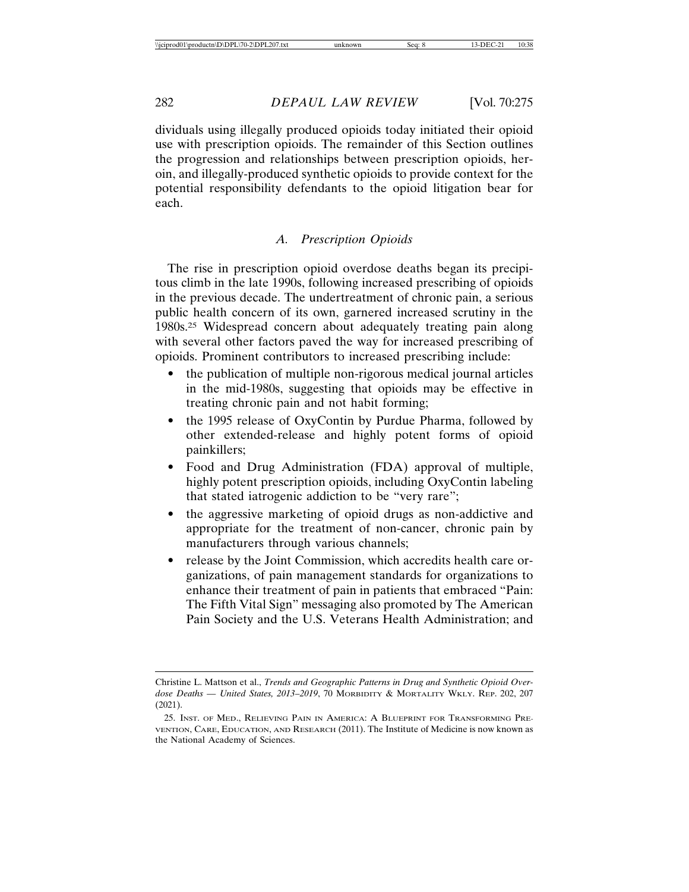dividuals using illegally produced opioids today initiated their opioid use with prescription opioids. The remainder of this Section outlines the progression and relationships between prescription opioids, heroin, and illegally-produced synthetic opioids to provide context for the potential responsibility defendants to the opioid litigation bear for each.

### *A. Prescription Opioids*

The rise in prescription opioid overdose deaths began its precipitous climb in the late 1990s, following increased prescribing of opioids in the previous decade. The undertreatment of chronic pain, a serious public health concern of its own, garnered increased scrutiny in the 1980s.[25] Widespread concern about adequately treating pain along with several other factors paved the way for increased prescribing of opioids. Prominent contributors to increased prescribing include:

- the publication of multiple non-rigorous medical journal articles in the mid-1980s, suggesting that opioids may be effective in treating chronic pain and not habit forming;
- the 1995 release of OxyContin by Purdue Pharma, followed by other extended-release and highly potent forms of opioid painkillers;
- Food and Drug Administration (FDA) approval of multiple, highly potent prescription opioids, including OxyContin labeling that stated iatrogenic addiction to be "very rare";
- the aggressive marketing of opioid drugs as non-addictive and appropriate for the treatment of non-cancer, chronic pain by manufacturers through various channels;
- release by the Joint Commission, which accredits health care organizations, of pain management standards for organizations to enhance their treatment of pain in patients that embraced "Pain: The Fifth Vital Sign" messaging also promoted by The American Pain Society and the U.S. Veterans Health Administration; and

---

Christine L. Mattson et al., *Trends and Geographic Patterns in Drug and Synthetic Opioid Overdose Deaths — United States, 2013–2019*, 70 Morbidity & Mortality Wkly. Rep. 202, 207 (2021).

25. Inst. of Med., Relieving Pain in America: A Blueprint for Transforming Prevention, Care, Education, and Research (2011). The Institute of Medicine is now known as the National Academy of Sciences.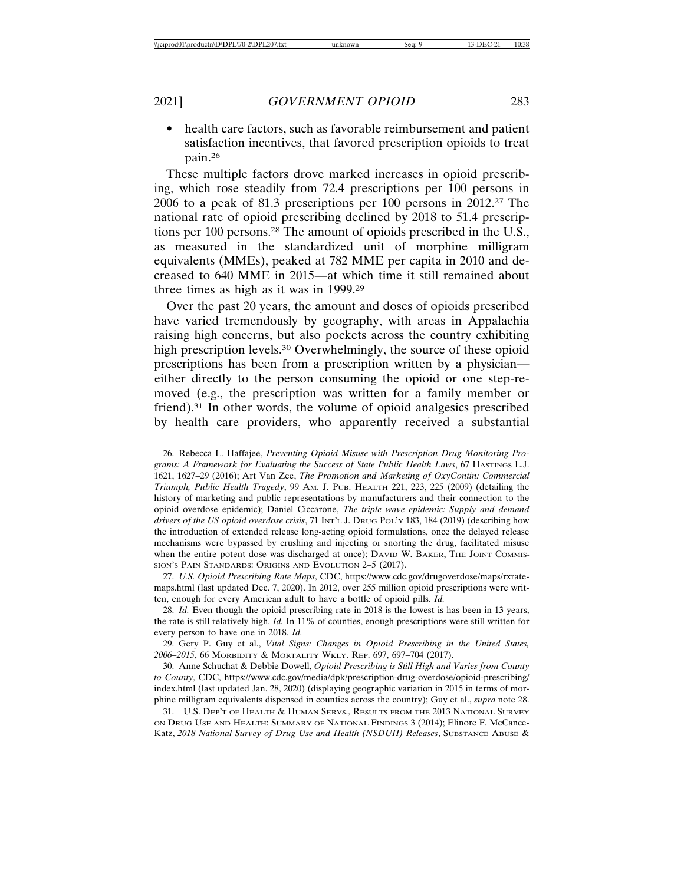- health care factors, such as favorable reimbursement and patient satisfaction incentives, that favored prescription opioids to treat pain.[26]

These multiple factors drove marked increases in opioid prescribing, which rose steadily from 72.4 prescriptions per 100 persons in 2006 to a peak of 81.3 prescriptions per 100 persons in 2012.[27] The national rate of opioid prescribing declined by 2018 to 51.4 prescriptions per 100 persons.[28] The amount of opioids prescribed in the U.S., as measured in the standardized unit of morphine milligram equivalents (MMEs), peaked at 782 MME per capita in 2010 and decreased to 640 MME in 2015—at which time it still remained about three times as high as it was in 1999.[29]

Over the past 20 years, the amount and doses of opioids prescribed have varied tremendously by geography, with areas in Appalachia raising high concerns, but also pockets across the country exhibiting high prescription levels.[30] Overwhelmingly, the source of these opioid prescriptions has been from a prescription written by a physician—either directly to the person consuming the opioid or one step-removed (e.g., the prescription was written for a family member or friend).[31] In other words, the volume of opioid analgesics prescribed by health care providers, who apparently received a substantial

---

26. Rebecca L. Haffajee, *Preventing Opioid Misuse with Prescription Drug Monitoring Programs: A Framework for Evaluating the Success of State Public Health Laws*, 67 Hastings L.J. 1621, 1627–29 (2016); Art Van Zee, *The Promotion and Marketing of OxyContin: Commercial Triumph, Public Health Tragedy*, 99 Am. J. Pub. Health 221, 223, 225 (2009) (detailing the history of marketing and public representations by manufacturers and their connection to the opioid overdose epidemic); Daniel Ciccarone, *The triple wave epidemic: Supply and demand drivers of the US opioid overdose crisis*, 71 Int'l J. Drug Pol'y 183, 184 (2019) (describing how the introduction of extended release long-acting opioid formulations, once the delayed release mechanisms were bypassed by crushing and injecting or snorting the drug, facilitated misuse when the entire potent dose was discharged at once); David W. Baker, The Joint Commission's Pain Standards: Origins and Evolution 2–5 (2017).

27. *U.S. Opioid Prescribing Rate Maps*, CDC, https://www.cdc.gov/drugoverdose/maps/rxrate-maps.html (last updated Dec. 7, 2020). In 2012, over 255 million opioid prescriptions were written, enough for every American adult to have a bottle of opioid pills. *Id.*

28. *Id.* Even though the opioid prescribing rate in 2018 is the lowest is has been in 13 years, the rate is still relatively high. *Id.* In 11% of counties, enough prescriptions were still written for every person to have one in 2018. *Id.*

29. Gery P. Guy et al., *Vital Signs: Changes in Opioid Prescribing in the United States, 2006–2015*, 66 Morbidity & Mortality Wkly. Rep. 697, 697–704 (2017).

30. Anne Schuchat & Debbie Dowell, *Opioid Prescribing is Still High and Varies from County to County*, CDC, https://www.cdc.gov/media/dpk/prescription-drug-overdose/opioid-prescribing/index.html (last updated Jan. 28, 2020) (displaying geographic variation in 2015 in terms of morphine milligram equivalents dispensed in counties across the country); Guy et al., *supra* note 28.

31. U.S. Dep't of Health & Human Servs., Results from the 2013 National Survey on Drug Use and Health: Summary of National Findings 3 (2014); Elinore F. McCance-Katz, *2018 National Survey of Drug Use and Health (NSDUH) Releases*, Substance Abuse &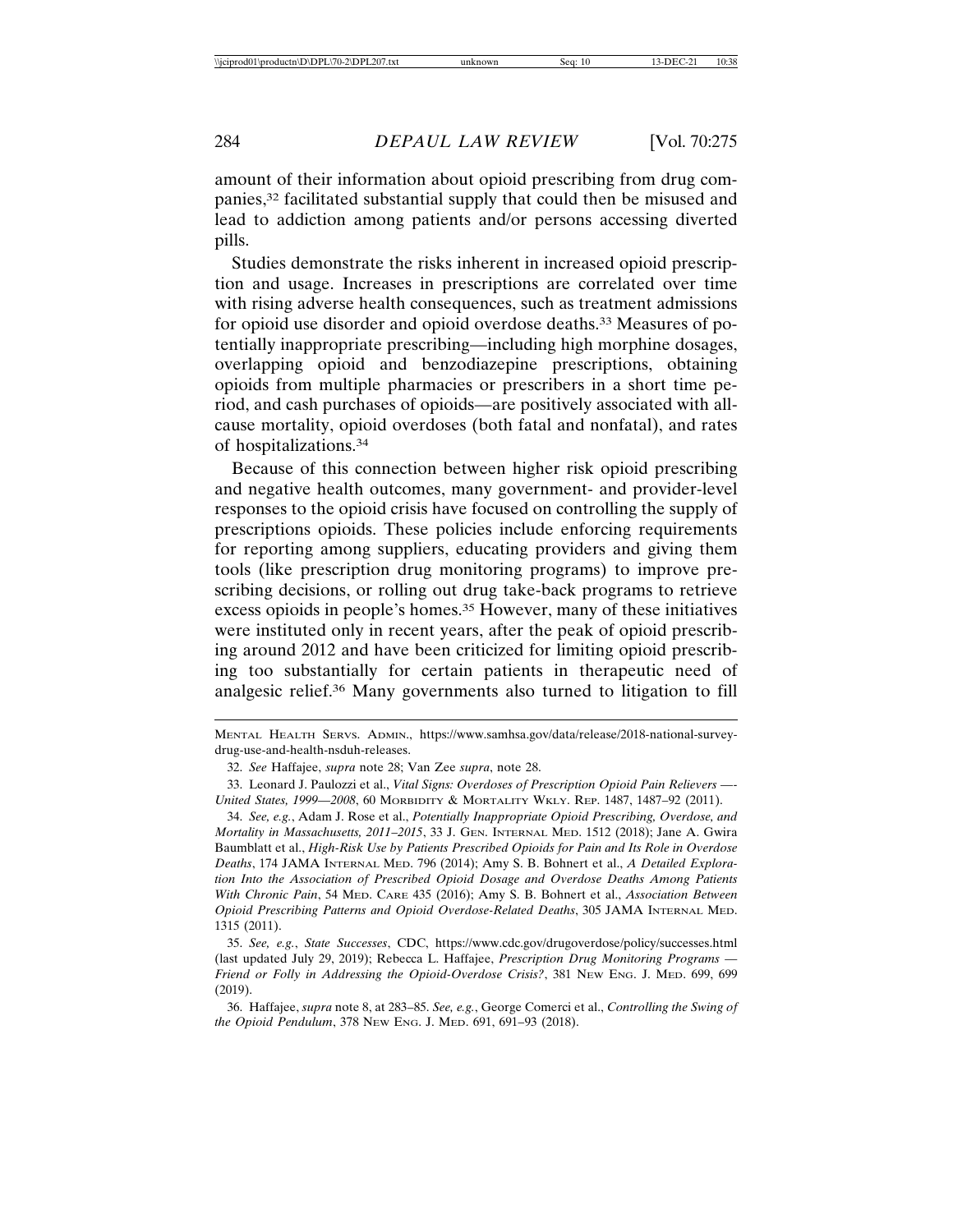amount of their information about opioid prescribing from drug companies,[32] facilitated substantial supply that could then be misused and lead to addiction among patients and/or persons accessing diverted pills.

Studies demonstrate the risks inherent in increased opioid prescription and usage. Increases in prescriptions are correlated over time with rising adverse health consequences, such as treatment admissions for opioid use disorder and opioid overdose deaths.[33] Measures of potentially inappropriate prescribing—including high morphine dosages, overlapping opioid and benzodiazepine prescriptions, obtaining opioids from multiple pharmacies or prescribers in a short time period, and cash purchases of opioids—are positively associated with all-cause mortality, opioid overdoses (both fatal and nonfatal), and rates of hospitalizations.[34]

Because of this connection between higher risk opioid prescribing and negative health outcomes, many government- and provider-level responses to the opioid crisis have focused on controlling the supply of prescriptions opioids. These policies include enforcing requirements for reporting among suppliers, educating providers and giving them tools (like prescription drug monitoring programs) to improve prescribing decisions, or rolling out drug take-back programs to retrieve excess opioids in people's homes.[35] However, many of these initiatives were instituted only in recent years, after the peak of opioid prescribing around 2012 and have been criticized for limiting opioid prescribing too substantially for certain patients in therapeutic need of analgesic relief.[36] Many governments also turned to litigation to fill

---

MENTAL HEALTH SERVS. ADMIN., https://www.samhsa.gov/data/release/2018-national-survey-drug-use-and-health-nsduh-releases.

32. *See* Haffajee, *supra* note 28; Van Zee *supra*, note 28.

33. Leonard J. Paulozzi et al., *Vital Signs: Overdoses of Prescription Opioid Pain Relievers —- United States, 1999—2008*, 60 MORBIDITY & MORTALITY WKLY. REP. 1487, 1487–92 (2011).

34. *See, e.g.*, Adam J. Rose et al., *Potentially Inappropriate Opioid Prescribing, Overdose, and Mortality in Massachusetts, 2011–2015*, 33 J. GEN. INTERNAL MED. 1512 (2018); Jane A. Gwira Baumblatt et al., *High-Risk Use by Patients Prescribed Opioids for Pain and Its Role in Overdose Deaths*, 174 JAMA INTERNAL MED. 796 (2014); Amy S. B. Bohnert et al., *A Detailed Exploration Into the Association of Prescribed Opioid Dosage and Overdose Deaths Among Patients With Chronic Pain*, 54 MED. CARE 435 (2016); Amy S. B. Bohnert et al., *Association Between Opioid Prescribing Patterns and Opioid Overdose-Related Deaths*, 305 JAMA INTERNAL MED. 1315 (2011).

35. *See, e.g.*, *State Successes*, CDC, https://www.cdc.gov/drugoverdose/policy/successes.html (last updated July 29, 2019); Rebecca L. Haffajee, *Prescription Drug Monitoring Programs — Friend or Folly in Addressing the Opioid-Overdose Crisis?*, 381 NEW ENG. J. MED. 699, 699 (2019).

36. Haffajee, *supra* note 8, at 283–85. *See, e.g.*, George Comerci et al., *Controlling the Swing of the Opioid Pendulum*, 378 NEW ENG. J. MED. 691, 691–93 (2018).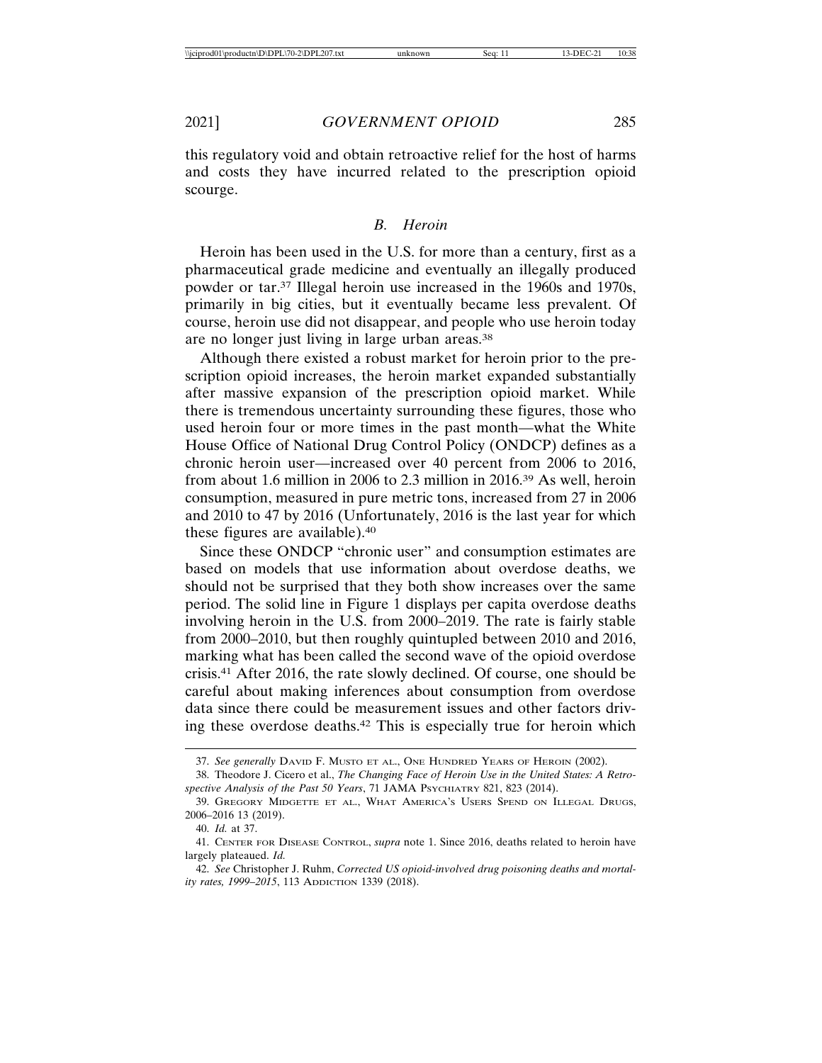this regulatory void and obtain retroactive relief for the host of harms and costs they have incurred related to the prescription opioid scourge.

### *B. Heroin*

Heroin has been used in the U.S. for more than a century, first as a pharmaceutical grade medicine and eventually an illegally produced powder or tar.[37] Illegal heroin use increased in the 1960s and 1970s, primarily in big cities, but it eventually became less prevalent. Of course, heroin use did not disappear, and people who use heroin today are no longer just living in large urban areas.[38]

Although there existed a robust market for heroin prior to the prescription opioid increases, the heroin market expanded substantially after massive expansion of the prescription opioid market. While there is tremendous uncertainty surrounding these figures, those who used heroin four or more times in the past month—what the White House Office of National Drug Control Policy (ONDCP) defines as a chronic heroin user—increased over 40 percent from 2006 to 2016, from about 1.6 million in 2006 to 2.3 million in 2016.[39] As well, heroin consumption, measured in pure metric tons, increased from 27 in 2006 and 2010 to 47 by 2016 (Unfortunately, 2016 is the last year for which these figures are available).[40]

Since these ONDCP "chronic user" and consumption estimates are based on models that use information about overdose deaths, we should not be surprised that they both show increases over the same period. The solid line in Figure 1 displays per capita overdose deaths involving heroin in the U.S. from 2000–2019. The rate is fairly stable from 2000–2010, but then roughly quintupled between 2010 and 2016, marking what has been called the second wave of the opioid overdose crisis.[41] After 2016, the rate slowly declined. Of course, one should be careful about making inferences about consumption from overdose data since there could be measurement issues and other factors driving these overdose deaths.[42] This is especially true for heroin which

---

37. *See generally* David F. Musto et al., One Hundred Years of Heroin (2002).

38. Theodore J. Cicero et al., *The Changing Face of Heroin Use in the United States: A Retrospective Analysis of the Past 50 Years*, 71 JAMA Psychiatry 821, 823 (2014).

39. Gregory Midgette et al., What America's Users Spend on Illegal Drugs, 2006–2016 13 (2019).

40. *Id.* at 37.

41. Center for Disease Control, *supra* note 1. Since 2016, deaths related to heroin have largely plateaued. *Id.*

42. *See* Christopher J. Ruhm, *Corrected US opioid-involved drug poisoning deaths and mortality rates, 1999–2015*, 113 Addiction 1339 (2018).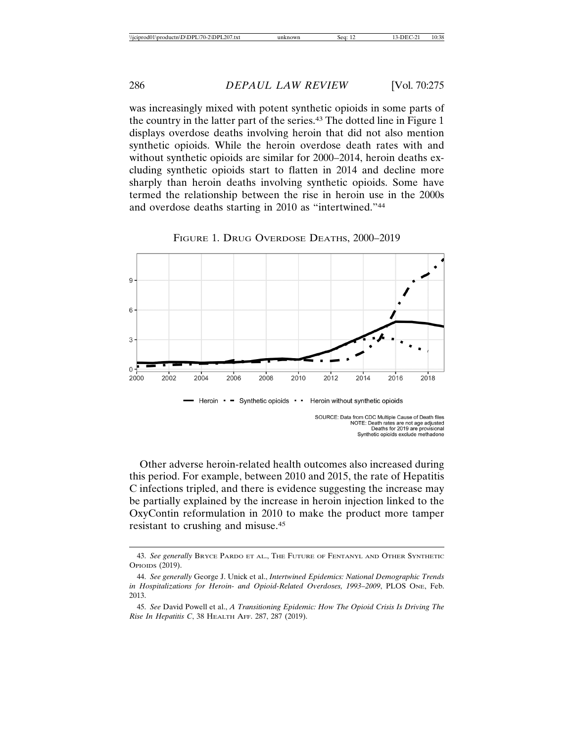was increasingly mixed with potent synthetic opioids in some parts of the country in the latter part of the series.[43] The dotted line in Figure 1 displays overdose deaths involving heroin that did not also mention synthetic opioids. While the heroin overdose death rates with and without synthetic opioids are similar for 2000–2014, heroin deaths excluding synthetic opioids start to flatten in 2014 and decline more sharply than heroin deaths involving synthetic opioids. Some have termed the relationship between the rise in heroin use in the 2000s and overdose deaths starting in 2010 as "intertwined."[44]

FIGURE 1. DRUG OVERDOSE DEATHS, 2000–2019

Heroin · Synthetic opioids · Heroin without synthetic opioids

SOURCE: Data from CDC Multiple Cause of Death files
NOTE: Death rates are not age adjusted
Deaths for 2019 are provisional
Synthetic opioids exclude methadone

Other adverse heroin-related health outcomes also increased during this period. For example, between 2010 and 2015, the rate of Hepatitis C infections tripled, and there is evidence suggesting the increase may be partially explained by the increase in heroin injection linked to the OxyContin reformulation in 2010 to make the product more tamper resistant to crushing and misuse.[45]

---

43. *See generally* BRYCE PARDO ET AL., THE FUTURE OF FENTANYL AND OTHER SYNTHETIC OPIOIDS (2019).

44. *See generally* George J. Unick et al., *Intertwined Epidemics: National Demographic Trends in Hospitalizations for Heroin- and Opioid-Related Overdoses, 1993–2009*, PLOS ONE, Feb. 2013.

45. *See* David Powell et al., *A Transitioning Epidemic: How The Opioid Crisis Is Driving The Rise In Hepatitis C*, 38 HEALTH AFF. 287, 287 (2019).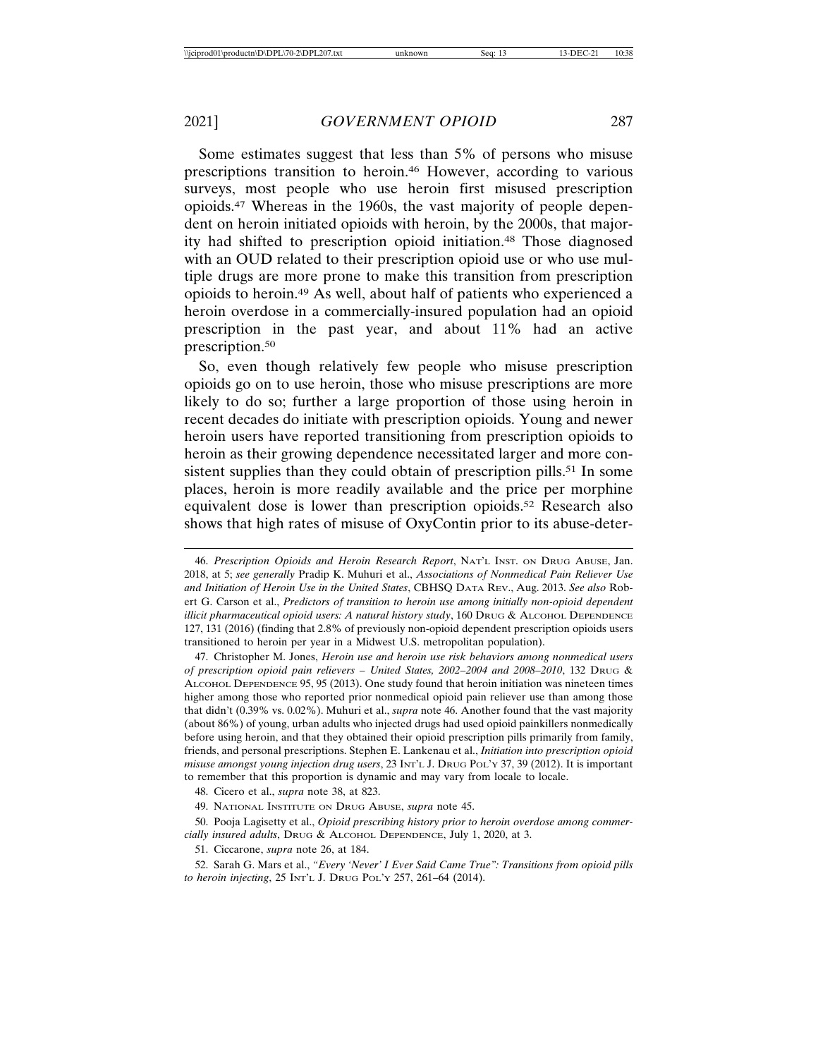Some estimates suggest that less than 5% of persons who misuse prescriptions transition to heroin.[46] However, according to various surveys, most people who use heroin first misused prescription opioids.[47] Whereas in the 1960s, the vast majority of people dependent on heroin initiated opioids with heroin, by the 2000s, that majority had shifted to prescription opioid initiation.[48] Those diagnosed with an OUD related to their prescription opioid use or who use multiple drugs are more prone to make this transition from prescription opioids to heroin.[49] As well, about half of patients who experienced a heroin overdose in a commercially-insured population had an opioid prescription in the past year, and about 11% had an active prescription.[50]

So, even though relatively few people who misuse prescription opioids go on to use heroin, those who misuse prescriptions are more likely to do so; further a large proportion of those using heroin in recent decades do initiate with prescription opioids. Young and newer heroin users have reported transitioning from prescription opioids to heroin as their growing dependence necessitated larger and more consistent supplies than they could obtain of prescription pills.[51] In some places, heroin is more readily available and the price per morphine equivalent dose is lower than prescription opioids.[52] Research also shows that high rates of misuse of OxyContin prior to its abuse-deter-

---

46. *Prescription Opioids and Heroin Research Report*, NAT'L INST. ON DRUG ABUSE, Jan. 2018, at 5; *see generally* Pradip K. Muhuri et al., *Associations of Nonmedical Pain Reliever Use and Initiation of Heroin Use in the United States*, CBHSQ DATA REV., Aug. 2013. *See also* Robert G. Carson et al., *Predictors of transition to heroin use among initially non-opioid dependent illicit pharmaceutical opioid users: A natural history study*, 160 DRUG & ALCOHOL DEPENDENCE 127, 131 (2016) (finding that 2.8% of previously non-opioid dependent prescription opioids users transitioned to heroin per year in a Midwest U.S. metropolitan population).

47. Christopher M. Jones, *Heroin use and heroin use risk behaviors among nonmedical users of prescription opioid pain relievers – United States, 2002–2004 and 2008–2010*, 132 DRUG & ALCOHOL DEPENDENCE 95, 95 (2013). One study found that heroin initiation was nineteen times higher among those who reported prior nonmedical opioid pain reliever use than among those that didn't (0.39% vs. 0.02%). Muhuri et al., *supra* note 46. Another found that the vast majority (about 86%) of young, urban adults who injected drugs had used opioid painkillers nonmedically before using heroin, and that they obtained their opioid prescription pills primarily from family, friends, and personal prescriptions. Stephen E. Lankenau et al., *Initiation into prescription opioid misuse amongst young injection drug users*, 23 INT'L J. DRUG POL'Y 37, 39 (2012). It is important to remember that this proportion is dynamic and may vary from locale to locale.

48. Cicero et al., *supra* note 38, at 823.

49. NATIONAL INSTITUTE ON DRUG ABUSE, *supra* note 45.

50. Pooja Lagisetty et al., *Opioid prescribing history prior to heroin overdose among commercially insured adults*, DRUG & ALCOHOL DEPENDENCE, July 1, 2020, at 3.

51. Ciccarone, *supra* note 26, at 184.

52. Sarah G. Mars et al., *"Every 'Never' I Ever Said Came True": Transitions from opioid pills to heroin injecting*, 25 INT'L J. DRUG POL'Y 257, 261–64 (2014).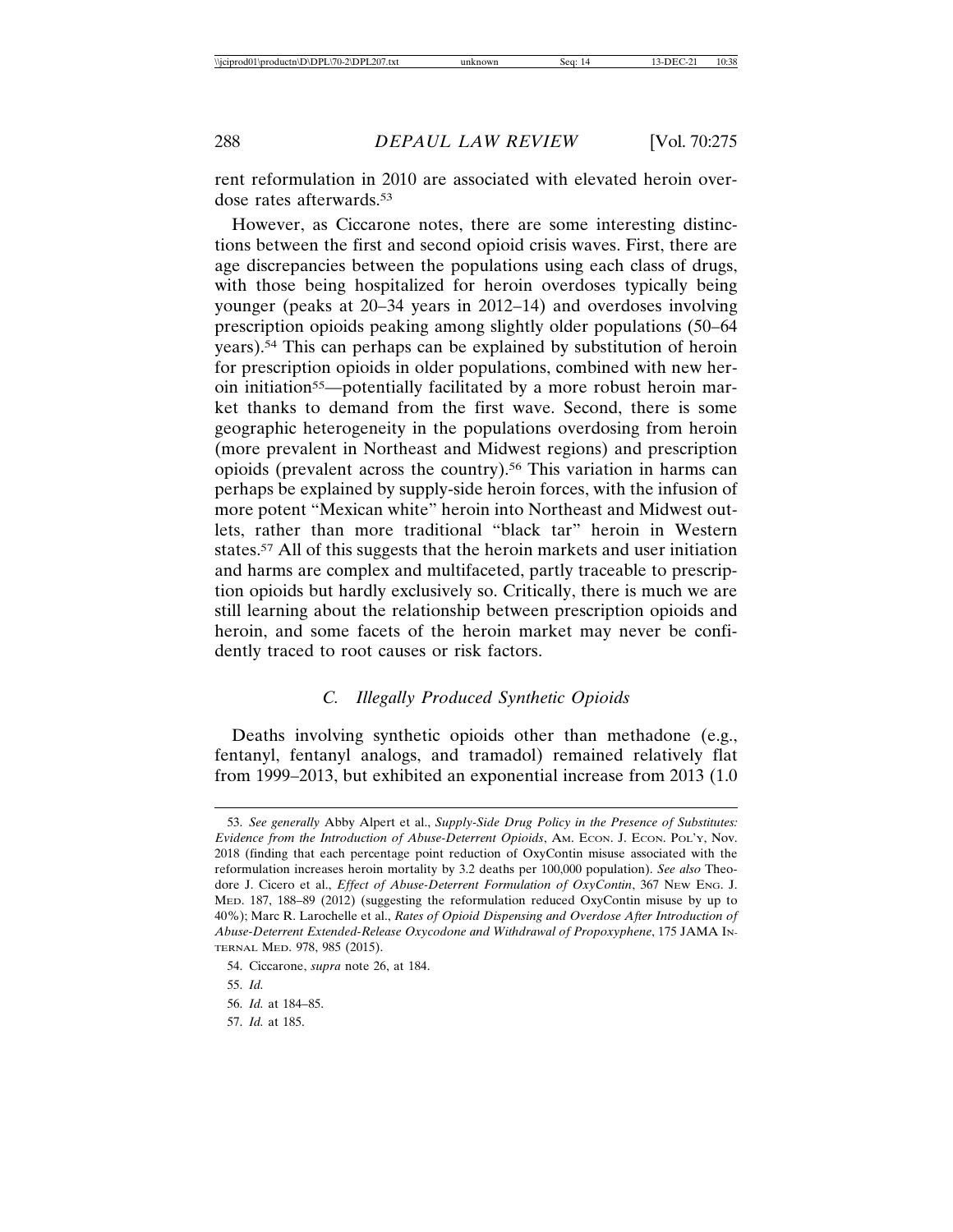rent reformulation in 2010 are associated with elevated heroin overdose rates afterwards.[53]

However, as Ciccarone notes, there are some interesting distinctions between the first and second opioid crisis waves. First, there are age discrepancies between the populations using each class of drugs, with those being hospitalized for heroin overdoses typically being younger (peaks at 20–34 years in 2012–14) and overdoses involving prescription opioids peaking among slightly older populations (50–64 years).[54] This can perhaps can be explained by substitution of heroin for prescription opioids in older populations, combined with new heroin initiation[55]—potentially facilitated by a more robust heroin market thanks to demand from the first wave. Second, there is some geographic heterogeneity in the populations overdosing from heroin (more prevalent in Northeast and Midwest regions) and prescription opioids (prevalent across the country).[56] This variation in harms can perhaps be explained by supply-side heroin forces, with the infusion of more potent "Mexican white" heroin into Northeast and Midwest outlets, rather than more traditional "black tar" heroin in Western states.[57] All of this suggests that the heroin markets and user initiation and harms are complex and multifaceted, partly traceable to prescription opioids but hardly exclusively so. Critically, there is much we are still learning about the relationship between prescription opioids and heroin, and some facets of the heroin market may never be confidently traced to root causes or risk factors.

### *C. Illegally Produced Synthetic Opioids*

Deaths involving synthetic opioids other than methadone (e.g., fentanyl, fentanyl analogs, and tramadol) remained relatively flat from 1999–2013, but exhibited an exponential increase from 2013 (1.0

---

53. *See generally* Abby Alpert et al., *Supply-Side Drug Policy in the Presence of Substitutes: Evidence from the Introduction of Abuse-Deterrent Opioids*, AM. ECON. J. ECON. POL'Y, Nov. 2018 (finding that each percentage point reduction of OxyContin misuse associated with the reformulation increases heroin mortality by 3.2 deaths per 100,000 population). *See also* Theodore J. Cicero et al., *Effect of Abuse-Deterrent Formulation of OxyContin*, 367 NEW ENG. J. MED. 187, 188–89 (2012) (suggesting the reformulation reduced OxyContin misuse by up to 40%); Marc R. Larochelle et al., *Rates of Opioid Dispensing and Overdose After Introduction of Abuse-Deterrent Extended-Release Oxycodone and Withdrawal of Propoxyphene*, 175 JAMA INTERNAL MED. 978, 985 (2015).

54. Ciccarone, *supra* note 26, at 184.

55. *Id.*

56. *Id.* at 184–85.

57. *Id.* at 185.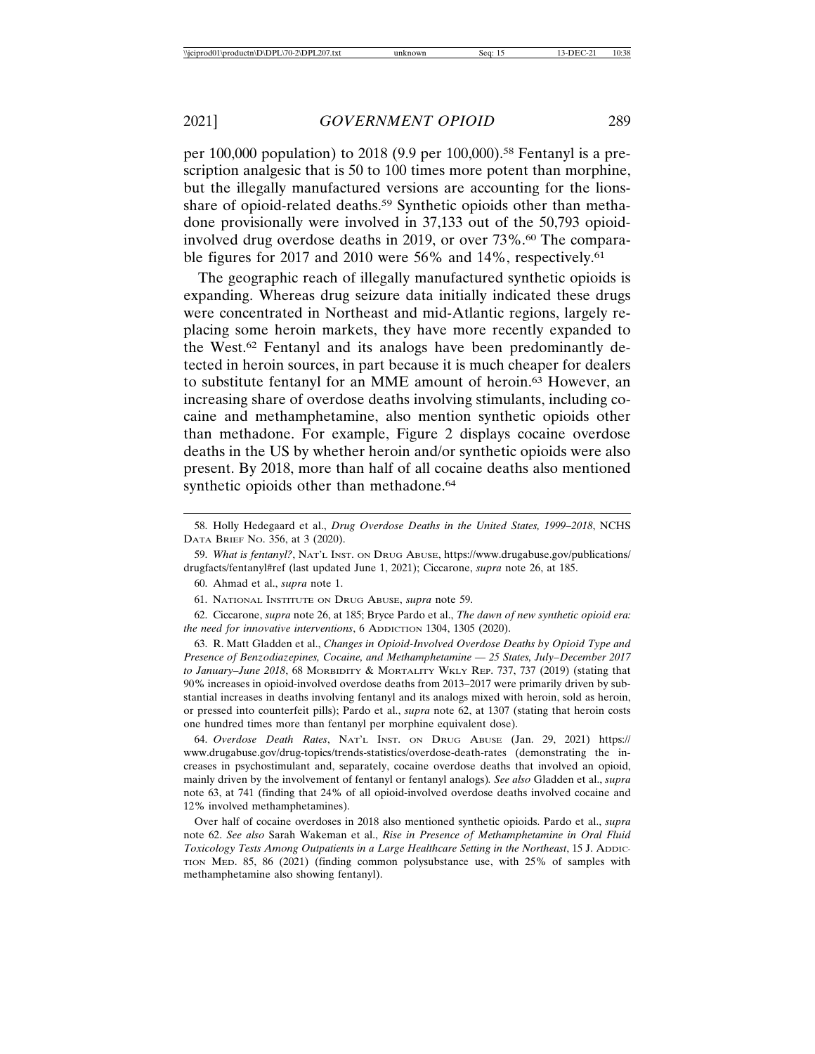per 100,000 population) to 2018 (9.9 per 100,000).[58] Fentanyl is a prescription analgesic that is 50 to 100 times more potent than morphine, but the illegally manufactured versions are accounting for the lions-share of opioid-related deaths.[59] Synthetic opioids other than methadone provisionally were involved in 37,133 out of the 50,793 opioid-involved drug overdose deaths in 2019, or over 73%.[60] The comparable figures for 2017 and 2010 were 56% and 14%, respectively.[61]

The geographic reach of illegally manufactured synthetic opioids is expanding. Whereas drug seizure data initially indicated these drugs were concentrated in Northeast and mid-Atlantic regions, largely replacing some heroin markets, they have more recently expanded to the West.[62] Fentanyl and its analogs have been predominantly detected in heroin sources, in part because it is much cheaper for dealers to substitute fentanyl for an MME amount of heroin.[63] However, an increasing share of overdose deaths involving stimulants, including cocaine and methamphetamine, also mention synthetic opioids other than methadone. For example, Figure 2 displays cocaine overdose deaths in the US by whether heroin and/or synthetic opioids were also present. By 2018, more than half of all cocaine deaths also mentioned synthetic opioids other than methadone.[64]

---

58. Holly Hedegaard et al., *Drug Overdose Deaths in the United States, 1999–2018*, NCHS Data Brief No. 356, at 3 (2020).

59. *What is fentanyl?*, Nat'l Inst. on Drug Abuse, https://www.drugabuse.gov/publications/drugfacts/fentanyl#ref (last updated June 1, 2021); Ciccarone, *supra* note 26, at 185.

60. Ahmad et al., *supra* note 1.

61. National Institute on Drug Abuse, *supra* note 59.

62. Ciccarone, *supra* note 26, at 185; Bryce Pardo et al., *The dawn of new synthetic opioid era: the need for innovative interventions*, 6 Addiction 1304, 1305 (2020).

63. R. Matt Gladden et al., *Changes in Opioid-Involved Overdose Deaths by Opioid Type and Presence of Benzodiazepines, Cocaine, and Methamphetamine — 25 States, July–December 2017 to January–June 2018*, 68 Morbidity & Mortality Wkly Rep. 737, 737 (2019) (stating that 90% increases in opioid-involved overdose deaths from 2013–2017 were primarily driven by substantial increases in deaths involving fentanyl and its analogs mixed with heroin, sold as heroin, or pressed into counterfeit pills); Pardo et al., *supra* note 62, at 1307 (stating that heroin costs one hundred times more than fentanyl per morphine equivalent dose).

64. *Overdose Death Rates*, Nat'l Inst. on Drug Abuse (Jan. 29, 2021) https://www.drugabuse.gov/drug-topics/trends-statistics/overdose-death-rates (demonstrating the increases in psychostimulant and, separately, cocaine overdose deaths that involved an opioid, mainly driven by the involvement of fentanyl or fentanyl analogs). *See also* Gladden et al., *supra* note 63, at 741 (finding that 24% of all opioid-involved overdose deaths involved cocaine and 12% involved methamphetamines).

Over half of cocaine overdoses in 2018 also mentioned synthetic opioids. Pardo et al., *supra* note 62. *See also* Sarah Wakeman et al., *Rise in Presence of Methamphetamine in Oral Fluid Toxicology Tests Among Outpatients in a Large Healthcare Setting in the Northeast*, 15 J. Addiction Med. 85, 86 (2021) (finding common polysubstance use, with 25% of samples with methamphetamine also showing fentanyl).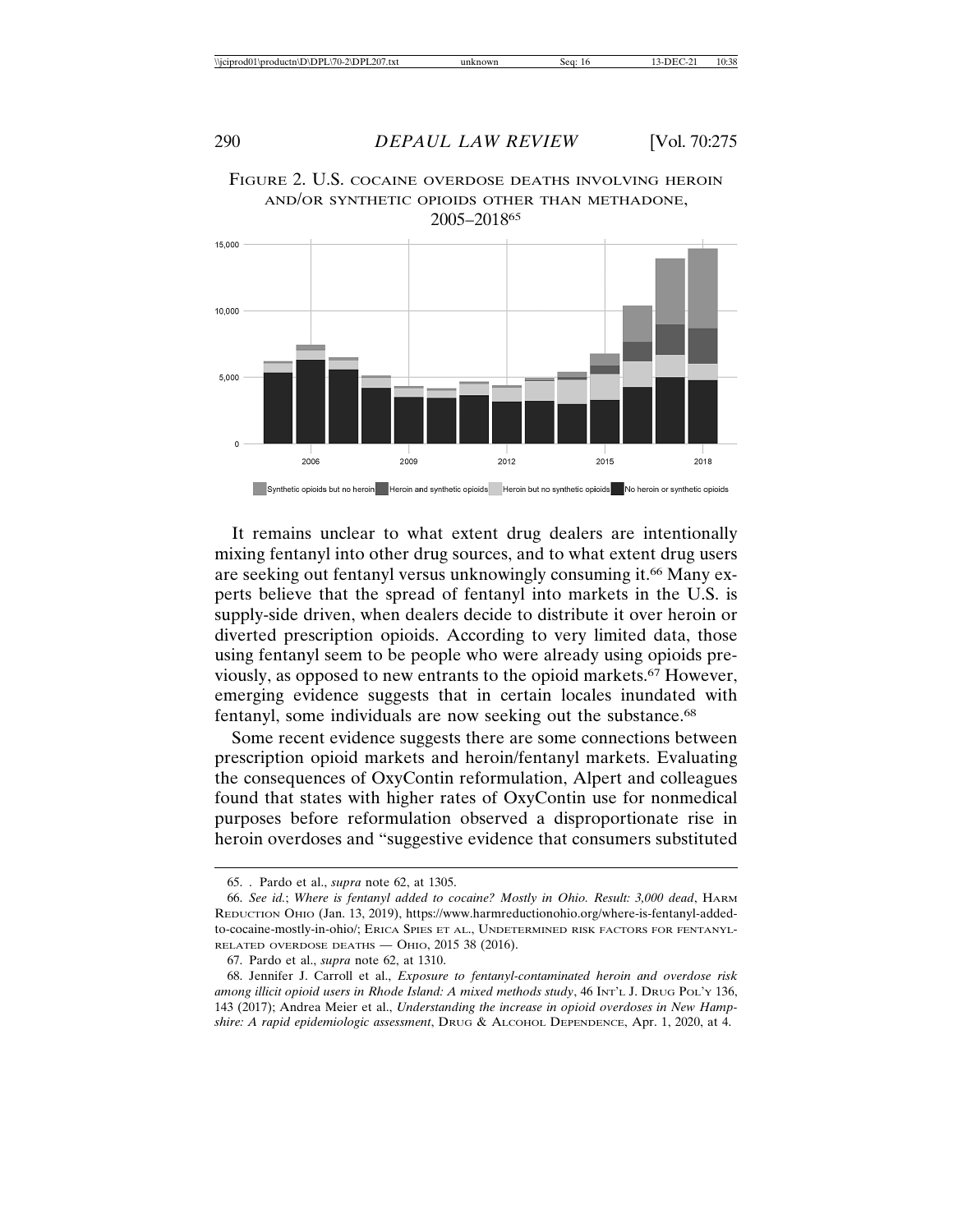FIGURE 2. U.S. COCAINE OVERDOSE DEATHS INVOLVING HEROIN AND/OR SYNTHETIC OPIOIDS OTHER THAN METHADONE, 2005–2018[65]

It remains unclear to what extent drug dealers are intentionally mixing fentanyl into other drug sources, and to what extent drug users are seeking out fentanyl versus unknowingly consuming it.[66] Many experts believe that the spread of fentanyl into markets in the U.S. is supply-side driven, when dealers decide to distribute it over heroin or diverted prescription opioids. According to very limited data, those using fentanyl seem to be people who were already using opioids previously, as opposed to new entrants to the opioid markets.[67] However, emerging evidence suggests that in certain locales inundated with fentanyl, some individuals are now seeking out the substance.[68]

Some recent evidence suggests there are some connections between prescription opioid markets and heroin/fentanyl markets. Evaluating the consequences of OxyContin reformulation, Alpert and colleagues found that states with higher rates of OxyContin use for nonmedical purposes before reformulation observed a disproportionate rise in heroin overdoses and "suggestive evidence that consumers substituted

---

65. . Pardo et al., *supra* note 62, at 1305.

66. *See id.*; *Where is fentanyl added to cocaine? Mostly in Ohio. Result: 3,000 dead*, HARM REDUCTION OHIO (Jan. 13, 2019), https://www.harmreductionohio.org/where-is-fentanyl-added-to-cocaine-mostly-in-ohio/; ERICA SPIES ET AL., UNDETERMINED RISK FACTORS FOR FENTANYL-RELATED OVERDOSE DEATHS — OHIO, 2015 38 (2016).

67. Pardo et al., *supra* note 62, at 1310.

68. Jennifer J. Carroll et al., *Exposure to fentanyl-contaminated heroin and overdose risk among illicit opioid users in Rhode Island: A mixed methods study*, 46 INT'L J. DRUG POL'Y 136, 143 (2017); Andrea Meier et al., *Understanding the increase in opioid overdoses in New Hampshire: A rapid epidemiologic assessment*, DRUG & ALCOHOL DEPENDENCE, Apr. 1, 2020, at 4.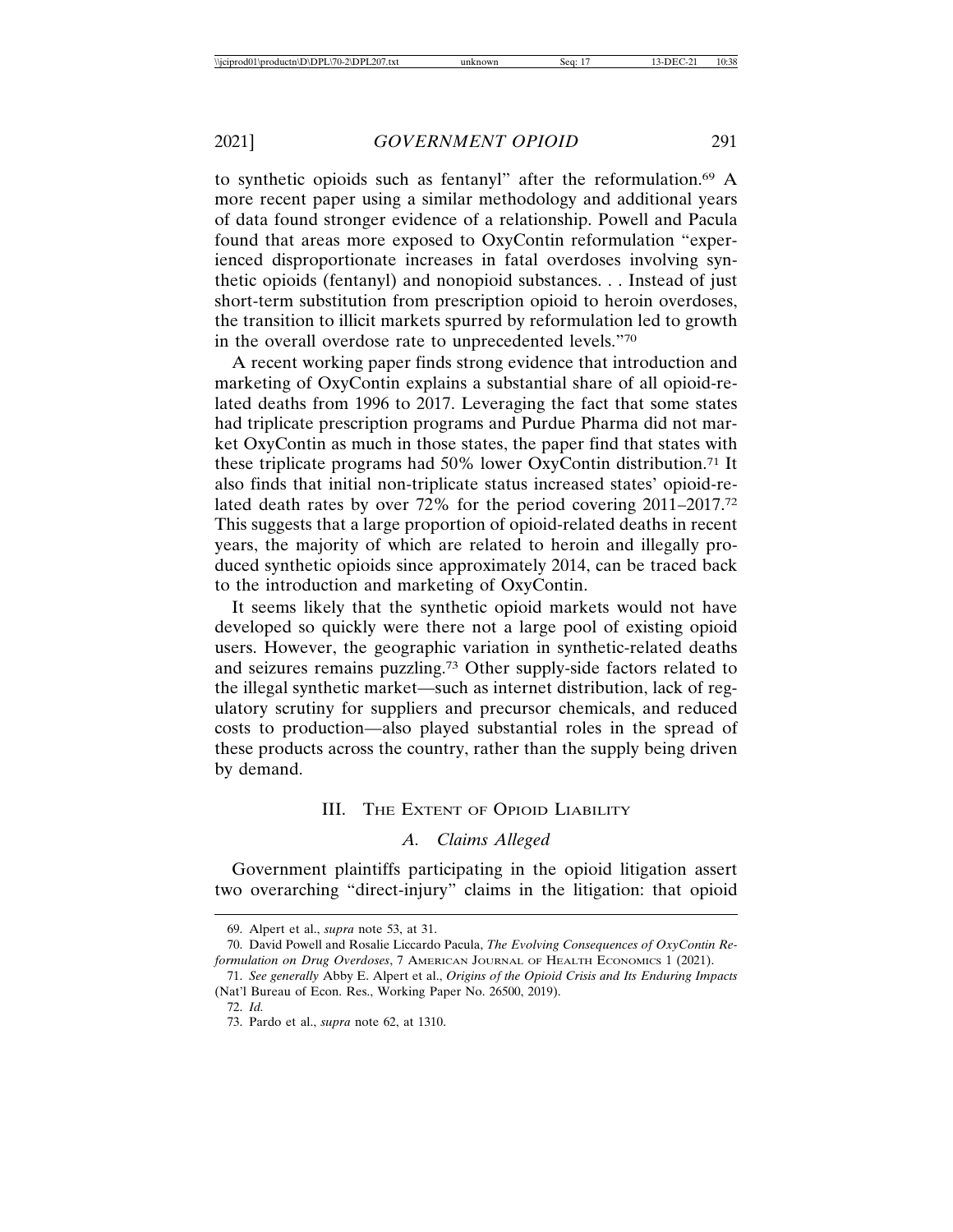to synthetic opioids such as fentanyl" after the reformulation.[69] A more recent paper using a similar methodology and additional years of data found stronger evidence of a relationship. Powell and Pacula found that areas more exposed to OxyContin reformulation "experienced disproportionate increases in fatal overdoses involving synthetic opioids (fentanyl) and nonopioid substances. . . Instead of just short-term substitution from prescription opioid to heroin overdoses, the transition to illicit markets spurred by reformulation led to growth in the overall overdose rate to unprecedented levels."[70]

A recent working paper finds strong evidence that introduction and marketing of OxyContin explains a substantial share of all opioid-related deaths from 1996 to 2017. Leveraging the fact that some states had triplicate prescription programs and Purdue Pharma did not market OxyContin as much in those states, the paper find that states with these triplicate programs had 50% lower OxyContin distribution.[71] It also finds that initial non-triplicate status increased states' opioid-related death rates by over 72% for the period covering 2011–2017.[72] This suggests that a large proportion of opioid-related deaths in recent years, the majority of which are related to heroin and illegally produced synthetic opioids since approximately 2014, can be traced back to the introduction and marketing of OxyContin.

It seems likely that the synthetic opioid markets would not have developed so quickly were there not a large pool of existing opioid users. However, the geographic variation in synthetic-related deaths and seizures remains puzzling.[73] Other supply-side factors related to the illegal synthetic market—such as internet distribution, lack of regulatory scrutiny for suppliers and precursor chemicals, and reduced costs to production—also played substantial roles in the spread of these products across the country, rather than the supply being driven by demand.

## III. The Extent of Opioid Liability

### *A. Claims Alleged*

Government plaintiffs participating in the opioid litigation assert two overarching "direct-injury" claims in the litigation: that opioid

---

69. Alpert et al., *supra* note 53, at 31.

70. David Powell and Rosalie Liccardo Pacula, *The Evolving Consequences of OxyContin Reformulation on Drug Overdoses*, 7 American Journal of Health Economics 1 (2021).

71. *See generally* Abby E. Alpert et al., *Origins of the Opioid Crisis and Its Enduring Impacts* (Nat'l Bureau of Econ. Res., Working Paper No. 26500, 2019).

72. *Id.*

73. Pardo et al., *supra* note 62, at 1310.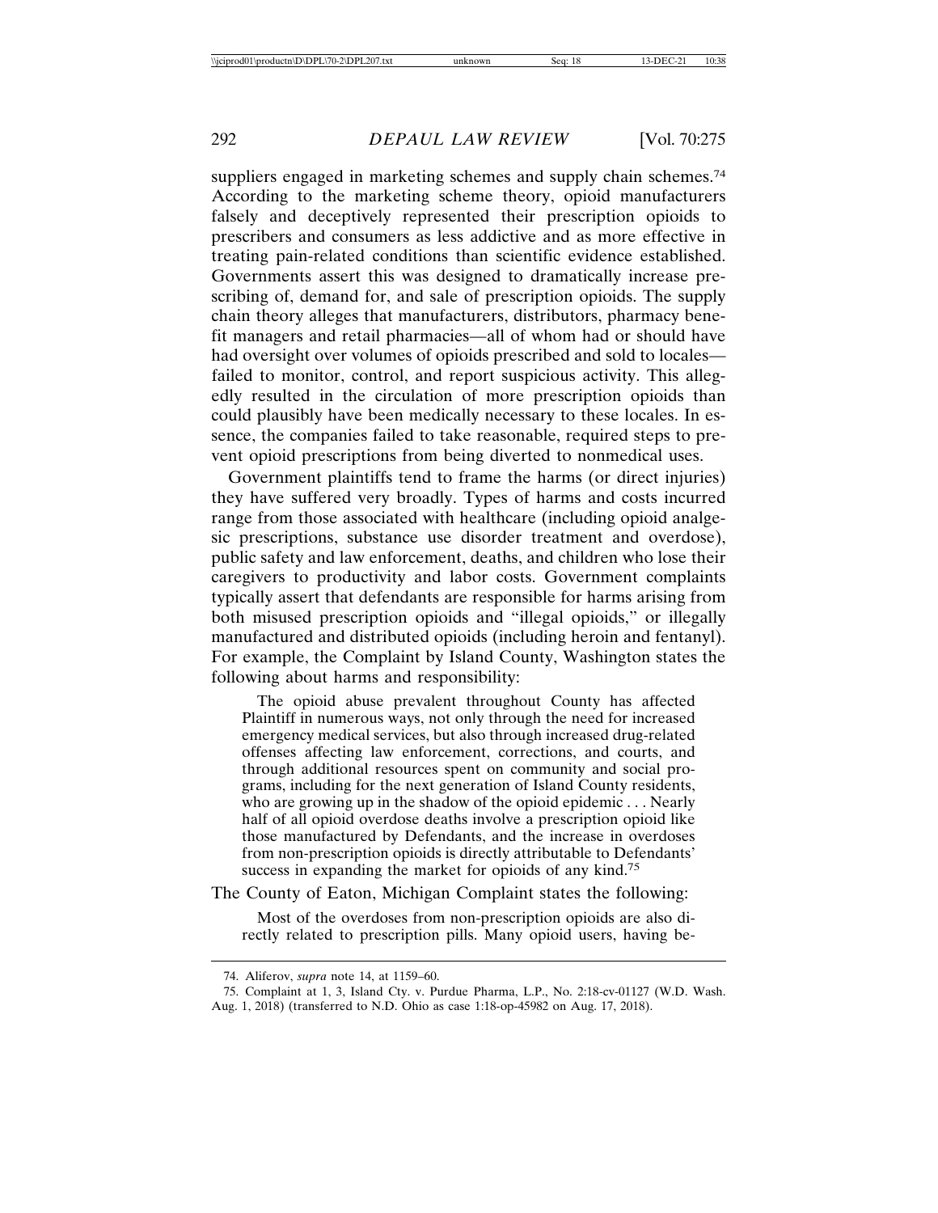suppliers engaged in marketing schemes and supply chain schemes.[74] According to the marketing scheme theory, opioid manufacturers falsely and deceptively represented their prescription opioids to prescribers and consumers as less addictive and as more effective in treating pain-related conditions than scientific evidence established. Governments assert this was designed to dramatically increase prescribing of, demand for, and sale of prescription opioids. The supply chain theory alleges that manufacturers, distributors, pharmacy benefit managers and retail pharmacies—all of whom had or should have had oversight over volumes of opioids prescribed and sold to locales—failed to monitor, control, and report suspicious activity. This allegedly resulted in the circulation of more prescription opioids than could plausibly have been medically necessary to these locales. In essence, the companies failed to take reasonable, required steps to prevent opioid prescriptions from being diverted to nonmedical uses.

Government plaintiffs tend to frame the harms (or direct injuries) they have suffered very broadly. Types of harms and costs incurred range from those associated with healthcare (including opioid analgesic prescriptions, substance use disorder treatment and overdose), public safety and law enforcement, deaths, and children who lose their caregivers to productivity and labor costs. Government complaints typically assert that defendants are responsible for harms arising from both misused prescription opioids and "illegal opioids," or illegally manufactured and distributed opioids (including heroin and fentanyl). For example, the Complaint by Island County, Washington states the following about harms and responsibility:

> The opioid abuse prevalent throughout County has affected Plaintiff in numerous ways, not only through the need for increased emergency medical services, but also through increased drug-related offenses affecting law enforcement, corrections, and courts, and through additional resources spent on community and social programs, including for the next generation of Island County residents, who are growing up in the shadow of the opioid epidemic . . . Nearly half of all opioid overdose deaths involve a prescription opioid like those manufactured by Defendants, and the increase in overdoses from non-prescription opioids is directly attributable to Defendants' success in expanding the market for opioids of any kind.[75]

The County of Eaton, Michigan Complaint states the following:

> Most of the overdoses from non-prescription opioids are also directly related to prescription pills. Many opioid users, having be-

---

74. Aliferov, *supra* note 14, at 1159–60.

75. Complaint at 1, 3, Island Cty. v. Purdue Pharma, L.P., No. 2:18-cv-01127 (W.D. Wash. Aug. 1, 2018) (transferred to N.D. Ohio as case 1:18-op-45982 on Aug. 17, 2018).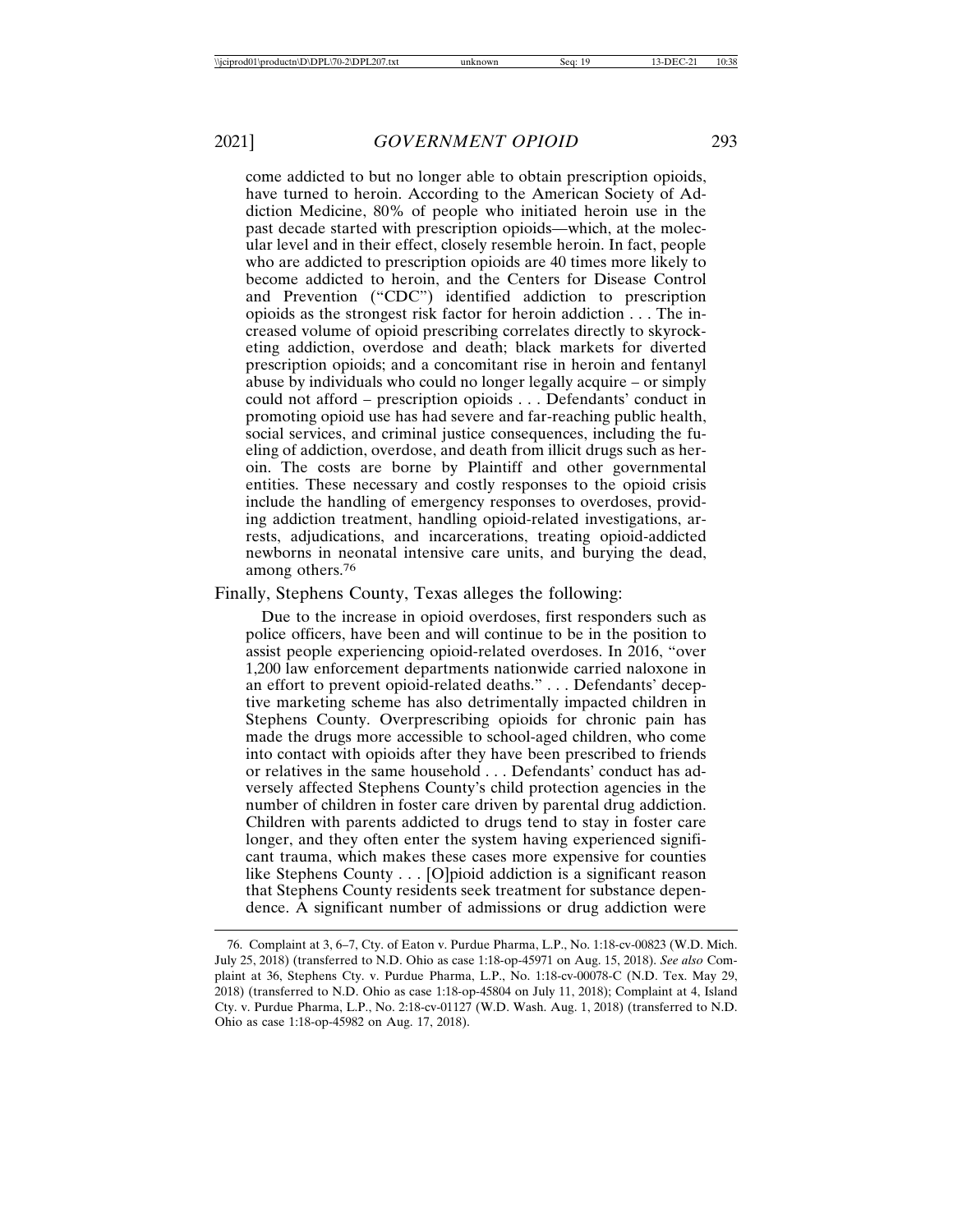come addicted to but no longer able to obtain prescription opioids, have turned to heroin. According to the American Society of Addiction Medicine, 80% of people who initiated heroin use in the past decade started with prescription opioids—which, at the molecular level and in their effect, closely resemble heroin. In fact, people who are addicted to prescription opioids are 40 times more likely to become addicted to heroin, and the Centers for Disease Control and Prevention ("CDC") identified addiction to prescription opioids as the strongest risk factor for heroin addiction . . . The increased volume of opioid prescribing correlates directly to skyrocketing addiction, overdose and death; black markets for diverted prescription opioids; and a concomitant rise in heroin and fentanyl abuse by individuals who could no longer legally acquire – or simply could not afford – prescription opioids . . . Defendants' conduct in promoting opioid use has had severe and far-reaching public health, social services, and criminal justice consequences, including the fueling of addiction, overdose, and death from illicit drugs such as heroin. The costs are borne by Plaintiff and other governmental entities. These necessary and costly responses to the opioid crisis include the handling of emergency responses to overdoses, providing addiction treatment, handling opioid-related investigations, arrests, adjudications, and incarcerations, treating opioid-addicted newborns in neonatal intensive care units, and burying the dead, among others.[76]

Finally, Stephens County, Texas alleges the following:

> Due to the increase in opioid overdoses, first responders such as police officers, have been and will continue to be in the position to assist people experiencing opioid-related overdoses. In 2016, "over 1,200 law enforcement departments nationwide carried naloxone in an effort to prevent opioid-related deaths." . . . Defendants' deceptive marketing scheme has also detrimentally impacted children in Stephens County. Overprescribing opioids for chronic pain has made the drugs more accessible to school-aged children, who come into contact with opioids after they have been prescribed to friends or relatives in the same household . . . Defendants' conduct has adversely affected Stephens County's child protection agencies in the number of children in foster care driven by parental drug addiction. Children with parents addicted to drugs tend to stay in foster care longer, and they often enter the system having experienced significant trauma, which makes these cases more expensive for counties like Stephens County . . . [O]pioid addiction is a significant reason that Stephens County residents seek treatment for substance dependence. A significant number of admissions or drug addiction were

---

76. Complaint at 3, 6–7, Cty. of Eaton v. Purdue Pharma, L.P., No. 1:18-cv-00823 (W.D. Mich. July 25, 2018) (transferred to N.D. Ohio as case 1:18-op-45971 on Aug. 15, 2018). *See also* Complaint at 36, Stephens Cty. v. Purdue Pharma, L.P., No. 1:18-cv-00078-C (N.D. Tex. May 29, 2018) (transferred to N.D. Ohio as case 1:18-op-45804 on July 11, 2018); Complaint at 4, Island Cty. v. Purdue Pharma, L.P., No. 2:18-cv-01127 (W.D. Wash. Aug. 1, 2018) (transferred to N.D. Ohio as case 1:18-op-45982 on Aug. 17, 2018).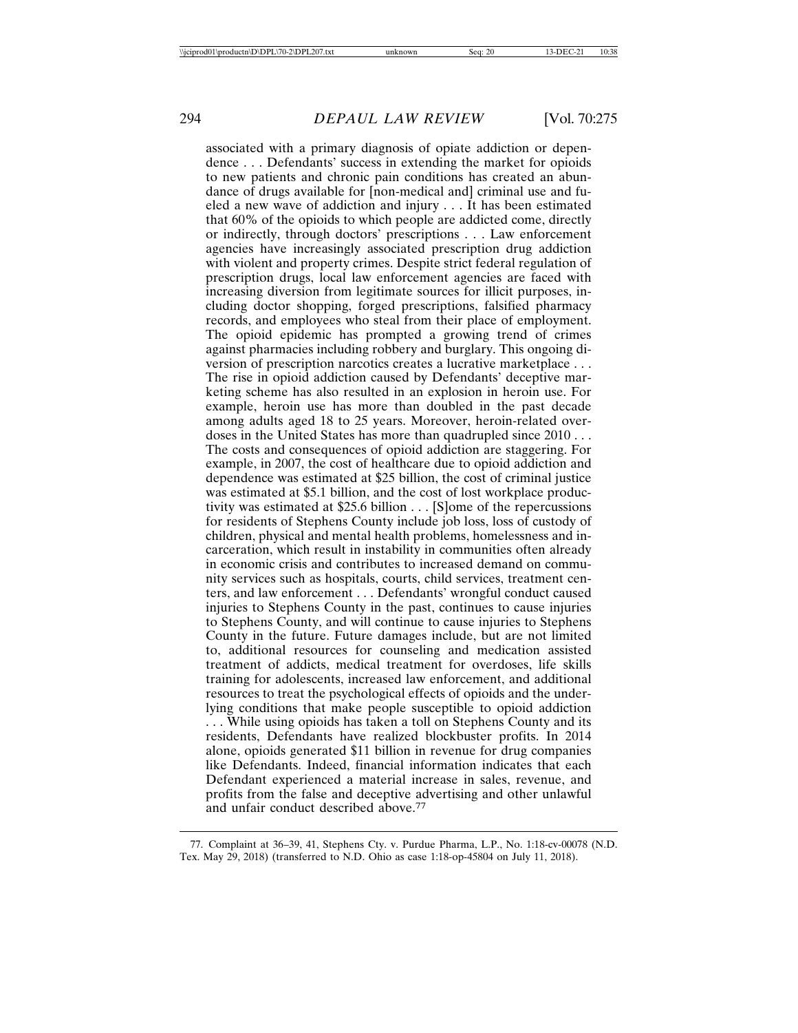associated with a primary diagnosis of opiate addiction or dependence . . . Defendants' success in extending the market for opioids to new patients and chronic pain conditions has created an abundance of drugs available for [non-medical and] criminal use and fueled a new wave of addiction and injury . . . It has been estimated that 60% of the opioids to which people are addicted come, directly or indirectly, through doctors' prescriptions . . . Law enforcement agencies have increasingly associated prescription drug addiction with violent and property crimes. Despite strict federal regulation of prescription drugs, local law enforcement agencies are faced with increasing diversion from legitimate sources for illicit purposes, including doctor shopping, forged prescriptions, falsified pharmacy records, and employees who steal from their place of employment. The opioid epidemic has prompted a growing trend of crimes against pharmacies including robbery and burglary. This ongoing diversion of prescription narcotics creates a lucrative marketplace . . . The rise in opioid addiction caused by Defendants' deceptive marketing scheme has also resulted in an explosion in heroin use. For example, heroin use has more than doubled in the past decade among adults aged 18 to 25 years. Moreover, heroin-related overdoses in the United States has more than quadrupled since 2010 . . . The costs and consequences of opioid addiction are staggering. For example, in 2007, the cost of healthcare due to opioid addiction and dependence was estimated at $25 billion, the cost of criminal justice was estimated at $5.1 billion, and the cost of lost workplace productivity was estimated at $25.6 billion . . . [S]ome of the repercussions for residents of Stephens County include job loss, loss of custody of children, physical and mental health problems, homelessness and incarceration, which result in instability in communities often already in economic crisis and contributes to increased demand on community services such as hospitals, courts, child services, treatment centers, and law enforcement . . . Defendants' wrongful conduct caused injuries to Stephens County in the past, continues to cause injuries to Stephens County, and will continue to cause injuries to Stephens County in the future. Future damages include, but are not limited to, additional resources for counseling and medication assisted treatment of addicts, medical treatment for overdoses, life skills training for adolescents, increased law enforcement, and additional resources to treat the psychological effects of opioids and the underlying conditions that make people susceptible to opioid addiction . . . While using opioids has taken a toll on Stephens County and its residents, Defendants have realized blockbuster profits. In 2014 alone, opioids generated $11 billion in revenue for drug companies like Defendants. Indeed, financial information indicates that each Defendant experienced a material increase in sales, revenue, and profits from the false and deceptive advertising and other unlawful and unfair conduct described above.[77]

---

77. Complaint at 36–39, 41, Stephens Cty. v. Purdue Pharma, L.P., No. 1:18-cv-00078 (N.D. Tex. May 29, 2018) (transferred to N.D. Ohio as case 1:18-op-45804 on July 11, 2018).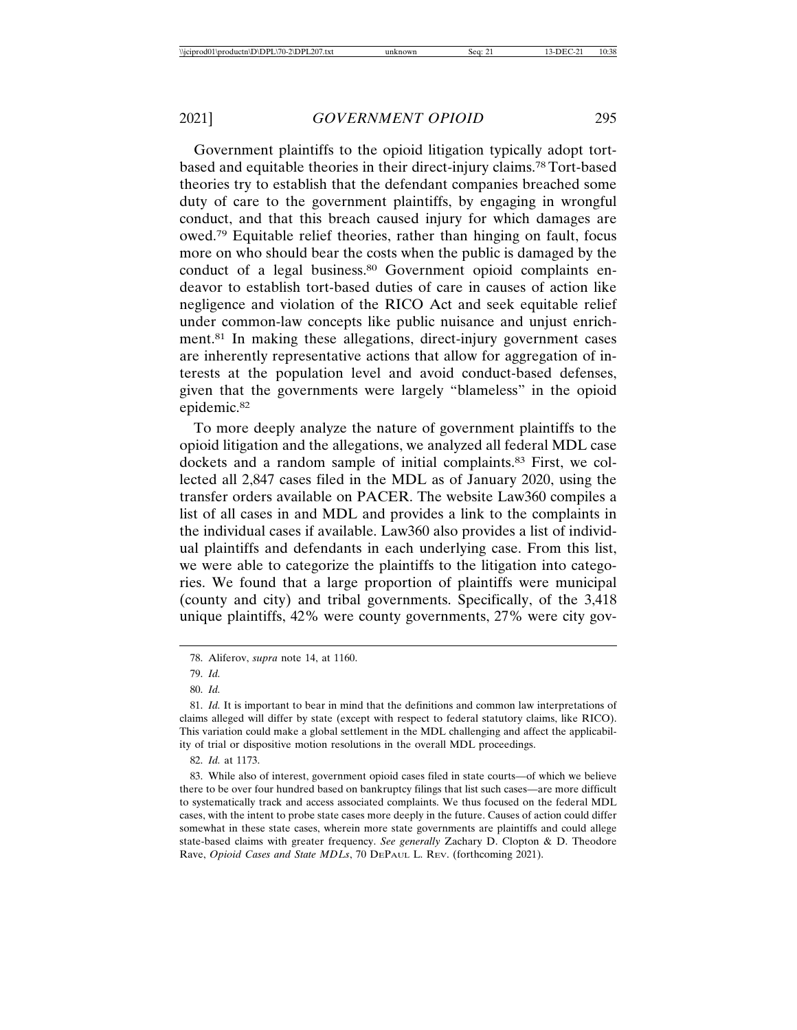Government plaintiffs to the opioid litigation typically adopt tort-based and equitable theories in their direct-injury claims.[78] Tort-based theories try to establish that the defendant companies breached some duty of care to the government plaintiffs, by engaging in wrongful conduct, and that this breach caused injury for which damages are owed.[79] Equitable relief theories, rather than hinging on fault, focus more on who should bear the costs when the public is damaged by the conduct of a legal business.[80] Government opioid complaints endeavor to establish tort-based duties of care in causes of action like negligence and violation of the RICO Act and seek equitable relief under common-law concepts like public nuisance and unjust enrichment.[81] In making these allegations, direct-injury government cases are inherently representative actions that allow for aggregation of interests at the population level and avoid conduct-based defenses, given that the governments were largely "blameless" in the opioid epidemic.[82]

To more deeply analyze the nature of government plaintiffs to the opioid litigation and the allegations, we analyzed all federal MDL case dockets and a random sample of initial complaints.[83] First, we collected all 2,847 cases filed in the MDL as of January 2020, using the transfer orders available on PACER. The website Law360 compiles a list of all cases in and MDL and provides a link to the complaints in the individual cases if available. Law360 also provides a list of individual plaintiffs and defendants in each underlying case. From this list, we were able to categorize the plaintiffs to the litigation into categories. We found that a large proportion of plaintiffs were municipal (county and city) and tribal governments. Specifically, of the 3,418 unique plaintiffs, 42% were county governments, 27% were city gov-

---

78. Aliferov, *supra* note 14, at 1160.

79. *Id.*

80. *Id.*

81. *Id.* It is important to bear in mind that the definitions and common law interpretations of claims alleged will differ by state (except with respect to federal statutory claims, like RICO). This variation could make a global settlement in the MDL challenging and affect the applicability of trial or dispositive motion resolutions in the overall MDL proceedings.

82. *Id.* at 1173.

83. While also of interest, government opioid cases filed in state courts—of which we believe there to be over four hundred based on bankruptcy filings that list such cases—are more difficult to systematically track and access associated complaints. We thus focused on the federal MDL cases, with the intent to probe state cases more deeply in the future. Causes of action could differ somewhat in these state cases, wherein more state governments are plaintiffs and could allege state-based claims with greater frequency. *See generally* Zachary D. Clopton & D. Theodore Rave, *Opioid Cases and State MDLs*, 70 DEPAUL L. REV. (forthcoming 2021).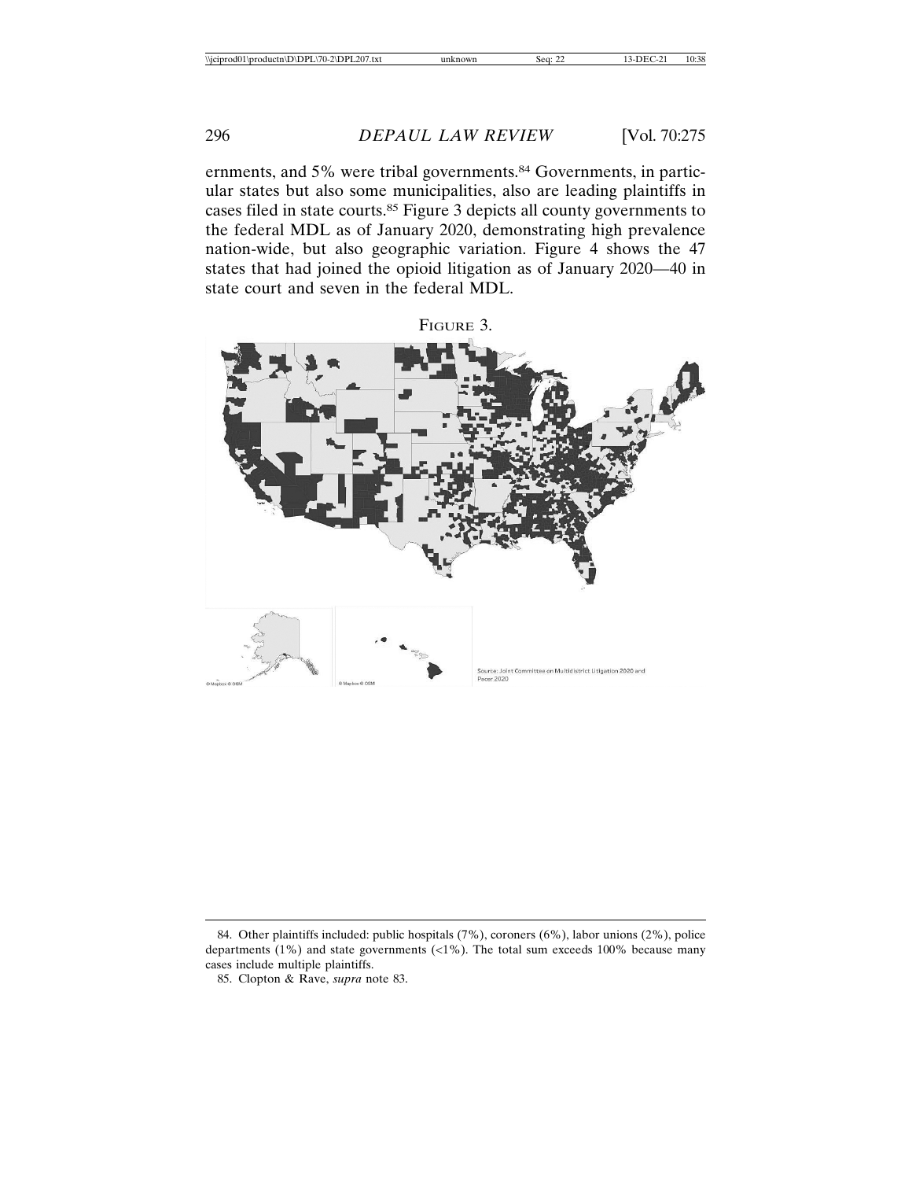ernments, and 5% were tribal governments.[84] Governments, in particular states but also some municipalities, also are leading plaintiffs in cases filed in state courts.[85] Figure 3 depicts all county governments to the federal MDL as of January 2020, demonstrating high prevalence nation-wide, but also geographic variation. Figure 4 shows the 47 states that had joined the opioid litigation as of January 2020—40 in state court and seven in the federal MDL.

FIGURE 3.

Source: Joint Committee on Multidistrict Litigation 2020 and Pacer 2020

84. Other plaintiffs included: public hospitals (7%), coroners (6%), labor unions (2%), police departments (1%) and state governments (<1%). The total sum exceeds 100% because many cases include multiple plaintiffs.

85. Clopton & Rave, *supra* note 83.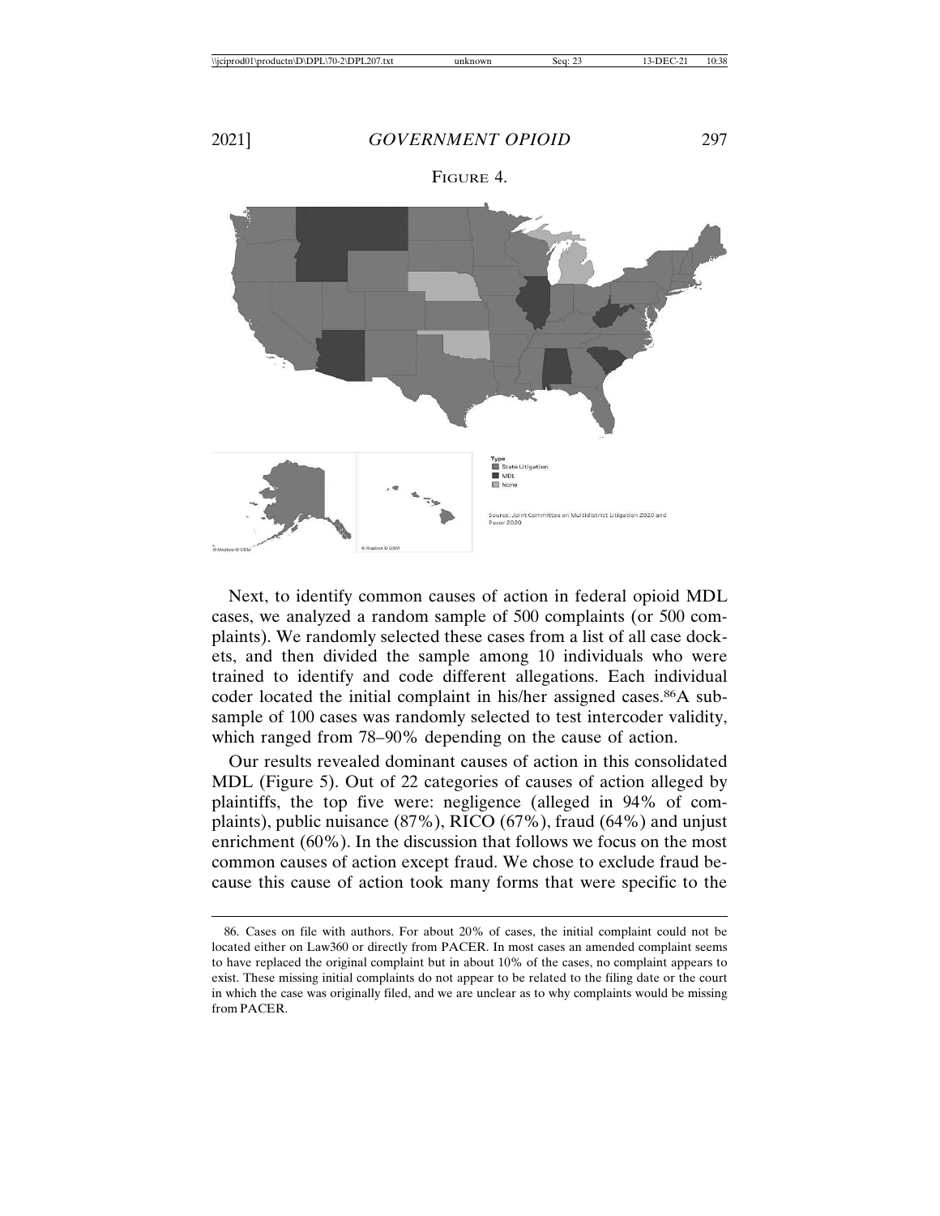FIGURE 4.

Type
State Litigation
MDL
None

Source: Joint Committee on Multidistrict Litigation 2020 and Pacer 2020

Next, to identify common causes of action in federal opioid MDL cases, we analyzed a random sample of 500 complaints (or 500 complaints). We randomly selected these cases from a list of all case dockets, and then divided the sample among 10 individuals who were trained to identify and code different allegations. Each individual coder located the initial complaint in his/her assigned cases.[86]A subsample of 100 cases was randomly selected to test intercoder validity, which ranged from 78–90% depending on the cause of action.

Our results revealed dominant causes of action in this consolidated MDL (Figure 5). Out of 22 categories of causes of action alleged by plaintiffs, the top five were: negligence (alleged in 94% of complaints), public nuisance (87%), RICO (67%), fraud (64%) and unjust enrichment (60%). In the discussion that follows we focus on the most common causes of action except fraud. We chose to exclude fraud because this cause of action took many forms that were specific to the

86. Cases on file with authors. For about 20% of cases, the initial complaint could not be located either on Law360 or directly from PACER. In most cases an amended complaint seems to have replaced the original complaint but in about 10% of the cases, no complaint appears to exist. These missing initial complaints do not appear to be related to the filing date or the court in which the case was originally filed, and we are unclear as to why complaints would be missing from PACER.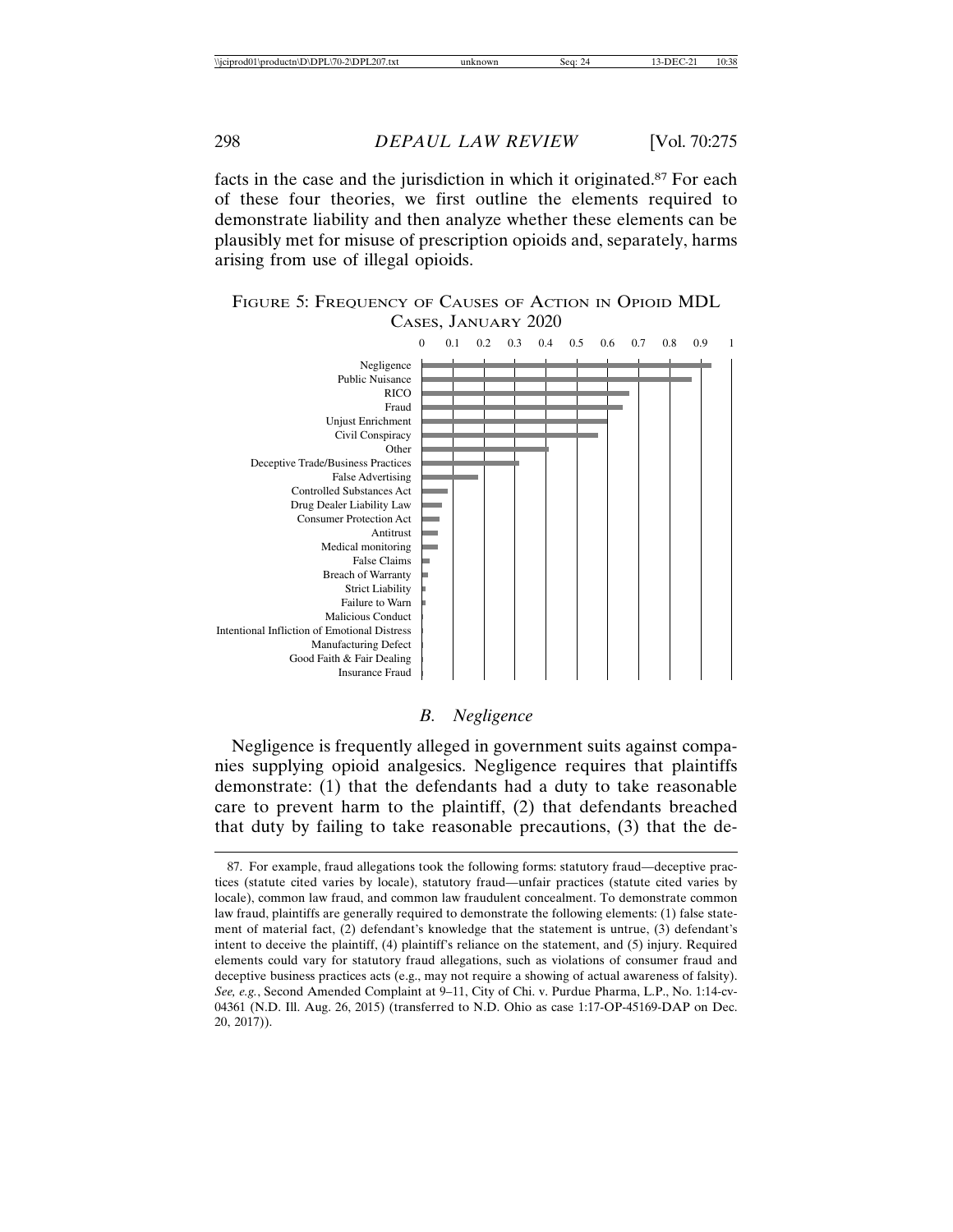facts in the case and the jurisdiction in which it originated.[87] For each of these four theories, we first outline the elements required to demonstrate liability and then analyze whether these elements can be plausibly met for misuse of prescription opioids and, separately, harms arising from use of illegal opioids.

FIGURE 5: FREQUENCY OF CAUSES OF ACTION IN OPIOID MDL CASES, JANUARY 2020

0 0.1 0.2 0.3 0.4 0.5 0.6 0.7 0.8 0.9 1

Negligence
Public Nuisance
RICO
Fraud
Unjust Enrichment
Civil Conspiracy
Other
Deceptive Trade/Business Practices
False Advertising
Controlled Substances Act
Drug Dealer Liability Law
Consumer Protection Act
Antitrust
Medical monitoring
False Claims
Breach of Warranty
Strict Liability
Failure to Warn
Malicious Conduct
Intentional Infliction of Emotional Distress
Manufacturing Defect
Good Faith & Fair Dealing
Insurance Fraud

### *B. Negligence*

Negligence is frequently alleged in government suits against companies supplying opioid analgesics. Negligence requires that plaintiffs demonstrate: (1) that the defendants had a duty to take reasonable care to prevent harm to the plaintiff, (2) that defendants breached that duty by failing to take reasonable precautions, (3) that the de-

---

87. For example, fraud allegations took the following forms: statutory fraud—deceptive practices (statute cited varies by locale), statutory fraud—unfair practices (statute cited varies by locale), common law fraud, and common law fraudulent concealment. To demonstrate common law fraud, plaintiffs are generally required to demonstrate the following elements: (1) false statement of material fact, (2) defendant's knowledge that the statement is untrue, (3) defendant's intent to deceive the plaintiff, (4) plaintiff's reliance on the statement, and (5) injury. Required elements could vary for statutory fraud allegations, such as violations of consumer fraud and deceptive business practices acts (e.g., may not require a showing of actual awareness of falsity). *See, e.g.*, Second Amended Complaint at 9–11, City of Chi. v. Purdue Pharma, L.P., No. 1:14-cv-04361 (N.D. Ill. Aug. 26, 2015) (transferred to N.D. Ohio as case 1:17-OP-45169-DAP on Dec. 20, 2017)).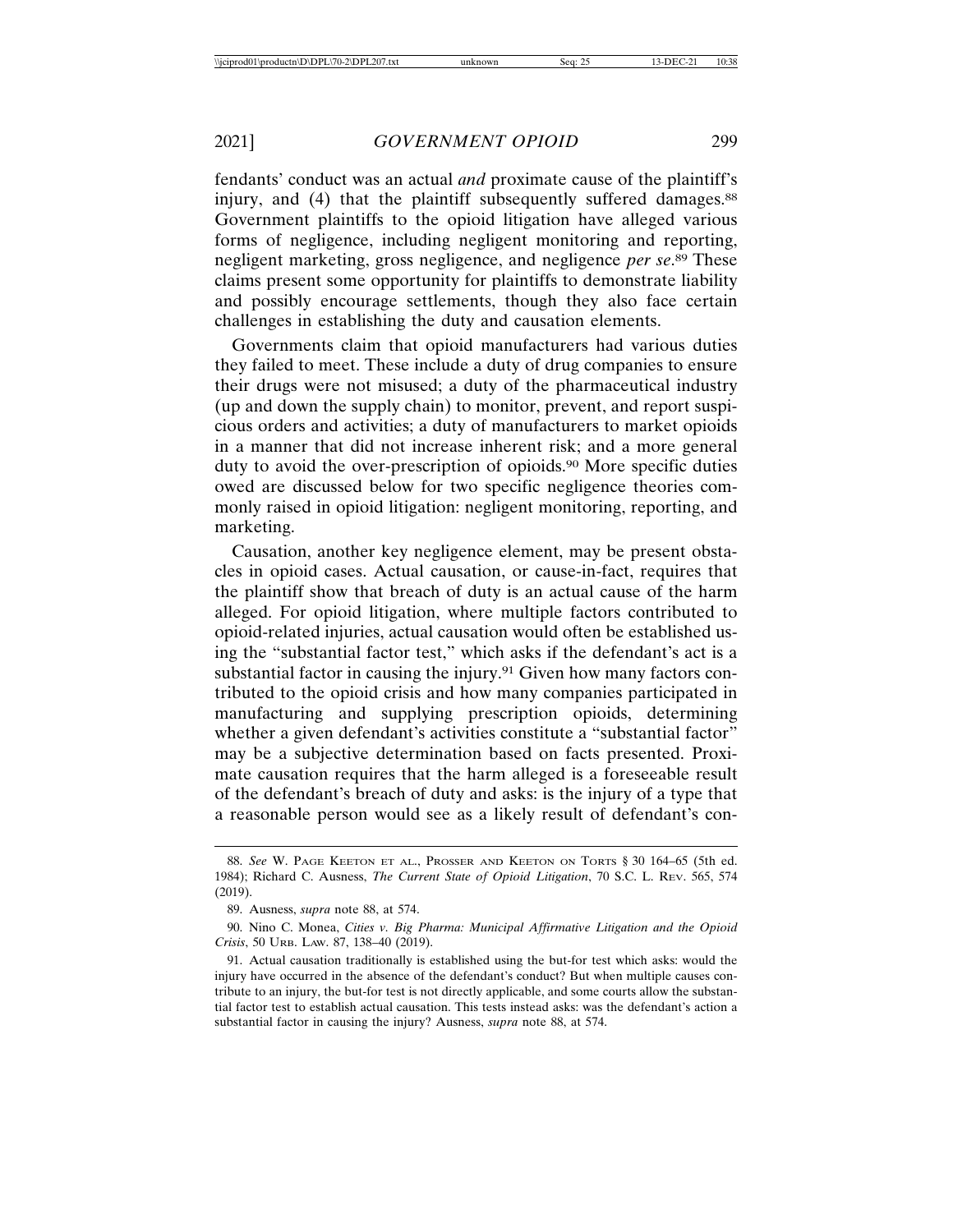fendants' conduct was an actual *and* proximate cause of the plaintiff's injury, and (4) that the plaintiff subsequently suffered damages.[88] Government plaintiffs to the opioid litigation have alleged various forms of negligence, including negligent monitoring and reporting, negligent marketing, gross negligence, and negligence *per se*.[89] These claims present some opportunity for plaintiffs to demonstrate liability and possibly encourage settlements, though they also face certain challenges in establishing the duty and causation elements.

Governments claim that opioid manufacturers had various duties they failed to meet. These include a duty of drug companies to ensure their drugs were not misused; a duty of the pharmaceutical industry (up and down the supply chain) to monitor, prevent, and report suspicious orders and activities; a duty of manufacturers to market opioids in a manner that did not increase inherent risk; and a more general duty to avoid the over-prescription of opioids.[90] More specific duties owed are discussed below for two specific negligence theories commonly raised in opioid litigation: negligent monitoring, reporting, and marketing.

Causation, another key negligence element, may be present obstacles in opioid cases. Actual causation, or cause-in-fact, requires that the plaintiff show that breach of duty is an actual cause of the harm alleged. For opioid litigation, where multiple factors contributed to opioid-related injuries, actual causation would often be established using the "substantial factor test," which asks if the defendant's act is a substantial factor in causing the injury.[91] Given how many factors contributed to the opioid crisis and how many companies participated in manufacturing and supplying prescription opioids, determining whether a given defendant's activities constitute a "substantial factor" may be a subjective determination based on facts presented. Proximate causation requires that the harm alleged is a foreseeable result of the defendant's breach of duty and asks: is the injury of a type that a reasonable person would see as a likely result of defendant's con-

---

88. *See* W. Page Keeton et al., Prosser and Keeton on Torts § 30 164–65 (5th ed. 1984); Richard C. Ausness, *The Current State of Opioid Litigation*, 70 S.C. L. Rev. 565, 574 (2019).

89. Ausness, *supra* note 88, at 574.

90. Nino C. Monea, *Cities v. Big Pharma: Municipal Affirmative Litigation and the Opioid Crisis*, 50 Urb. Law. 87, 138–40 (2019).

91. Actual causation traditionally is established using the but-for test which asks: would the injury have occurred in the absence of the defendant's conduct? But when multiple causes contribute to an injury, the but-for test is not directly applicable, and some courts allow the substantial factor test to establish actual causation. This tests instead asks: was the defendant's action a substantial factor in causing the injury? Ausness, *supra* note 88, at 574.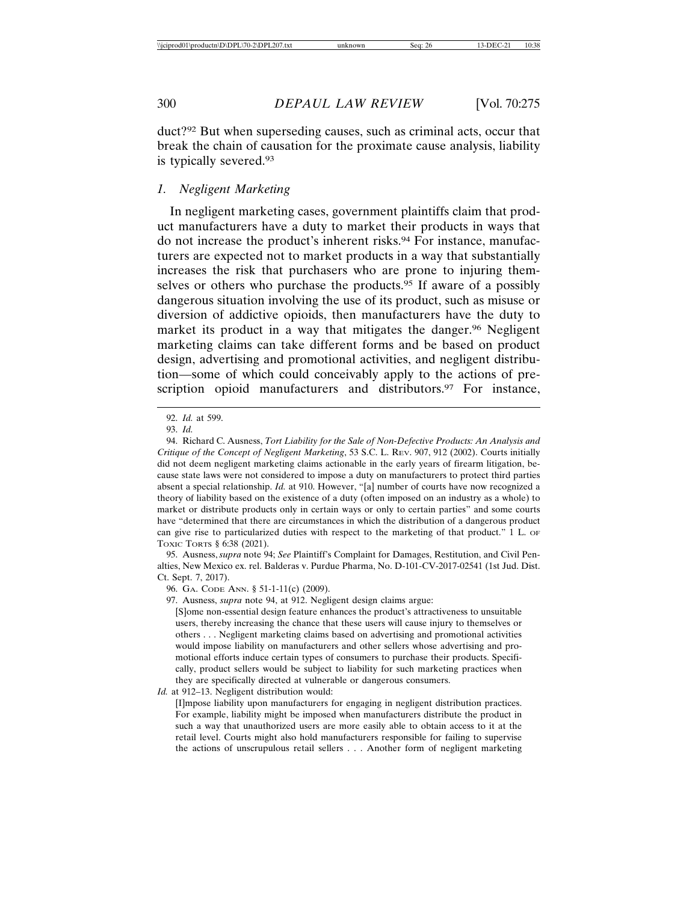duct?[92] But when superseding causes, such as criminal acts, occur that break the chain of causation for the proximate cause analysis, liability is typically severed.[93]

### *1. Negligent Marketing*

In negligent marketing cases, government plaintiffs claim that product manufacturers have a duty to market their products in ways that do not increase the product's inherent risks.[94] For instance, manufacturers are expected not to market products in a way that substantially increases the risk that purchasers who are prone to injuring themselves or others who purchase the products.[95] If aware of a possibly dangerous situation involving the use of its product, such as misuse or diversion of addictive opioids, then manufacturers have the duty to market its product in a way that mitigates the danger.[96] Negligent marketing claims can take different forms and be based on product design, advertising and promotional activities, and negligent distribution—some of which could conceivably apply to the actions of prescription opioid manufacturers and distributors.[97] For instance,

---

92. *Id.* at 599.

93. *Id.*

94. Richard C. Ausness, *Tort Liability for the Sale of Non-Defective Products: An Analysis and Critique of the Concept of Negligent Marketing*, 53 S.C. L. REV. 907, 912 (2002). Courts initially did not deem negligent marketing claims actionable in the early years of firearm litigation, because state laws were not considered to impose a duty on manufacturers to protect third parties absent a special relationship. *Id.* at 910. However, "[a] number of courts have now recognized a theory of liability based on the existence of a duty (often imposed on an industry as a whole) to market or distribute products only in certain ways or only to certain parties" and some courts have "determined that there are circumstances in which the distribution of a dangerous product can give rise to particularized duties with respect to the marketing of that product." 1 L. OF TOXIC TORTS § 6:38 (2021).

95. Ausness, *supra* note 94; *See* Plaintiff's Complaint for Damages, Restitution, and Civil Penalties, New Mexico ex. rel. Balderas v. Purdue Pharma, No. D-101-CV-2017-02541 (1st Jud. Dist. Ct. Sept. 7, 2017).

96. GA. CODE ANN. § 51-1-11(c) (2009).

97. Ausness, *supra* note 94, at 912. Negligent design claims argue:

> [S]ome non-essential design feature enhances the product's attractiveness to unsuitable users, thereby increasing the chance that these users will cause injury to themselves or others . . . Negligent marketing claims based on advertising and promotional activities would impose liability on manufacturers and other sellers whose advertising and promotional efforts induce certain types of consumers to purchase their products. Specifically, product sellers would be subject to liability for such marketing practices when they are specifically directed at vulnerable or dangerous consumers.

*Id.* at 912–13. Negligent distribution would:

> [I]mpose liability upon manufacturers for engaging in negligent distribution practices. For example, liability might be imposed when manufacturers distribute the product in such a way that unauthorized users are more easily able to obtain access to it at the retail level. Courts might also hold manufacturers responsible for failing to supervise the actions of unscrupulous retail sellers . . . Another form of negligent marketing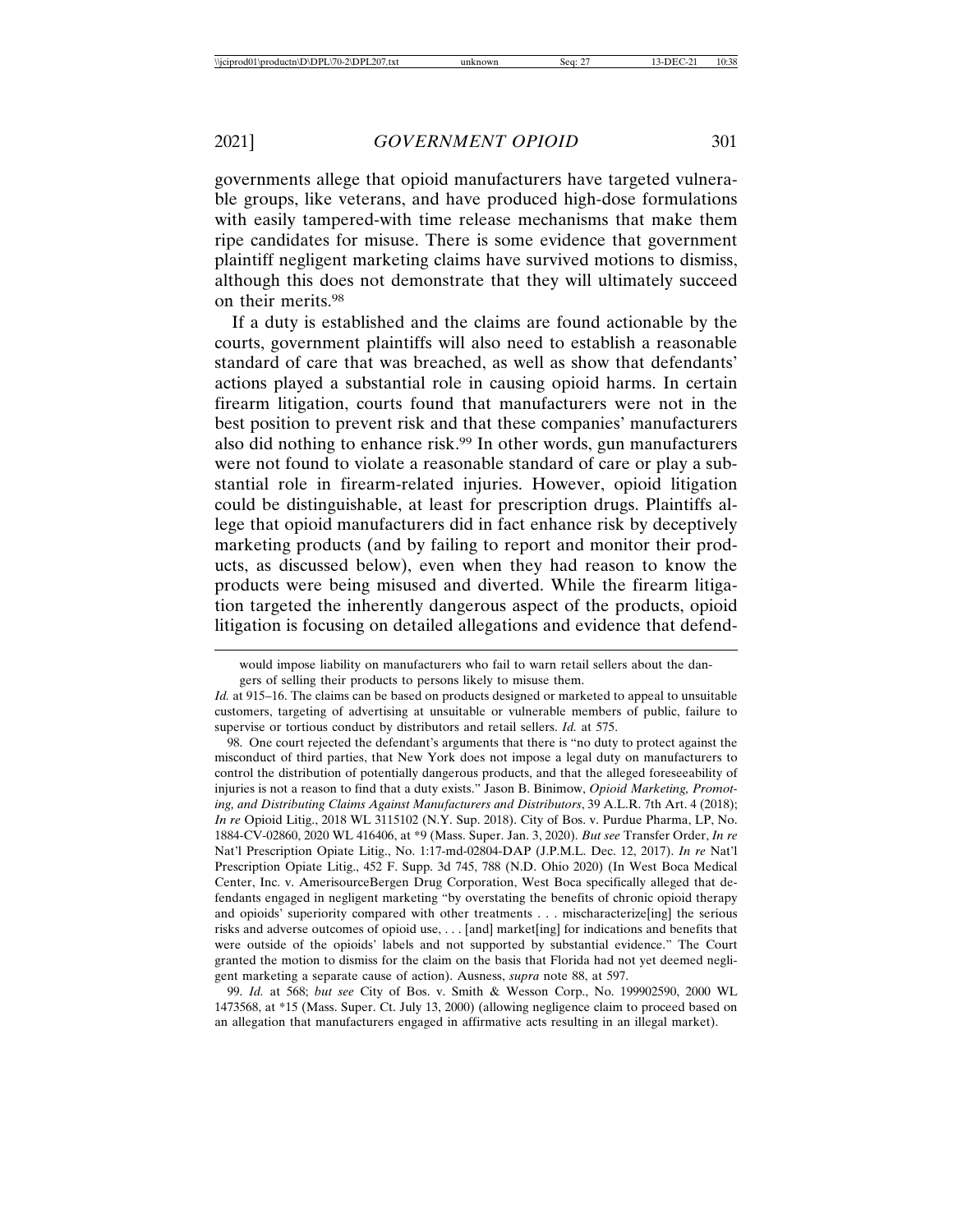governments allege that opioid manufacturers have targeted vulnerable groups, like veterans, and have produced high-dose formulations with easily tampered-with time release mechanisms that make them ripe candidates for misuse. There is some evidence that government plaintiff negligent marketing claims have survived motions to dismiss, although this does not demonstrate that they will ultimately succeed on their merits.[98]

If a duty is established and the claims are found actionable by the courts, government plaintiffs will also need to establish a reasonable standard of care that was breached, as well as show that defendants' actions played a substantial role in causing opioid harms. In certain firearm litigation, courts found that manufacturers were not in the best position to prevent risk and that these companies' manufacturers also did nothing to enhance risk.[99] In other words, gun manufacturers were not found to violate a reasonable standard of care or play a substantial role in firearm-related injuries. However, opioid litigation could be distinguishable, at least for prescription drugs. Plaintiffs allege that opioid manufacturers did in fact enhance risk by deceptively marketing products (and by failing to report and monitor their products, as discussed below), even when they had reason to know the products were being misused and diverted. While the firearm litigation targeted the inherently dangerous aspect of the products, opioid litigation is focusing on detailed allegations and evidence that defend-

---

would impose liability on manufacturers who fail to warn retail sellers about the dangers of selling their products to persons likely to misuse them.

*Id.* at 915–16. The claims can be based on products designed or marketed to appeal to unsuitable customers, targeting of advertising at unsuitable or vulnerable members of public, failure to supervise or tortious conduct by distributors and retail sellers. *Id.* at 575.

98. One court rejected the defendant's arguments that there is "no duty to protect against the misconduct of third parties, that New York does not impose a legal duty on manufacturers to control the distribution of potentially dangerous products, and that the alleged foreseeability of injuries is not a reason to find that a duty exists." Jason B. Binimow, *Opioid Marketing, Promoting, and Distributing Claims Against Manufacturers and Distributors*, 39 A.L.R. 7th Art. 4 (2018); *In re* Opioid Litig., 2018 WL 3115102 (N.Y. Sup. 2018). City of Bos. v. Purdue Pharma, LP, No. 1884-CV-02860, 2020 WL 416406, at *9 (Mass. Super. Jan. 3, 2020). *But see* Transfer Order, *In re* Nat'l Prescription Opiate Litig., No. 1:17-md-02804-DAP (J.P.M.L. Dec. 12, 2017). *In re* Nat'l Prescription Opiate Litig., 452 F. Supp. 3d 745, 788 (N.D. Ohio 2020) (In West Boca Medical Center, Inc. v. AmerisourceBergen Drug Corporation, West Boca specifically alleged that defendants engaged in negligent marketing "by overstating the benefits of chronic opioid therapy and opioids' superiority compared with other treatments . . . mischaracterize[ing] the serious risks and adverse outcomes of opioid use, . . . [and] market[ing] for indications and benefits that were outside of the opioids' labels and not supported by substantial evidence." The Court granted the motion to dismiss for the claim on the basis that Florida had not yet deemed negligent marketing a separate cause of action). Ausness, *supra* note 88, at 597.

99. *Id.* at 568; *but see* City of Bos. v. Smith & Wesson Corp., No. 199902590, 2000 WL 1473568, at *15 (Mass. Super. Ct. July 13, 2000) (allowing negligence claim to proceed based on an allegation that manufacturers engaged in affirmative acts resulting in an illegal market).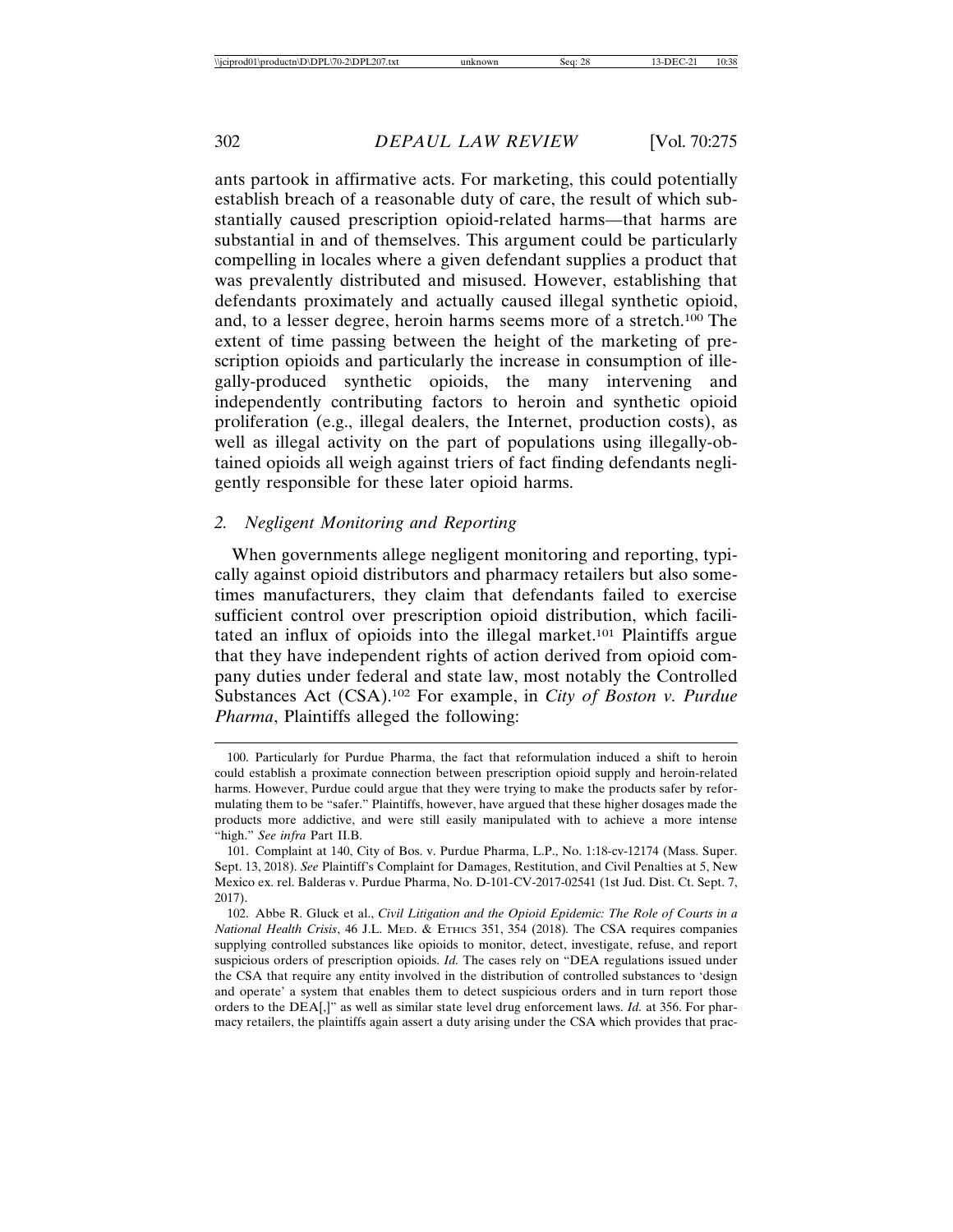ants partook in affirmative acts. For marketing, this could potentially establish breach of a reasonable duty of care, the result of which substantially caused prescription opioid-related harms—that harms are substantial in and of themselves. This argument could be particularly compelling in locales where a given defendant supplies a product that was prevalently distributed and misused. However, establishing that defendants proximately and actually caused illegal synthetic opioid, and, to a lesser degree, heroin harms seems more of a stretch.[100] The extent of time passing between the height of the marketing of prescription opioids and particularly the increase in consumption of illegally-produced synthetic opioids, the many intervening and independently contributing factors to heroin and synthetic opioid proliferation (e.g., illegal dealers, the Internet, production costs), as well as illegal activity on the part of populations using illegally-obtained opioids all weigh against triers of fact finding defendants negligently responsible for these later opioid harms.

### 2. *Negligent Monitoring and Reporting*

When governments allege negligent monitoring and reporting, typically against opioid distributors and pharmacy retailers but also sometimes manufacturers, they claim that defendants failed to exercise sufficient control over prescription opioid distribution, which facilitated an influx of opioids into the illegal market.[101] Plaintiffs argue that they have independent rights of action derived from opioid company duties under federal and state law, most notably the Controlled Substances Act (CSA).[102] For example, in *City of Boston v. Purdue Pharma*, Plaintiffs alleged the following:

---

100. Particularly for Purdue Pharma, the fact that reformulation induced a shift to heroin could establish a proximate connection between prescription opioid supply and heroin-related harms. However, Purdue could argue that they were trying to make the products safer by reformulating them to be "safer." Plaintiffs, however, have argued that these higher dosages made the products more addictive, and were still easily manipulated with to achieve a more intense "high." *See infra* Part II.B.

101. Complaint at 140, City of Bos. v. Purdue Pharma, L.P., No. 1:18-cv-12174 (Mass. Super. Sept. 13, 2018). *See* Plaintiff's Complaint for Damages, Restitution, and Civil Penalties at 5, New Mexico ex. rel. Balderas v. Purdue Pharma, No. D-101-CV-2017-02541 (1st Jud. Dist. Ct. Sept. 7, 2017).

102. Abbe R. Gluck et al., *Civil Litigation and the Opioid Epidemic: The Role of Courts in a National Health Crisis*, 46 J.L. MED. & ETHICS 351, 354 (2018). The CSA requires companies supplying controlled substances like opioids to monitor, detect, investigate, refuse, and report suspicious orders of prescription opioids. *Id.* The cases rely on "DEA regulations issued under the CSA that require any entity involved in the distribution of controlled substances to 'design and operate' a system that enables them to detect suspicious orders and in turn report those orders to the DEA[,]" as well as similar state level drug enforcement laws. *Id.* at 356. For pharmacy retailers, the plaintiffs again assert a duty arising under the CSA which provides that prac-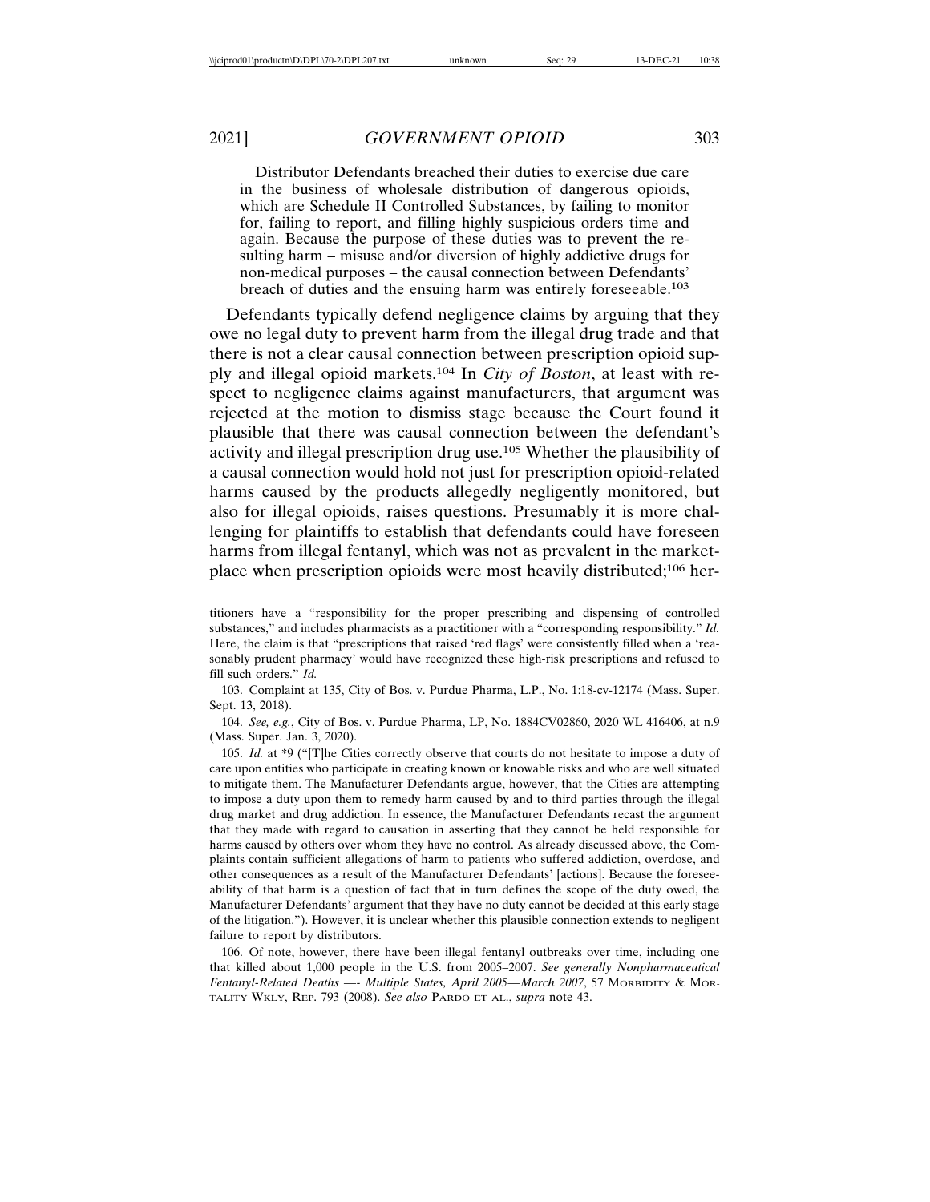> Distributor Defendants breached their duties to exercise due care in the business of wholesale distribution of dangerous opioids, which are Schedule II Controlled Substances, by failing to monitor for, failing to report, and filling highly suspicious orders time and again. Because the purpose of these duties was to prevent the resulting harm – misuse and/or diversion of highly addictive drugs for non-medical purposes – the causal connection between Defendants' breach of duties and the ensuing harm was entirely foreseeable.[103]

Defendants typically defend negligence claims by arguing that they owe no legal duty to prevent harm from the illegal drug trade and that there is not a clear causal connection between prescription opioid supply and illegal opioid markets.[104] In *City of Boston*, at least with respect to negligence claims against manufacturers, that argument was rejected at the motion to dismiss stage because the Court found it plausible that there was causal connection between the defendant's activity and illegal prescription drug use.[105] Whether the plausibility of a causal connection would hold not just for prescription opioid-related harms caused by the products allegedly negligently monitored, but also for illegal opioids, raises questions. Presumably it is more challenging for plaintiffs to establish that defendants could have foreseen harms from illegal fentanyl, which was not as prevalent in the marketplace when prescription opioids were most heavily distributed;[106] her-

---

titioners have a "responsibility for the proper prescribing and dispensing of controlled substances," and includes pharmacists as a practitioner with a "corresponding responsibility." *Id.* Here, the claim is that "prescriptions that raised 'red flags' were consistently filled when a 'reasonably prudent pharmacy' would have recognized these high-risk prescriptions and refused to fill such orders." *Id.*

103. Complaint at 135, City of Bos. v. Purdue Pharma, L.P., No. 1:18-cv-12174 (Mass. Super. Sept. 13, 2018).

104. *See, e.g.*, City of Bos. v. Purdue Pharma, LP, No. 1884CV02860, 2020 WL 416406, at n.9 (Mass. Super. Jan. 3, 2020).

105. *Id.* at *9 ("[T]he Cities correctly observe that courts do not hesitate to impose a duty of care upon entities who participate in creating known or knowable risks and who are well situated to mitigate them. The Manufacturer Defendants argue, however, that the Cities are attempting to impose a duty upon them to remedy harm caused by and to third parties through the illegal drug market and drug addiction. In essence, the Manufacturer Defendants recast the argument that they made with regard to causation in asserting that they cannot be held responsible for harms caused by others over whom they have no control. As already discussed above, the Complaints contain sufficient allegations of harm to patients who suffered addiction, overdose, and other consequences as a result of the Manufacturer Defendants' [actions]. Because the foreseeability of that harm is a question of fact that in turn defines the scope of the duty owed, the Manufacturer Defendants' argument that they have no duty cannot be decided at this early stage of the litigation."). However, it is unclear whether this plausible connection extends to negligent failure to report by distributors.

106. Of note, however, there have been illegal fentanyl outbreaks over time, including one that killed about 1,000 people in the U.S. from 2005–2007. *See generally Nonpharmaceutical Fentanyl-Related Deaths —- Multiple States, April 2005—March 2007*, 57 MORBIDITY & MORTALITY WKLY, REP. 793 (2008). *See also* PARDO ET AL., *supra* note 43.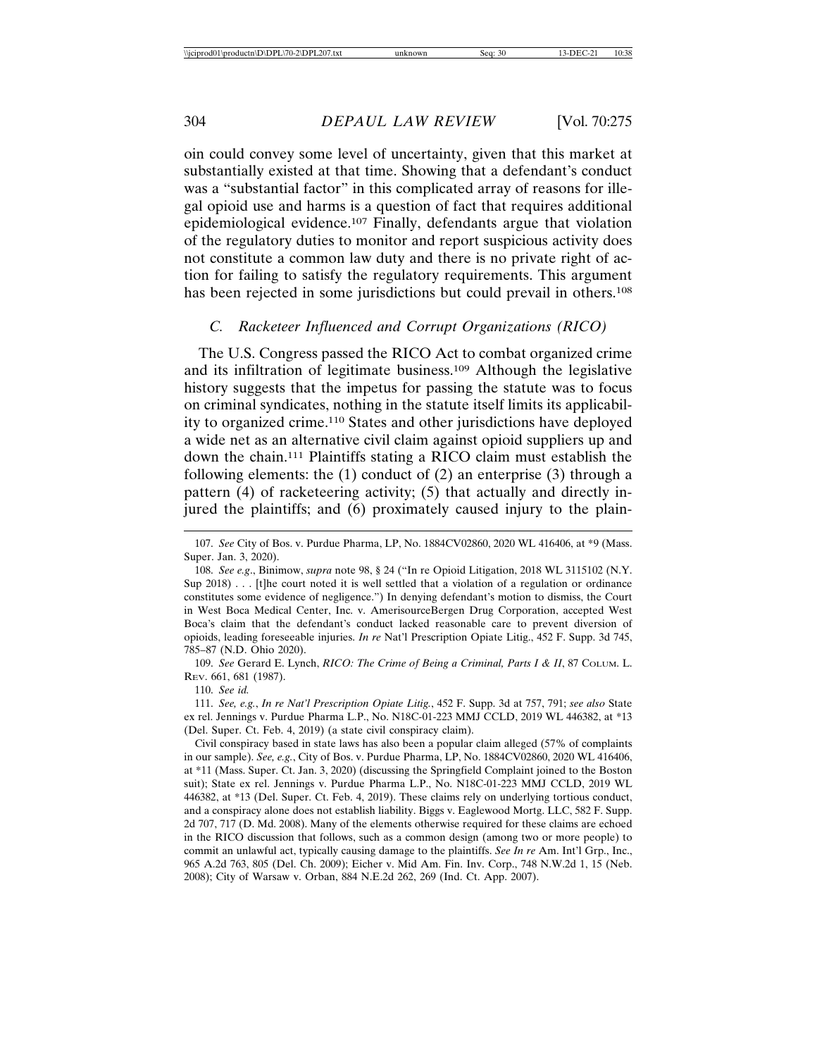oin could convey some level of uncertainty, given that this market at substantially existed at that time. Showing that a defendant's conduct was a "substantial factor" in this complicated array of reasons for illegal opioid use and harms is a question of fact that requires additional epidemiological evidence.[107] Finally, defendants argue that violation of the regulatory duties to monitor and report suspicious activity does not constitute a common law duty and there is no private right of action for failing to satisfy the regulatory requirements. This argument has been rejected in some jurisdictions but could prevail in others.[108]

### *C. Racketeer Influenced and Corrupt Organizations (RICO)*

The U.S. Congress passed the RICO Act to combat organized crime and its infiltration of legitimate business.[109] Although the legislative history suggests that the impetus for passing the statute was to focus on criminal syndicates, nothing in the statute itself limits its applicability to organized crime.[110] States and other jurisdictions have deployed a wide net as an alternative civil claim against opioid suppliers up and down the chain.[111] Plaintiffs stating a RICO claim must establish the following elements: the (1) conduct of (2) an enterprise (3) through a pattern (4) of racketeering activity; (5) that actually and directly injured the plaintiffs; and (6) proximately caused injury to the plain-

---

107. *See* City of Bos. v. Purdue Pharma, LP, No. 1884CV02860, 2020 WL 416406, at *9 (Mass. Super. Jan. 3, 2020).

108. *See e.g*., Binimow, *supra* note 98, § 24 ("In re Opioid Litigation, 2018 WL 3115102 (N.Y. Sup 2018) . . . [t]he court noted it is well settled that a violation of a regulation or ordinance constitutes some evidence of negligence.") In denying defendant's motion to dismiss, the Court in West Boca Medical Center, Inc. v. AmerisourceBergen Drug Corporation, accepted West Boca's claim that the defendant's conduct lacked reasonable care to prevent diversion of opioids, leading foreseeable injuries. *In re* Nat'l Prescription Opiate Litig., 452 F. Supp. 3d 745, 785–87 (N.D. Ohio 2020).

109. *See* Gerard E. Lynch, *RICO: The Crime of Being a Criminal, Parts I & II*, 87 Colum. L. Rev. 661, 681 (1987).

110. *See id.*

111. *See, e.g.*, *In re Nat'l Prescription Opiate Litig.*, 452 F. Supp. 3d at 757, 791; *see also* State ex rel. Jennings v. Purdue Pharma L.P., No. N18C-01-223 MMJ CCLD, 2019 WL 446382, at *13 (Del. Super. Ct. Feb. 4, 2019) (a state civil conspiracy claim).

Civil conspiracy based in state laws has also been a popular claim alleged (57% of complaints in our sample). *See, e.g.*, City of Bos. v. Purdue Pharma, LP, No. 1884CV02860, 2020 WL 416406, at *11 (Mass. Super. Ct. Jan. 3, 2020) (discussing the Springfield Complaint joined to the Boston suit); State ex rel. Jennings v. Purdue Pharma L.P., No. N18C-01-223 MMJ CCLD, 2019 WL 446382, at *13 (Del. Super. Ct. Feb. 4, 2019). These claims rely on underlying tortious conduct, and a conspiracy alone does not establish liability. Biggs v. Eaglewood Mortg. LLC, 582 F. Supp. 2d 707, 717 (D. Md. 2008). Many of the elements otherwise required for these claims are echoed in the RICO discussion that follows, such as a common design (among two or more people) to commit an unlawful act, typically causing damage to the plaintiffs. *See In re* Am. Int'l Grp., Inc., 965 A.2d 763, 805 (Del. Ch. 2009); Eicher v. Mid Am. Fin. Inv. Corp., 748 N.W.2d 1, 15 (Neb. 2008); City of Warsaw v. Orban, 884 N.E.2d 262, 269 (Ind. Ct. App. 2007).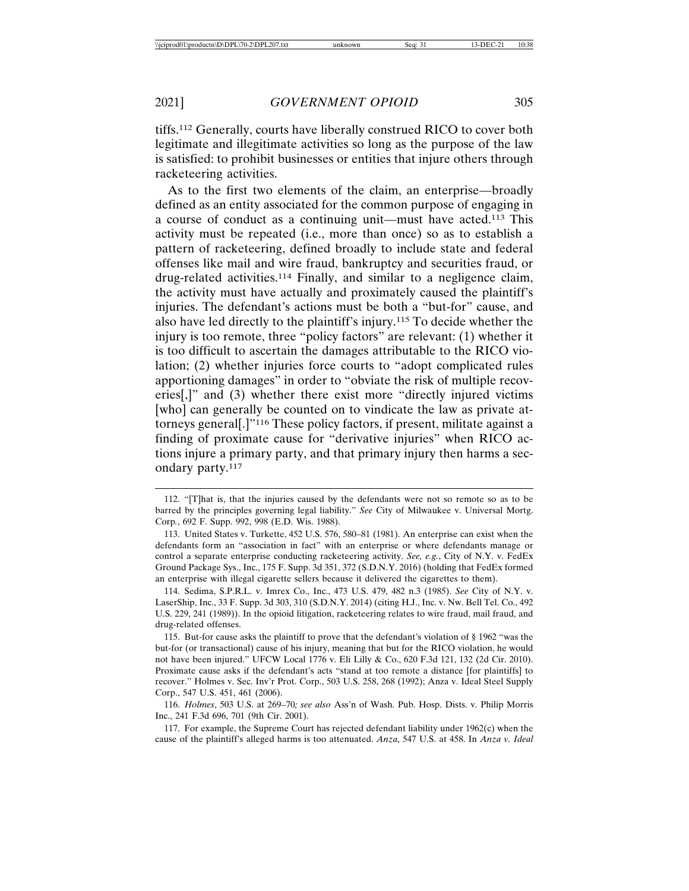tiffs.[112] Generally, courts have liberally construed RICO to cover both legitimate and illegitimate activities so long as the purpose of the law is satisfied: to prohibit businesses or entities that injure others through racketeering activities.

As to the first two elements of the claim, an enterprise—broadly defined as an entity associated for the common purpose of engaging in a course of conduct as a continuing unit—must have acted.[113] This activity must be repeated (i.e., more than once) so as to establish a pattern of racketeering, defined broadly to include state and federal offenses like mail and wire fraud, bankruptcy and securities fraud, or drug-related activities.[114] Finally, and similar to a negligence claim, the activity must have actually and proximately caused the plaintiff's injuries. The defendant's actions must be both a "but-for" cause, and also have led directly to the plaintiff's injury.[115] To decide whether the injury is too remote, three "policy factors" are relevant: (1) whether it is too difficult to ascertain the damages attributable to the RICO violation; (2) whether injuries force courts to "adopt complicated rules apportioning damages" in order to "obviate the risk of multiple recoveries[,]" and (3) whether there exist more "directly injured victims [who] can generally be counted on to vindicate the law as private attorneys general[.]"[116] These policy factors, if present, militate against a finding of proximate cause for "derivative injuries" when RICO actions injure a primary party, and that primary injury then harms a secondary party.[117]

---

112. "[T]hat is, that the injuries caused by the defendants were not so remote so as to be barred by the principles governing legal liability." *See* City of Milwaukee v. Universal Mortg. Corp., 692 F. Supp. 992, 998 (E.D. Wis. 1988).

113. United States v. Turkette, 452 U.S. 576, 580–81 (1981). An enterprise can exist when the defendants form an "association in fact" with an enterprise or where defendants manage or control a separate enterprise conducting racketeering activity. *See, e.g.*, City of N.Y. v. FedEx Ground Package Sys., Inc., 175 F. Supp. 3d 351, 372 (S.D.N.Y. 2016) (holding that FedEx formed an enterprise with illegal cigarette sellers because it delivered the cigarettes to them).

114. Sedima, S.P.R.L. v. Imrex Co., Inc., 473 U.S. 479, 482 n.3 (1985). *See* City of N.Y. v. LaserShip, Inc., 33 F. Supp. 3d 303, 310 (S.D.N.Y. 2014) (citing H.J., Inc. v. Nw. Bell Tel. Co., 492 U.S. 229, 241 (1989)). In the opioid litigation, racketeering relates to wire fraud, mail fraud, and drug-related offenses.

115. But-for cause asks the plaintiff to prove that the defendant's violation of § 1962 "was the but-for (or transactional) cause of his injury, meaning that but for the RICO violation, he would not have been injured." UFCW Local 1776 v. Eli Lilly & Co., 620 F.3d 121, 132 (2d Cir. 2010). Proximate cause asks if the defendant's acts "stand at too remote a distance [for plaintiffs] to recover." Holmes v. Sec. Inv'r Prot. Corp., 503 U.S. 258, 268 (1992); Anza v. Ideal Steel Supply Corp., 547 U.S. 451, 461 (2006).

116. *Holmes*, 503 U.S. at 269–70*; see also* Ass'n of Wash. Pub. Hosp. Dists. v. Philip Morris Inc., 241 F.3d 696, 701 (9th Cir. 2001).

117. For example, the Supreme Court has rejected defendant liability under 1962(c) when the cause of the plaintiff's alleged harms is too attenuated. *Anza*, 547 U.S. at 458. In *Anza v. Ideal*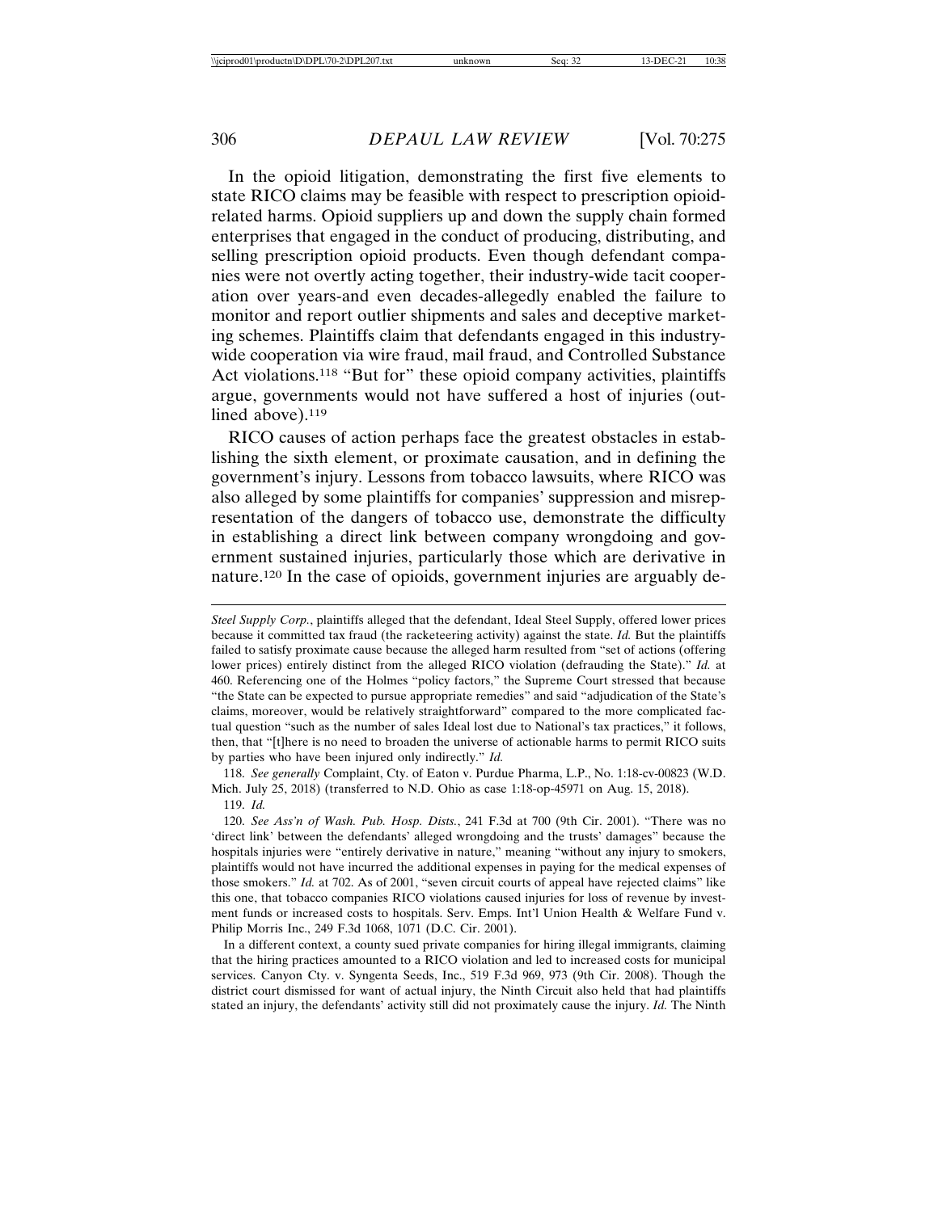In the opioid litigation, demonstrating the first five elements to state RICO claims may be feasible with respect to prescription opioid-related harms. Opioid suppliers up and down the supply chain formed enterprises that engaged in the conduct of producing, distributing, and selling prescription opioid products. Even though defendant companies were not overtly acting together, their industry-wide tacit cooperation over years-and even decades-allegedly enabled the failure to monitor and report outlier shipments and sales and deceptive marketing schemes. Plaintiffs claim that defendants engaged in this industry-wide cooperation via wire fraud, mail fraud, and Controlled Substance Act violations.[118] "But for" these opioid company activities, plaintiffs argue, governments would not have suffered a host of injuries (outlined above).[119]

RICO causes of action perhaps face the greatest obstacles in establishing the sixth element, or proximate causation, and in defining the government's injury. Lessons from tobacco lawsuits, where RICO was also alleged by some plaintiffs for companies' suppression and misrepresentation of the dangers of tobacco use, demonstrate the difficulty in establishing a direct link between company wrongdoing and government sustained injuries, particularly those which are derivative in nature.[120] In the case of opioids, government injuries are arguably de-

---

*Steel Supply Corp.*, plaintiffs alleged that the defendant, Ideal Steel Supply, offered lower prices because it committed tax fraud (the racketeering activity) against the state. *Id.* But the plaintiffs failed to satisfy proximate cause because the alleged harm resulted from "set of actions (offering lower prices) entirely distinct from the alleged RICO violation (defrauding the State)." *Id.* at 460. Referencing one of the Holmes "policy factors," the Supreme Court stressed that because "the State can be expected to pursue appropriate remedies" and said "adjudication of the State's claims, moreover, would be relatively straightforward" compared to the more complicated factual question "such as the number of sales Ideal lost due to National's tax practices," it follows, then, that "[t]here is no need to broaden the universe of actionable harms to permit RICO suits by parties who have been injured only indirectly." *Id.*

118. *See generally* Complaint, Cty. of Eaton v. Purdue Pharma, L.P., No. 1:18-cv-00823 (W.D. Mich. July 25, 2018) (transferred to N.D. Ohio as case 1:18-op-45971 on Aug. 15, 2018).

119. *Id.*

120. *See Ass'n of Wash. Pub. Hosp. Dists.*, 241 F.3d at 700 (9th Cir. 2001). "There was no 'direct link' between the defendants' alleged wrongdoing and the trusts' damages" because the hospitals injuries were "entirely derivative in nature," meaning "without any injury to smokers, plaintiffs would not have incurred the additional expenses in paying for the medical expenses of those smokers." *Id.* at 702. As of 2001, "seven circuit courts of appeal have rejected claims" like this one, that tobacco companies RICO violations caused injuries for loss of revenue by investment funds or increased costs to hospitals. Serv. Emps. Int'l Union Health & Welfare Fund v. Philip Morris Inc., 249 F.3d 1068, 1071 (D.C. Cir. 2001).

In a different context, a county sued private companies for hiring illegal immigrants, claiming that the hiring practices amounted to a RICO violation and led to increased costs for municipal services. Canyon Cty. v. Syngenta Seeds, Inc., 519 F.3d 969, 973 (9th Cir. 2008). Though the district court dismissed for want of actual injury, the Ninth Circuit also held that had plaintiffs stated an injury, the defendants' activity still did not proximately cause the injury. *Id.* The Ninth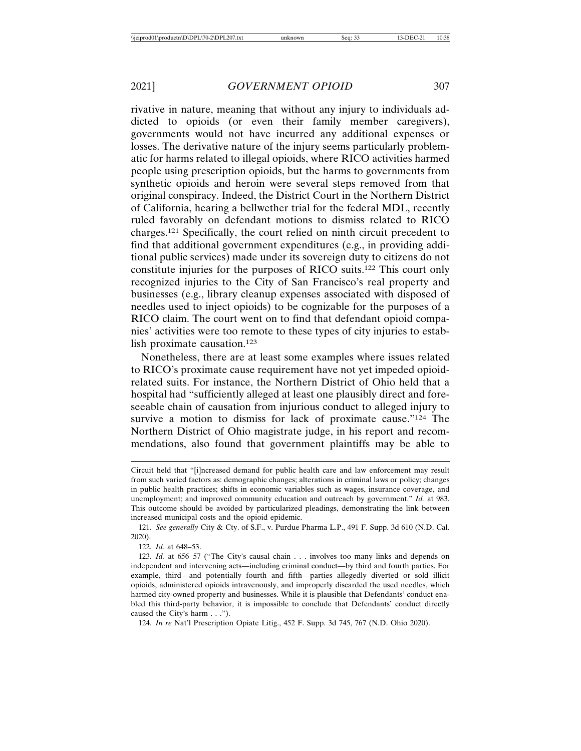rivative in nature, meaning that without any injury to individuals addicted to opioids (or even their family member caregivers), governments would not have incurred any additional expenses or losses. The derivative nature of the injury seems particularly problematic for harms related to illegal opioids, where RICO activities harmed people using prescription opioids, but the harms to governments from synthetic opioids and heroin were several steps removed from that original conspiracy. Indeed, the District Court in the Northern District of California, hearing a bellwether trial for the federal MDL, recently ruled favorably on defendant motions to dismiss related to RICO charges.[121] Specifically, the court relied on ninth circuit precedent to find that additional government expenditures (e.g., in providing additional public services) made under its sovereign duty to citizens do not constitute injuries for the purposes of RICO suits.[122] This court only recognized injuries to the City of San Francisco's real property and businesses (e.g., library cleanup expenses associated with disposed of needles used to inject opioids) to be cognizable for the purposes of a RICO claim. The court went on to find that defendant opioid companies' activities were too remote to these types of city injuries to establish proximate causation.[123]

Nonetheless, there are at least some examples where issues related to RICO's proximate cause requirement have not yet impeded opioid-related suits. For instance, the Northern District of Ohio held that a hospital had "sufficiently alleged at least one plausibly direct and foreseeable chain of causation from injurious conduct to alleged injury to survive a motion to dismiss for lack of proximate cause."[124] The Northern District of Ohio magistrate judge, in his report and recommendations, also found that government plaintiffs may be able to

---

Circuit held that "[i]ncreased demand for public health care and law enforcement may result from such varied factors as: demographic changes; alterations in criminal laws or policy; changes in public health practices; shifts in economic variables such as wages, insurance coverage, and unemployment; and improved community education and outreach by government." *Id.* at 983. This outcome should be avoided by particularized pleadings, demonstrating the link between increased municipal costs and the opioid epidemic.

121. *See generally* City & Cty. of S.F., v. Purdue Pharma L.P., 491 F. Supp. 3d 610 (N.D. Cal. 2020).

122. *Id.* at 648–53.

123. *Id.* at 656–57 ("The City's causal chain . . . involves too many links and depends on independent and intervening acts—including criminal conduct—by third and fourth parties. For example, third—and potentially fourth and fifth—parties allegedly diverted or sold illicit opioids, administered opioids intravenously, and improperly discarded the used needles, which harmed city-owned property and businesses. While it is plausible that Defendants' conduct enabled this third-party behavior, it is impossible to conclude that Defendants' conduct directly caused the City's harm . . .").

124. *In re* Nat'l Prescription Opiate Litig., 452 F. Supp. 3d 745, 767 (N.D. Ohio 2020).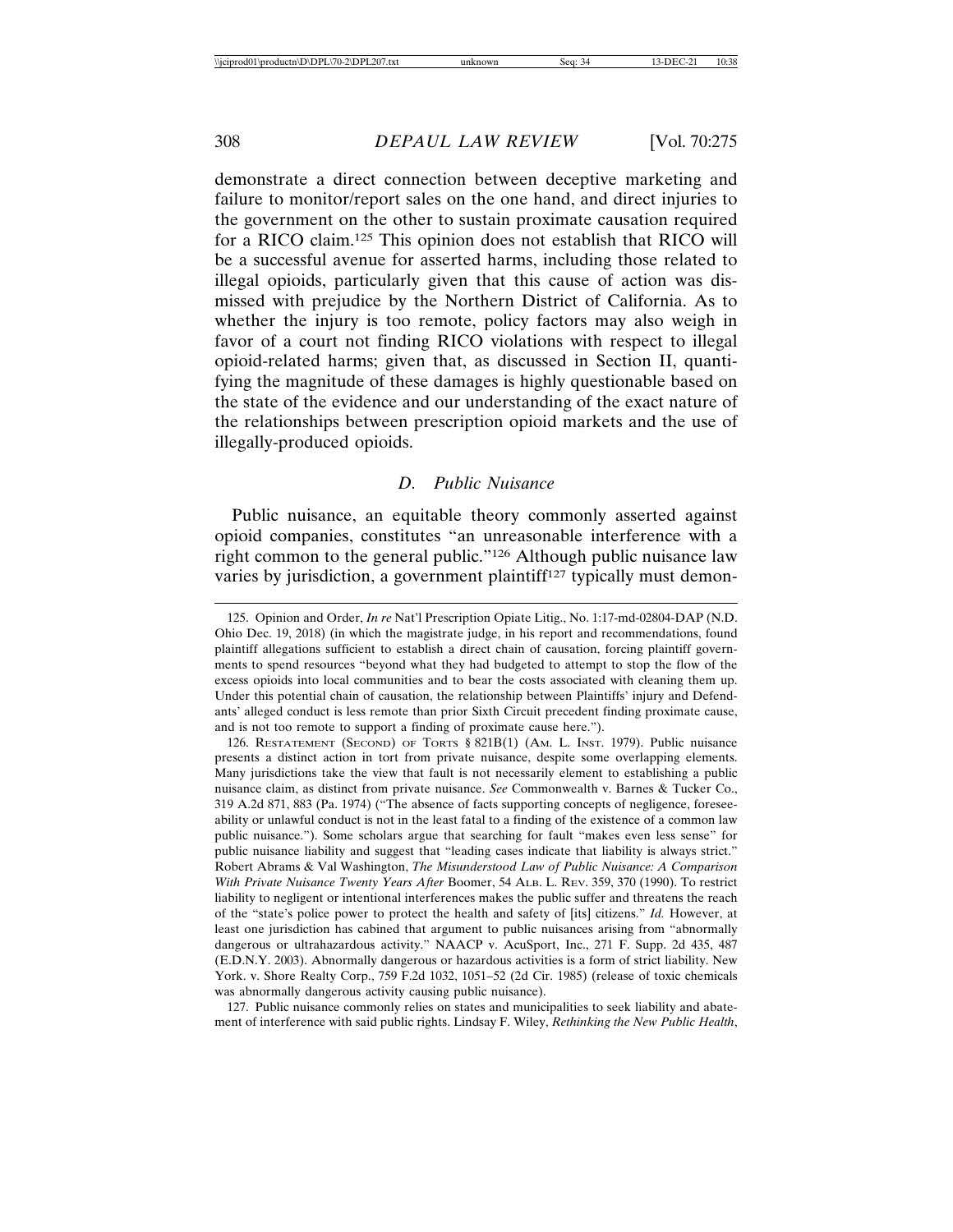demonstrate a direct connection between deceptive marketing and failure to monitor/report sales on the one hand, and direct injuries to the government on the other to sustain proximate causation required for a RICO claim.[125] This opinion does not establish that RICO will be a successful avenue for asserted harms, including those related to illegal opioids, particularly given that this cause of action was dismissed with prejudice by the Northern District of California. As to whether the injury is too remote, policy factors may also weigh in favor of a court not finding RICO violations with respect to illegal opioid-related harms; given that, as discussed in Section II, quantifying the magnitude of these damages is highly questionable based on the state of the evidence and our understanding of the exact nature of the relationships between prescription opioid markets and the use of illegally-produced opioids.

### *D. Public Nuisance*

Public nuisance, an equitable theory commonly asserted against opioid companies, constitutes "an unreasonable interference with a right common to the general public."[126] Although public nuisance law varies by jurisdiction, a government plaintiff[127] typically must demon-

---

125. Opinion and Order, *In re* Nat'l Prescription Opiate Litig., No. 1:17-md-02804-DAP (N.D. Ohio Dec. 19, 2018) (in which the magistrate judge, in his report and recommendations, found plaintiff allegations sufficient to establish a direct chain of causation, forcing plaintiff governments to spend resources "beyond what they had budgeted to attempt to stop the flow of the excess opioids into local communities and to bear the costs associated with cleaning them up. Under this potential chain of causation, the relationship between Plaintiffs' injury and Defendants' alleged conduct is less remote than prior Sixth Circuit precedent finding proximate cause, and is not too remote to support a finding of proximate cause here.").

126. Restatement (Second) of Torts § 821B(1) (Am. L. Inst. 1979). Public nuisance presents a distinct action in tort from private nuisance, despite some overlapping elements. Many jurisdictions take the view that fault is not necessarily element to establishing a public nuisance claim, as distinct from private nuisance. *See* Commonwealth v. Barnes & Tucker Co., 319 A.2d 871, 883 (Pa. 1974) ("The absence of facts supporting concepts of negligence, foreseeability or unlawful conduct is not in the least fatal to a finding of the existence of a common law public nuisance."). Some scholars argue that searching for fault "makes even less sense" for public nuisance liability and suggest that "leading cases indicate that liability is always strict." Robert Abrams & Val Washington, *The Misunderstood Law of Public Nuisance: A Comparison With Private Nuisance Twenty Years After* Boomer, 54 Alb. L. Rev. 359, 370 (1990). To restrict liability to negligent or intentional interferences makes the public suffer and threatens the reach of the "state's police power to protect the health and safety of [its] citizens." *Id.* However, at least one jurisdiction has cabined that argument to public nuisances arising from "abnormally dangerous or ultrahazardous activity." NAACP v. AcuSport, Inc., 271 F. Supp. 2d 435, 487 (E.D.N.Y. 2003). Abnormally dangerous or hazardous activities is a form of strict liability. New York. v. Shore Realty Corp., 759 F.2d 1032, 1051–52 (2d Cir. 1985) (release of toxic chemicals was abnormally dangerous activity causing public nuisance).

127. Public nuisance commonly relies on states and municipalities to seek liability and abatement of interference with said public rights. Lindsay F. Wiley, *Rethinking the New Public Health*,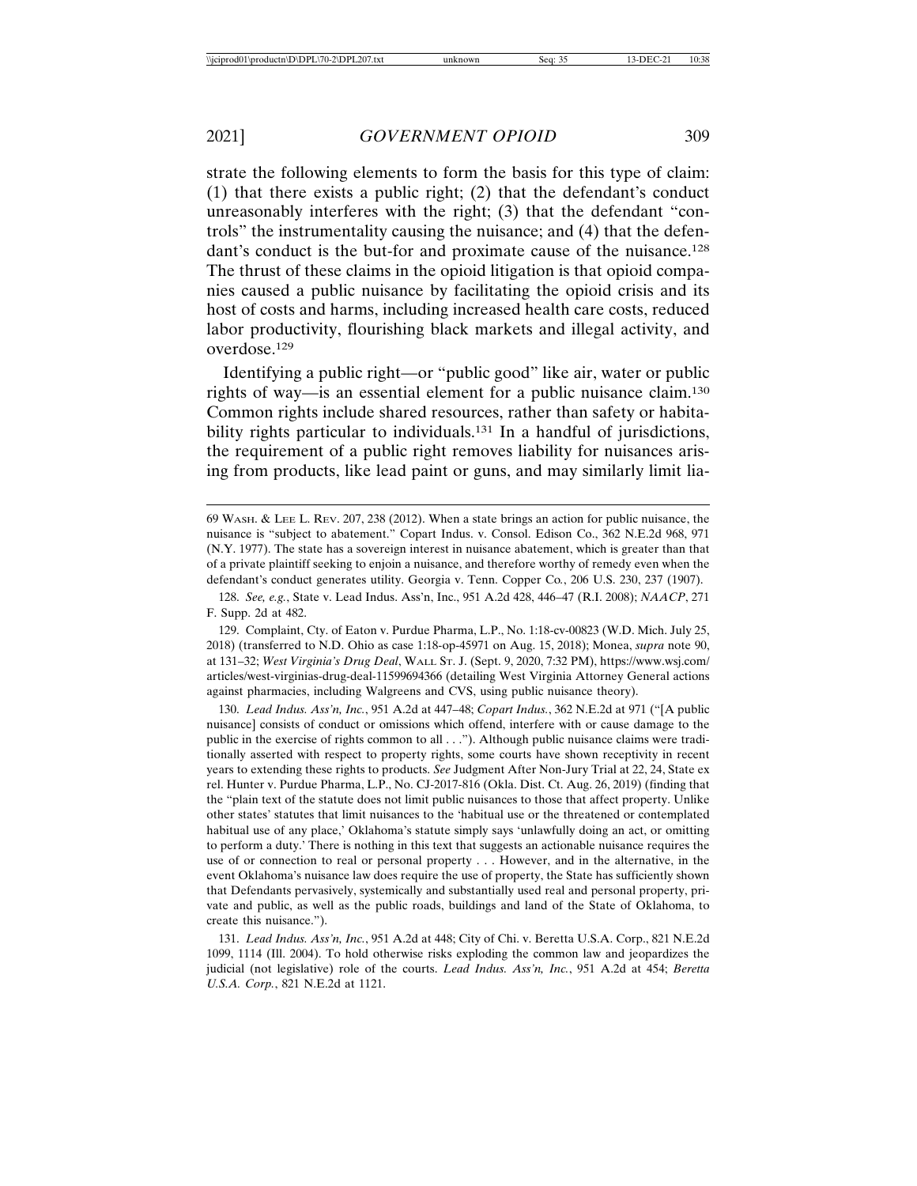strate the following elements to form the basis for this type of claim: (1) that there exists a public right; (2) that the defendant's conduct unreasonably interferes with the right; (3) that the defendant "controls" the instrumentality causing the nuisance; and (4) that the defendant's conduct is the but-for and proximate cause of the nuisance.[128] The thrust of these claims in the opioid litigation is that opioid companies caused a public nuisance by facilitating the opioid crisis and its host of costs and harms, including increased health care costs, reduced labor productivity, flourishing black markets and illegal activity, and overdose.[129]

Identifying a public right—or "public good" like air, water or public rights of way—is an essential element for a public nuisance claim.[130] Common rights include shared resources, rather than safety or habitability rights particular to individuals.[131] In a handful of jurisdictions, the requirement of a public right removes liability for nuisances arising from products, like lead paint or guns, and may similarly limit lia-

---

69 WASH. & LEE L. REV. 207, 238 (2012). When a state brings an action for public nuisance, the nuisance is "subject to abatement." Copart Indus. v. Consol. Edison Co., 362 N.E.2d 968, 971 (N.Y. 1977). The state has a sovereign interest in nuisance abatement, which is greater than that of a private plaintiff seeking to enjoin a nuisance, and therefore worthy of remedy even when the defendant's conduct generates utility. Georgia v. Tenn. Copper Co., 206 U.S. 230, 237 (1907).

128. *See, e.g.*, State v. Lead Indus. Ass'n, Inc., 951 A.2d 428, 446–47 (R.I. 2008); *NAACP*, 271 F. Supp. 2d at 482.

129. Complaint, Cty. of Eaton v. Purdue Pharma, L.P., No. 1:18-cv-00823 (W.D. Mich. July 25, 2018) (transferred to N.D. Ohio as case 1:18-op-45971 on Aug. 15, 2018); Monea, *supra* note 90, at 131–32; *West Virginia's Drug Deal*, WALL ST. J. (Sept. 9, 2020, 7:32 PM), https://www.wsj.com/articles/west-virginias-drug-deal-11599694366 (detailing West Virginia Attorney General actions against pharmacies, including Walgreens and CVS, using public nuisance theory).

130. *Lead Indus. Ass'n, Inc.*, 951 A.2d at 447–48; *Copart Indus.*, 362 N.E.2d at 971 ("[A public nuisance] consists of conduct or omissions which offend, interfere with or cause damage to the public in the exercise of rights common to all . . ."). Although public nuisance claims were traditionally asserted with respect to property rights, some courts have shown receptivity in recent years to extending these rights to products. *See* Judgment After Non-Jury Trial at 22, 24, State ex rel. Hunter v. Purdue Pharma, L.P., No. CJ-2017-816 (Okla. Dist. Ct. Aug. 26, 2019) (finding that the "plain text of the statute does not limit public nuisances to those that affect property. Unlike other states' statutes that limit nuisances to the 'habitual use or the threatened or contemplated habitual use of any place,' Oklahoma's statute simply says 'unlawfully doing an act, or omitting to perform a duty.' There is nothing in this text that suggests an actionable nuisance requires the use of or connection to real or personal property . . . However, and in the alternative, in the event Oklahoma's nuisance law does require the use of property, the State has sufficiently shown that Defendants pervasively, systemically and substantially used real and personal property, private and public, as well as the public roads, buildings and land of the State of Oklahoma, to create this nuisance.").

131. *Lead Indus. Ass'n, Inc.*, 951 A.2d at 448; City of Chi. v. Beretta U.S.A. Corp., 821 N.E.2d 1099, 1114 (Ill. 2004). To hold otherwise risks exploding the common law and jeopardizes the judicial (not legislative) role of the courts. *Lead Indus. Ass'n, Inc.*, 951 A.2d at 454; *Beretta U.S.A. Corp.*, 821 N.E.2d at 1121.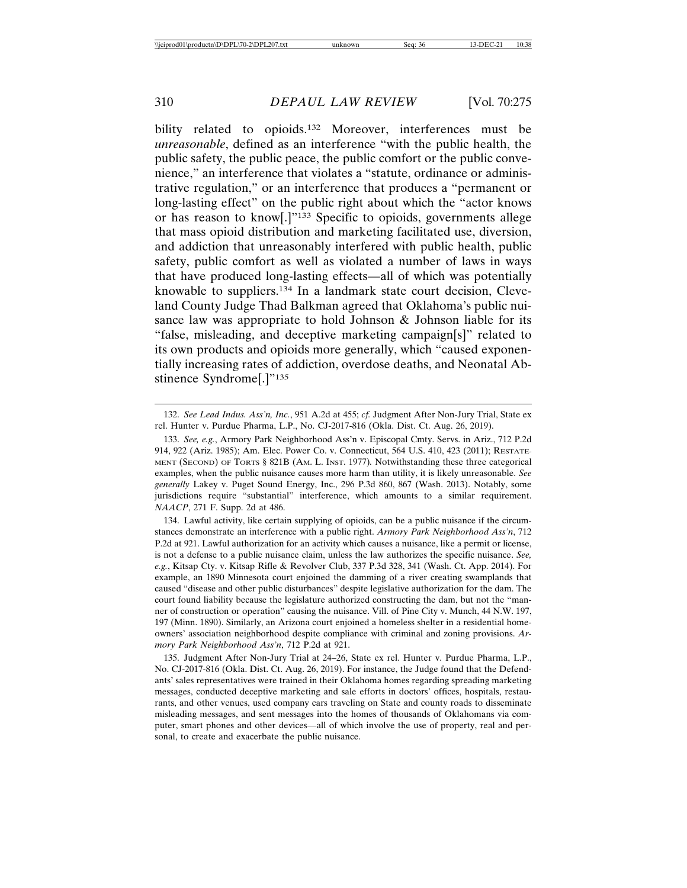bility related to opioids.[132] Moreover, interferences must be *unreasonable*, defined as an interference "with the public health, the public safety, the public peace, the public comfort or the public convenience," an interference that violates a "statute, ordinance or administrative regulation," or an interference that produces a "permanent or long-lasting effect" on the public right about which the "actor knows or has reason to know[.]"[133] Specific to opioids, governments allege that mass opioid distribution and marketing facilitated use, diversion, and addiction that unreasonably interfered with public health, public safety, public comfort as well as violated a number of laws in ways that have produced long-lasting effects—all of which was potentially knowable to suppliers.[134] In a landmark state court decision, Cleveland County Judge Thad Balkman agreed that Oklahoma's public nuisance law was appropriate to hold Johnson & Johnson liable for its "false, misleading, and deceptive marketing campaign[s]" related to its own products and opioids more generally, which "caused exponentially increasing rates of addiction, overdose deaths, and Neonatal Abstinence Syndrome[.]"[135]

---

132. *See Lead Indus. Ass'n, Inc.*, 951 A.2d at 455; *cf.* Judgment After Non-Jury Trial, State ex rel. Hunter v. Purdue Pharma, L.P., No. CJ-2017-816 (Okla. Dist. Ct. Aug. 26, 2019).

133. *See, e.g.*, Armory Park Neighborhood Ass'n v. Episcopal Cmty. Servs. in Ariz., 712 P.2d 914, 922 (Ariz. 1985); Am. Elec. Power Co. v. Connecticut, 564 U.S. 410, 423 (2011); RESTATEMENT (SECOND) OF TORTS § 821B (AM. L. INST. 1977). Notwithstanding these three categorical examples, when the public nuisance causes more harm than utility, it is likely unreasonable. *See generally* Lakey v. Puget Sound Energy, Inc., 296 P.3d 860, 867 (Wash. 2013). Notably, some jurisdictions require "substantial" interference, which amounts to a similar requirement. *NAACP*, 271 F. Supp. 2d at 486.

134. Lawful activity, like certain supplying of opioids, can be a public nuisance if the circumstances demonstrate an interference with a public right. *Armory Park Neighborhood Ass'n*, 712 P.2d at 921. Lawful authorization for an activity which causes a nuisance, like a permit or license, is not a defense to a public nuisance claim, unless the law authorizes the specific nuisance. *See, e.g.*, Kitsap Cty. v. Kitsap Rifle & Revolver Club, 337 P.3d 328, 341 (Wash. Ct. App. 2014). For example, an 1890 Minnesota court enjoined the damming of a river creating swamplands that caused "disease and other public disturbances" despite legislative authorization for the dam. The court found liability because the legislature authorized constructing the dam, but not the "manner of construction or operation" causing the nuisance. Vill. of Pine City v. Munch, 44 N.W. 197, 197 (Minn. 1890). Similarly, an Arizona court enjoined a homeless shelter in a residential homeowners' association neighborhood despite compliance with criminal and zoning provisions. *Armory Park Neighborhood Ass'n*, 712 P.2d at 921.

135. Judgment After Non-Jury Trial at 24–26, State ex rel. Hunter v. Purdue Pharma, L.P., No. CJ-2017-816 (Okla. Dist. Ct. Aug. 26, 2019). For instance, the Judge found that the Defendants' sales representatives were trained in their Oklahoma homes regarding spreading marketing messages, conducted deceptive marketing and sale efforts in doctors' offices, hospitals, restaurants, and other venues, used company cars traveling on State and county roads to disseminate misleading messages, and sent messages into the homes of thousands of Oklahomans via computer, smart phones and other devices—all of which involve the use of property, real and personal, to create and exacerbate the public nuisance.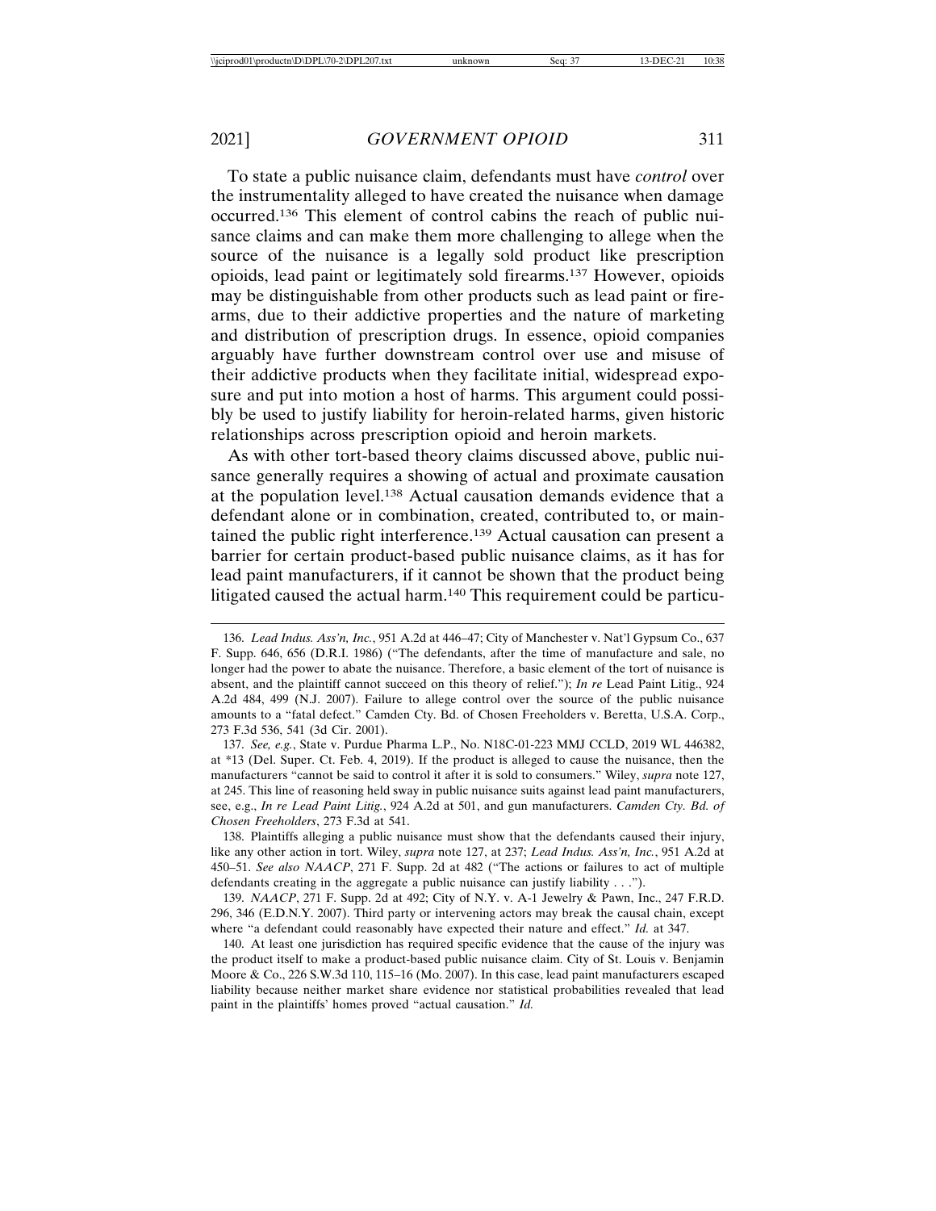To state a public nuisance claim, defendants must have *control* over the instrumentality alleged to have created the nuisance when damage occurred.[136] This element of control cabins the reach of public nuisance claims and can make them more challenging to allege when the source of the nuisance is a legally sold product like prescription opioids, lead paint or legitimately sold firearms.[137] However, opioids may be distinguishable from other products such as lead paint or firearms, due to their addictive properties and the nature of marketing and distribution of prescription drugs. In essence, opioid companies arguably have further downstream control over use and misuse of their addictive products when they facilitate initial, widespread exposure and put into motion a host of harms. This argument could possibly be used to justify liability for heroin-related harms, given historic relationships across prescription opioid and heroin markets.

As with other tort-based theory claims discussed above, public nuisance generally requires a showing of actual and proximate causation at the population level.[138] Actual causation demands evidence that a defendant alone or in combination, created, contributed to, or maintained the public right interference.[139] Actual causation can present a barrier for certain product-based public nuisance claims, as it has for lead paint manufacturers, if it cannot be shown that the product being litigated caused the actual harm.[140] This requirement could be particu-

---

136. *Lead Indus. Ass'n, Inc.*, 951 A.2d at 446–47; City of Manchester v. Nat'l Gypsum Co., 637 F. Supp. 646, 656 (D.R.I. 1986) ("The defendants, after the time of manufacture and sale, no longer had the power to abate the nuisance. Therefore, a basic element of the tort of nuisance is absent, and the plaintiff cannot succeed on this theory of relief."); *In re* Lead Paint Litig., 924 A.2d 484, 499 (N.J. 2007). Failure to allege control over the source of the public nuisance amounts to a "fatal defect." Camden Cty. Bd. of Chosen Freeholders v. Beretta, U.S.A. Corp., 273 F.3d 536, 541 (3d Cir. 2001).

137. *See, e.g.*, State v. Purdue Pharma L.P., No. N18C-01-223 MMJ CCLD, 2019 WL 446382, at *13 (Del. Super. Ct. Feb. 4, 2019). If the product is alleged to cause the nuisance, then the manufacturers "cannot be said to control it after it is sold to consumers." Wiley, *supra* note 127, at 245. This line of reasoning held sway in public nuisance suits against lead paint manufacturers, see, e.g., *In re Lead Paint Litig.*, 924 A.2d at 501, and gun manufacturers. *Camden Cty. Bd. of Chosen Freeholders*, 273 F.3d at 541.

138. Plaintiffs alleging a public nuisance must show that the defendants caused their injury, like any other action in tort. Wiley, *supra* note 127, at 237; *Lead Indus. Ass'n, Inc.*, 951 A.2d at 450–51. *See also NAACP*, 271 F. Supp. 2d at 482 ("The actions or failures to act of multiple defendants creating in the aggregate a public nuisance can justify liability . . .").

139. *NAACP*, 271 F. Supp. 2d at 492; City of N.Y. v. A-1 Jewelry & Pawn, Inc., 247 F.R.D. 296, 346 (E.D.N.Y. 2007). Third party or intervening actors may break the causal chain, except where "a defendant could reasonably have expected their nature and effect." *Id.* at 347.

140. At least one jurisdiction has required specific evidence that the cause of the injury was the product itself to make a product-based public nuisance claim. City of St. Louis v. Benjamin Moore & Co., 226 S.W.3d 110, 115–16 (Mo. 2007). In this case, lead paint manufacturers escaped liability because neither market share evidence nor statistical probabilities revealed that lead paint in the plaintiffs' homes proved "actual causation." *Id.*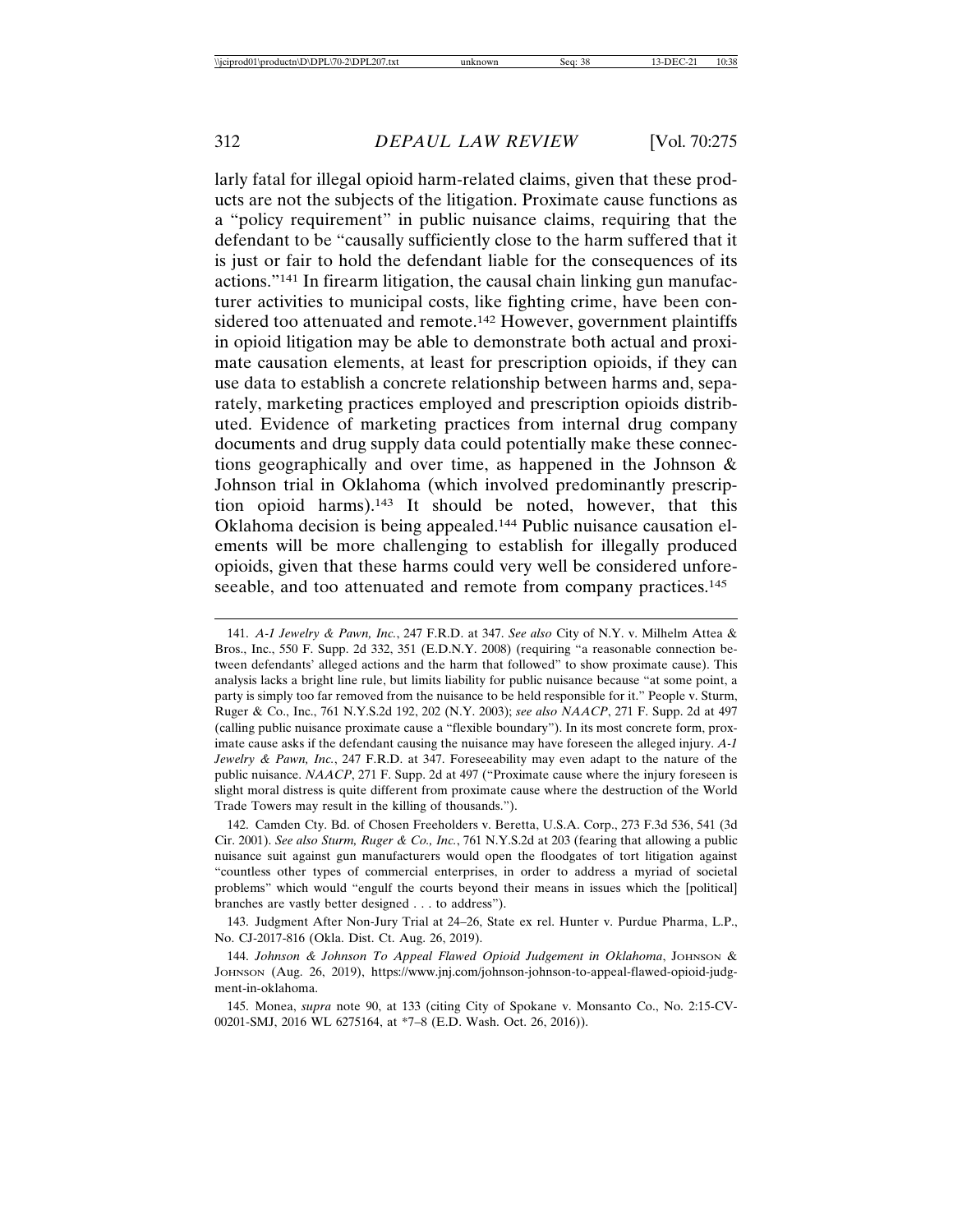larly fatal for illegal opioid harm-related claims, given that these products are not the subjects of the litigation. Proximate cause functions as a "policy requirement" in public nuisance claims, requiring that the defendant to be "causally sufficiently close to the harm suffered that it is just or fair to hold the defendant liable for the consequences of its actions."[141] In firearm litigation, the causal chain linking gun manufacturer activities to municipal costs, like fighting crime, have been considered too attenuated and remote.[142] However, government plaintiffs in opioid litigation may be able to demonstrate both actual and proximate causation elements, at least for prescription opioids, if they can use data to establish a concrete relationship between harms and, separately, marketing practices employed and prescription opioids distributed. Evidence of marketing practices from internal drug company documents and drug supply data could potentially make these connections geographically and over time, as happened in the Johnson & Johnson trial in Oklahoma (which involved predominantly prescription opioid harms).[143] It should be noted, however, that this Oklahoma decision is being appealed.[144] Public nuisance causation elements will be more challenging to establish for illegally produced opioids, given that these harms could very well be considered unforeseeable, and too attenuated and remote from company practices.[145]

---

141. *A-1 Jewelry & Pawn, Inc.*, 247 F.R.D. at 347. *See also* City of N.Y. v. Milhelm Attea & Bros., Inc., 550 F. Supp. 2d 332, 351 (E.D.N.Y. 2008) (requiring "a reasonable connection between defendants' alleged actions and the harm that followed" to show proximate cause). This analysis lacks a bright line rule, but limits liability for public nuisance because "at some point, a party is simply too far removed from the nuisance to be held responsible for it." People v. Sturm, Ruger & Co., Inc., 761 N.Y.S.2d 192, 202 (N.Y. 2003); *see also NAACP*, 271 F. Supp. 2d at 497 (calling public nuisance proximate cause a "flexible boundary"). In its most concrete form, proximate cause asks if the defendant causing the nuisance may have foreseen the alleged injury. *A-1 Jewelry & Pawn, Inc.*, 247 F.R.D. at 347. Foreseeability may even adapt to the nature of the public nuisance. *NAACP*, 271 F. Supp. 2d at 497 ("Proximate cause where the injury foreseen is slight moral distress is quite different from proximate cause where the destruction of the World Trade Towers may result in the killing of thousands.").

142. Camden Cty. Bd. of Chosen Freeholders v. Beretta, U.S.A. Corp., 273 F.3d 536, 541 (3d Cir. 2001). *See also Sturm, Ruger & Co., Inc.*, 761 N.Y.S.2d at 203 (fearing that allowing a public nuisance suit against gun manufacturers would open the floodgates of tort litigation against "countless other types of commercial enterprises, in order to address a myriad of societal problems" which would "engulf the courts beyond their means in issues which the [political] branches are vastly better designed . . . to address").

143. Judgment After Non-Jury Trial at 24–26, State ex rel. Hunter v. Purdue Pharma, L.P., No. CJ-2017-816 (Okla. Dist. Ct. Aug. 26, 2019).

144. *Johnson & Johnson To Appeal Flawed Opioid Judgement in Oklahoma*, JOHNSON & JOHNSON (Aug. 26, 2019), https://www.jnj.com/johnson-johnson-to-appeal-flawed-opioid-judgment-in-oklahoma.

145. Monea, *supra* note 90, at 133 (citing City of Spokane v. Monsanto Co., No. 2:15-CV-00201-SMJ, 2016 WL 6275164, at *7–8 (E.D. Wash. Oct. 26, 2016)).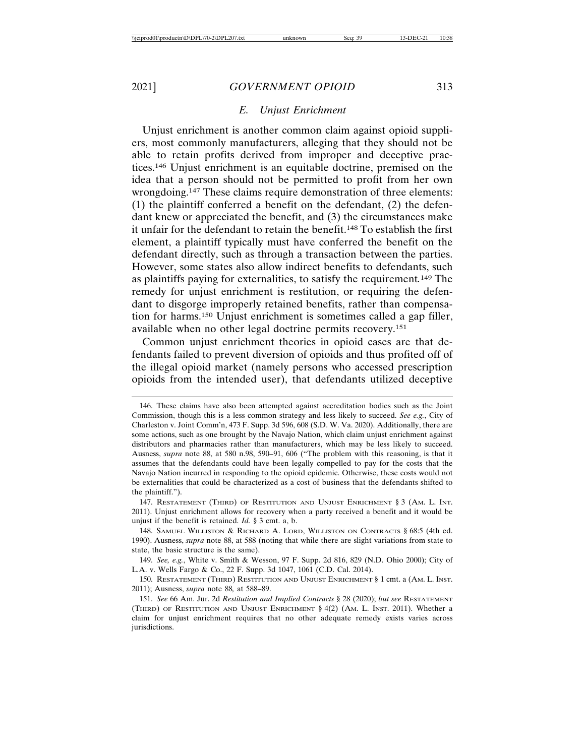### *E. Unjust Enrichment*

Unjust enrichment is another common claim against opioid suppliers, most commonly manufacturers, alleging that they should not be able to retain profits derived from improper and deceptive practices.[146] Unjust enrichment is an equitable doctrine, premised on the idea that a person should not be permitted to profit from her own wrongdoing.[147] These claims require demonstration of three elements: (1) the plaintiff conferred a benefit on the defendant, (2) the defendant knew or appreciated the benefit, and (3) the circumstances make it unfair for the defendant to retain the benefit.[148] To establish the first element, a plaintiff typically must have conferred the benefit on the defendant directly, such as through a transaction between the parties. However, some states also allow indirect benefits to defendants, such as plaintiffs paying for externalities, to satisfy the requirement.[149] The remedy for unjust enrichment is restitution, or requiring the defendant to disgorge improperly retained benefits, rather than compensation for harms.[150] Unjust enrichment is sometimes called a gap filler, available when no other legal doctrine permits recovery.[151]

Common unjust enrichment theories in opioid cases are that defendants failed to prevent diversion of opioids and thus profited off of the illegal opioid market (namely persons who accessed prescription opioids from the intended user), that defendants utilized deceptive

---

146. These claims have also been attempted against accreditation bodies such as the Joint Commission, though this is a less common strategy and less likely to succeed. *See e.g.*, City of Charleston v. Joint Comm'n, 473 F. Supp. 3d 596, 608 (S.D. W. Va. 2020). Additionally, there are some actions, such as one brought by the Navajo Nation, which claim unjust enrichment against distributors and pharmacies rather than manufacturers, which may be less likely to succeed. Ausness, *supra* note 88, at 580 n.98, 590–91, 606 ("The problem with this reasoning, is that it assumes that the defendants could have been legally compelled to pay for the costs that the Navajo Nation incurred in responding to the opioid epidemic. Otherwise, these costs would not be externalities that could be characterized as a cost of business that the defendants shifted to the plaintiff.").

147. RESTATEMENT (THIRD) OF RESTITUTION AND UNJUST ENRICHMENT § 3 (AM. L. INT. 2011). Unjust enrichment allows for recovery when a party received a benefit and it would be unjust if the benefit is retained. *Id.* § 3 cmt. a, b.

148. SAMUEL WILLISTON & RICHARD A. LORD, WILLISTON ON CONTRACTS § 68:5 (4th ed. 1990). Ausness, *supra* note 88, at 588 (noting that while there are slight variations from state to state, the basic structure is the same).

149. *See, e.g.*, White v. Smith & Wesson, 97 F. Supp. 2d 816, 829 (N.D. Ohio 2000); City of L.A. v. Wells Fargo & Co., 22 F. Supp. 3d 1047, 1061 (C.D. Cal. 2014).

150. RESTATEMENT (THIRD) RESTITUTION AND UNJUST ENRICHMENT § 1 cmt. a (AM. L. INST. 2011); Ausness, *supra* note 88*,* at 588–89.

151. *See* 66 Am. Jur. 2d *Restitution and Implied Contracts* § 28 (2020); *but see* RESTATEMENT (THIRD) OF RESTITUTION AND UNJUST ENRICHMENT § 4(2) (AM. L. INST. 2011). Whether a claim for unjust enrichment requires that no other adequate remedy exists varies across jurisdictions.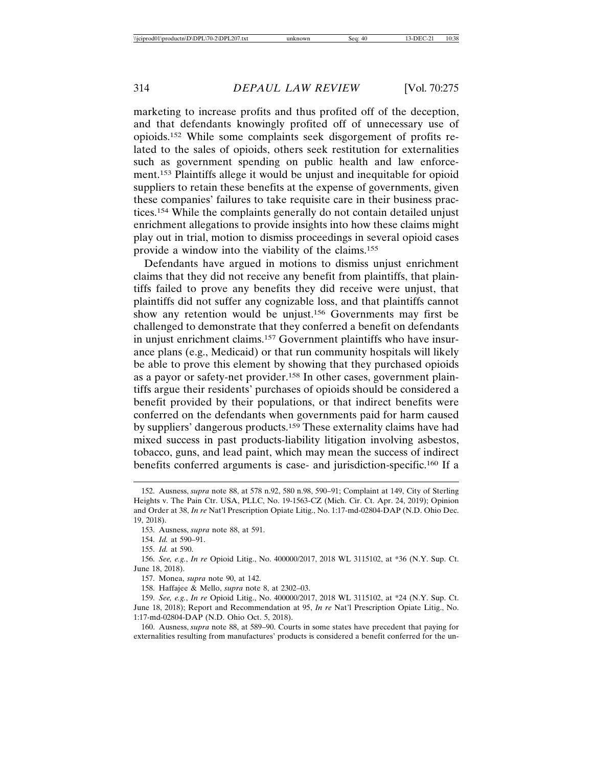marketing to increase profits and thus profited off of the deception, and that defendants knowingly profited off of unnecessary use of opioids.[152] While some complaints seek disgorgement of profits related to the sales of opioids, others seek restitution for externalities such as government spending on public health and law enforcement.[153] Plaintiffs allege it would be unjust and inequitable for opioid suppliers to retain these benefits at the expense of governments, given these companies' failures to take requisite care in their business practices.[154] While the complaints generally do not contain detailed unjust enrichment allegations to provide insights into how these claims might play out in trial, motion to dismiss proceedings in several opioid cases provide a window into the viability of the claims.[155]

Defendants have argued in motions to dismiss unjust enrichment claims that they did not receive any benefit from plaintiffs, that plaintiffs failed to prove any benefits they did receive were unjust, that plaintiffs did not suffer any cognizable loss, and that plaintiffs cannot show any retention would be unjust.[156] Governments may first be challenged to demonstrate that they conferred a benefit on defendants in unjust enrichment claims.[157] Government plaintiffs who have insurance plans (e.g., Medicaid) or that run community hospitals will likely be able to prove this element by showing that they purchased opioids as a payor or safety-net provider.[158] In other cases, government plaintiffs argue their residents' purchases of opioids should be considered a benefit provided by their populations, or that indirect benefits were conferred on the defendants when governments paid for harm caused by suppliers' dangerous products.[159] These externality claims have had mixed success in past products-liability litigation involving asbestos, tobacco, guns, and lead paint, which may mean the success of indirect benefits conferred arguments is case- and jurisdiction-specific.[160] If a

---

152. Ausness, *supra* note 88, at 578 n.92, 580 n.98, 590–91; Complaint at 149, City of Sterling Heights v. The Pain Ctr. USA, PLLC, No. 19-1563-CZ (Mich. Cir. Ct. Apr. 24, 2019); Opinion and Order at 38, *In re* Nat'l Prescription Opiate Litig., No. 1:17-md-02804-DAP (N.D. Ohio Dec. 19, 2018).

153. Ausness, *supra* note 88, at 591.

154. *Id.* at 590–91.

155. *Id.* at 590.

156. *See, e.g.*, *In re* Opioid Litig., No. 400000/2017, 2018 WL 3115102, at *36 (N.Y. Sup. Ct. June 18, 2018).

157. Monea, *supra* note 90, at 142.

158. Haffajee & Mello, *supra* note 8, at 2302–03.

159. *See, e.g.*, *In re* Opioid Litig., No. 400000/2017, 2018 WL 3115102, at *24 (N.Y. Sup. Ct. June 18, 2018); Report and Recommendation at 95, *In re* Nat'l Prescription Opiate Litig., No. 1:17-md-02804-DAP (N.D. Ohio Oct. 5, 2018).

160. Ausness, *supra* note 88, at 589–90. Courts in some states have precedent that paying for externalities resulting from manufactures' products is considered a benefit conferred for the un-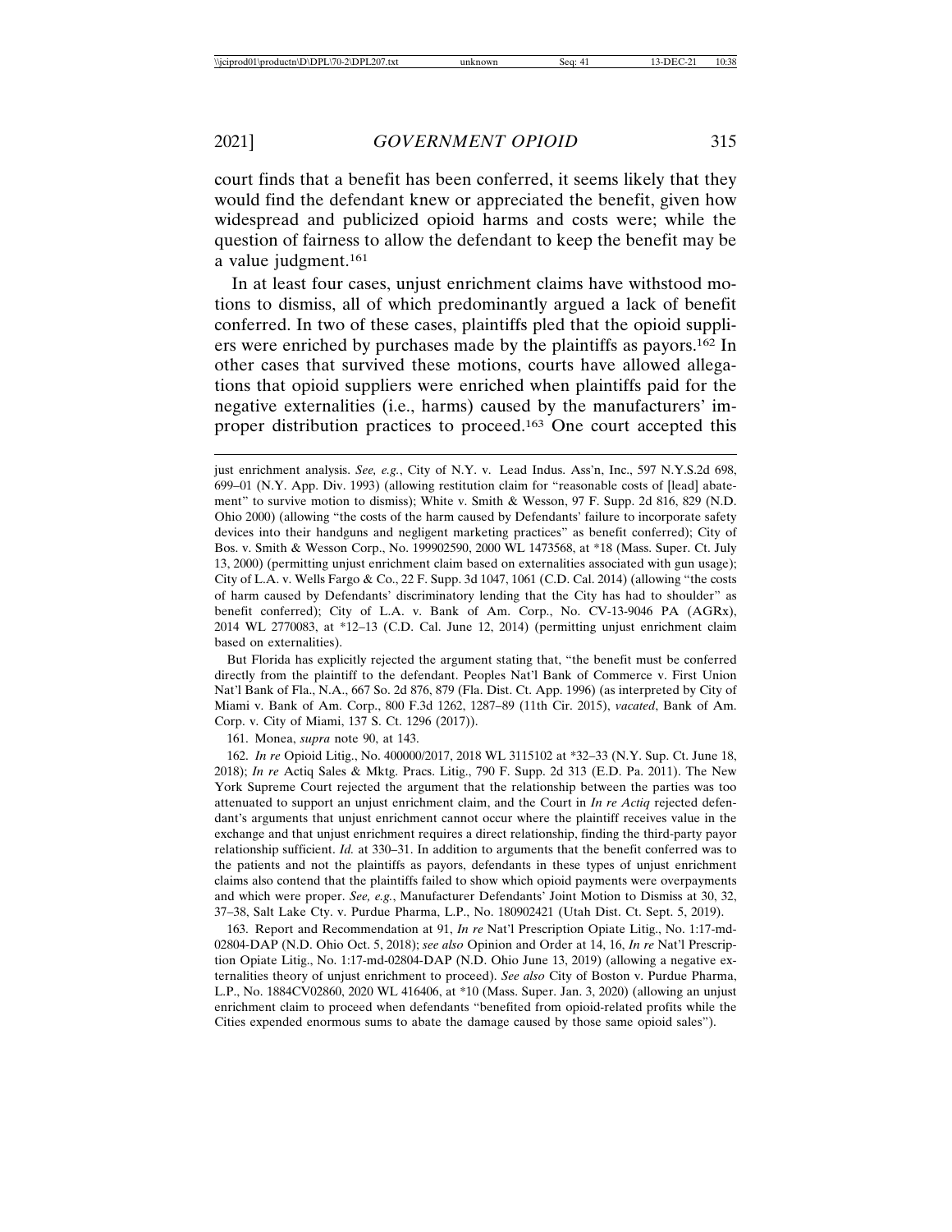court finds that a benefit has been conferred, it seems likely that they would find the defendant knew or appreciated the benefit, given how widespread and publicized opioid harms and costs were; while the question of fairness to allow the defendant to keep the benefit may be a value judgment.[161]

In at least four cases, unjust enrichment claims have withstood motions to dismiss, all of which predominantly argued a lack of benefit conferred. In two of these cases, plaintiffs pled that the opioid suppliers were enriched by purchases made by the plaintiffs as payors.[162] In other cases that survived these motions, courts have allowed allegations that opioid suppliers were enriched when plaintiffs paid for the negative externalities (i.e., harms) caused by the manufacturers' improper distribution practices to proceed.[163] One court accepted this

---

just enrichment analysis. *See, e.g.*, City of N.Y. v. Lead Indus. Ass'n, Inc., 597 N.Y.S.2d 698, 699–01 (N.Y. App. Div. 1993) (allowing restitution claim for "reasonable costs of [lead] abatement" to survive motion to dismiss); White v. Smith & Wesson, 97 F. Supp. 2d 816, 829 (N.D. Ohio 2000) (allowing "the costs of the harm caused by Defendants' failure to incorporate safety devices into their handguns and negligent marketing practices" as benefit conferred); City of Bos. v. Smith & Wesson Corp., No. 199902590, 2000 WL 1473568, at *18 (Mass. Super. Ct. July 13, 2000) (permitting unjust enrichment claim based on externalities associated with gun usage); City of L.A. v. Wells Fargo & Co., 22 F. Supp. 3d 1047, 1061 (C.D. Cal. 2014) (allowing "the costs of harm caused by Defendants' discriminatory lending that the City has had to shoulder" as benefit conferred); City of L.A. v. Bank of Am. Corp., No. CV-13-9046 PA (AGRx), 2014 WL 2770083, at *12–13 (C.D. Cal. June 12, 2014) (permitting unjust enrichment claim based on externalities).

But Florida has explicitly rejected the argument stating that, "the benefit must be conferred directly from the plaintiff to the defendant. Peoples Nat'l Bank of Commerce v. First Union Nat'l Bank of Fla., N.A., 667 So. 2d 876, 879 (Fla. Dist. Ct. App. 1996) (as interpreted by City of Miami v. Bank of Am. Corp., 800 F.3d 1262, 1287–89 (11th Cir. 2015), *vacated*, Bank of Am. Corp. v. City of Miami, 137 S. Ct. 1296 (2017)).

161. Monea, *supra* note 90, at 143.

162. *In re* Opioid Litig., No. 400000/2017, 2018 WL 3115102 at *32–33 (N.Y. Sup. Ct. June 18, 2018); *In re* Actiq Sales & Mktg. Pracs. Litig., 790 F. Supp. 2d 313 (E.D. Pa. 2011). The New York Supreme Court rejected the argument that the relationship between the parties was too attenuated to support an unjust enrichment claim, and the Court in *In re Actiq* rejected defendant's arguments that unjust enrichment cannot occur where the plaintiff receives value in the exchange and that unjust enrichment requires a direct relationship, finding the third-party payor relationship sufficient. *Id.* at 330–31. In addition to arguments that the benefit conferred was to the patients and not the plaintiffs as payors, defendants in these types of unjust enrichment claims also contend that the plaintiffs failed to show which opioid payments were overpayments and which were proper. *See, e.g.*, Manufacturer Defendants' Joint Motion to Dismiss at 30, 32, 37–38, Salt Lake Cty. v. Purdue Pharma, L.P., No. 180902421 (Utah Dist. Ct. Sept. 5, 2019).

163. Report and Recommendation at 91, *In re* Nat'l Prescription Opiate Litig., No. 1:17-md-02804-DAP (N.D. Ohio Oct. 5, 2018); *see also* Opinion and Order at 14, 16, *In re* Nat'l Prescription Opiate Litig., No. 1:17-md-02804-DAP (N.D. Ohio June 13, 2019) (allowing a negative externalities theory of unjust enrichment to proceed). *See also* City of Boston v. Purdue Pharma, L.P., No. 1884CV02860, 2020 WL 416406, at *10 (Mass. Super. Jan. 3, 2020) (allowing an unjust enrichment claim to proceed when defendants "benefited from opioid-related profits while the Cities expended enormous sums to abate the damage caused by those same opioid sales").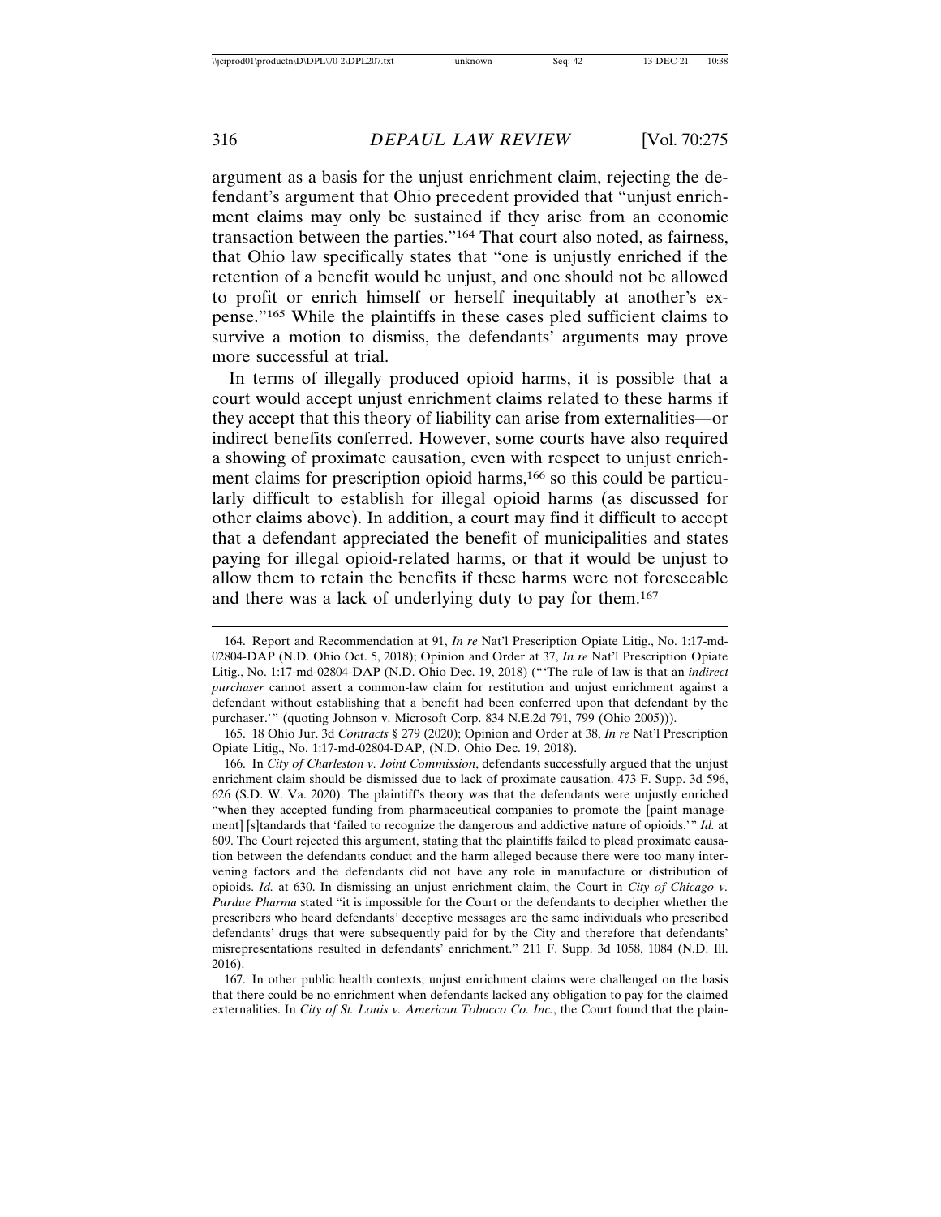argument as a basis for the unjust enrichment claim, rejecting the defendant's argument that Ohio precedent provided that "unjust enrichment claims may only be sustained if they arise from an economic transaction between the parties."[164] That court also noted, as fairness, that Ohio law specifically states that "one is unjustly enriched if the retention of a benefit would be unjust, and one should not be allowed to profit or enrich himself or herself inequitably at another's expense."[165] While the plaintiffs in these cases pled sufficient claims to survive a motion to dismiss, the defendants' arguments may prove more successful at trial.

In terms of illegally produced opioid harms, it is possible that a court would accept unjust enrichment claims related to these harms if they accept that this theory of liability can arise from externalities—or indirect benefits conferred. However, some courts have also required a showing of proximate causation, even with respect to unjust enrichment claims for prescription opioid harms,[166] so this could be particularly difficult to establish for illegal opioid harms (as discussed for other claims above). In addition, a court may find it difficult to accept that a defendant appreciated the benefit of municipalities and states paying for illegal opioid-related harms, or that it would be unjust to allow them to retain the benefits if these harms were not foreseeable and there was a lack of underlying duty to pay for them.[167]

---

164. Report and Recommendation at 91, *In re* Nat'l Prescription Opiate Litig., No. 1:17-md-02804-DAP (N.D. Ohio Oct. 5, 2018); Opinion and Order at 37, *In re* Nat'l Prescription Opiate Litig., No. 1:17-md-02804-DAP (N.D. Ohio Dec. 19, 2018) ("'The rule of law is that an *indirect purchaser* cannot assert a common-law claim for restitution and unjust enrichment against a defendant without establishing that a benefit had been conferred upon that defendant by the purchaser.'" (quoting Johnson v. Microsoft Corp. 834 N.E.2d 791, 799 (Ohio 2005))).

165. 18 Ohio Jur. 3d *Contracts* § 279 (2020); Opinion and Order at 38, *In re* Nat'l Prescription Opiate Litig., No. 1:17-md-02804-DAP, (N.D. Ohio Dec. 19, 2018).

166. In *City of Charleston v. Joint Commission*, defendants successfully argued that the unjust enrichment claim should be dismissed due to lack of proximate causation. 473 F. Supp. 3d 596, 626 (S.D. W. Va. 2020). The plaintiff's theory was that the defendants were unjustly enriched "when they accepted funding from pharmaceutical companies to promote the [paint management] [s]tandards that 'failed to recognize the dangerous and addictive nature of opioids.'" *Id.* at 609. The Court rejected this argument, stating that the plaintiffs failed to plead proximate causation between the defendants conduct and the harm alleged because there were too many intervening factors and the defendants did not have any role in manufacture or distribution of opioids. *Id.* at 630. In dismissing an unjust enrichment claim, the Court in *City of Chicago v. Purdue Pharma* stated "it is impossible for the Court or the defendants to decipher whether the prescribers who heard defendants' deceptive messages are the same individuals who prescribed defendants' drugs that were subsequently paid for by the City and therefore that defendants' misrepresentations resulted in defendants' enrichment." 211 F. Supp. 3d 1058, 1084 (N.D. Ill. 2016).

167. In other public health contexts, unjust enrichment claims were challenged on the basis that there could be no enrichment when defendants lacked any obligation to pay for the claimed externalities. In *City of St. Louis v. American Tobacco Co. Inc.*, the Court found that the plain-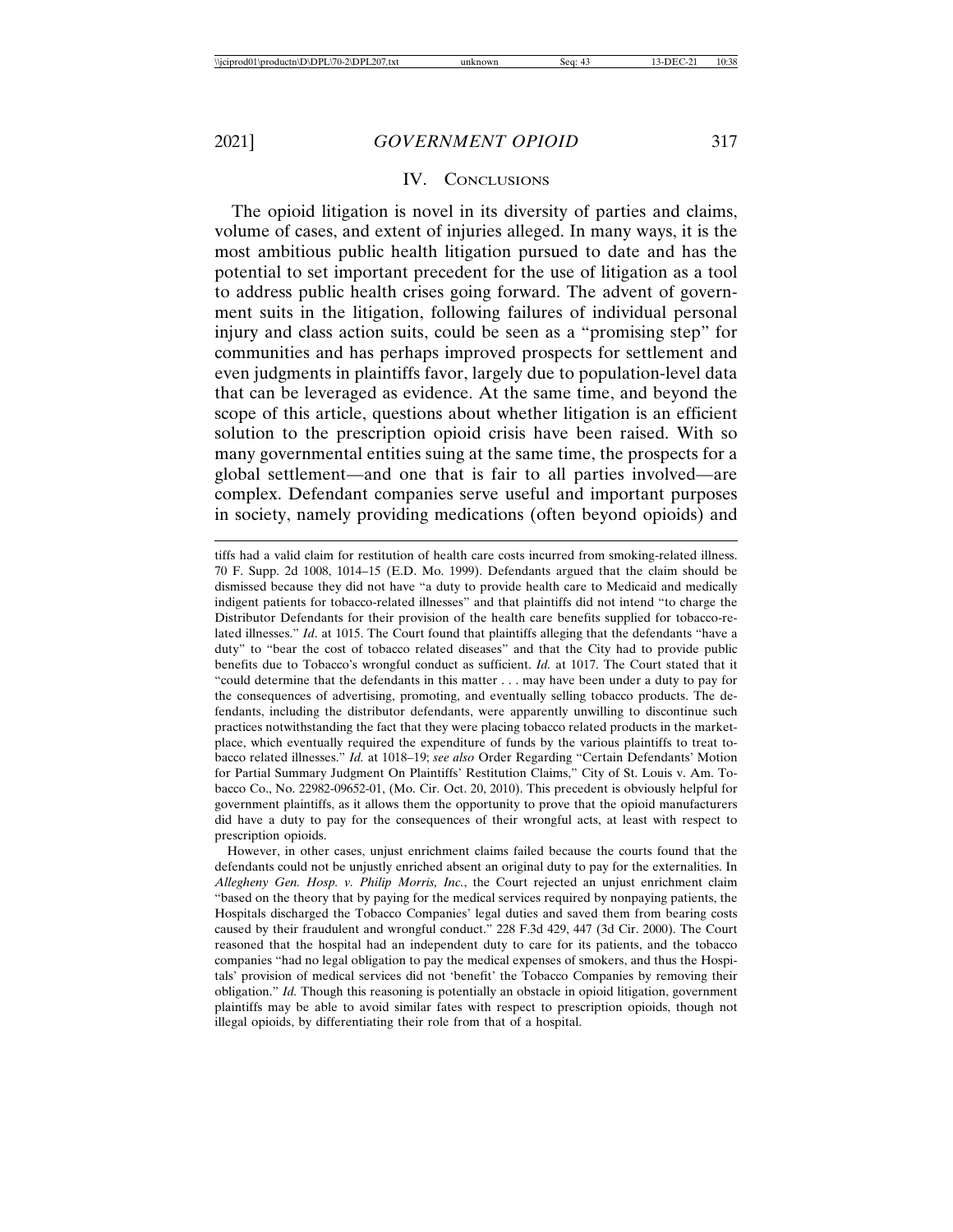## IV. Conclusions

The opioid litigation is novel in its diversity of parties and claims, volume of cases, and extent of injuries alleged. In many ways, it is the most ambitious public health litigation pursued to date and has the potential to set important precedent for the use of litigation as a tool to address public health crises going forward. The advent of government suits in the litigation, following failures of individual personal injury and class action suits, could be seen as a "promising step" for communities and has perhaps improved prospects for settlement and even judgments in plaintiffs favor, largely due to population-level data that can be leveraged as evidence. At the same time, and beyond the scope of this article, questions about whether litigation is an efficient solution to the prescription opioid crisis have been raised. With so many governmental entities suing at the same time, the prospects for a global settlement—and one that is fair to all parties involved—are complex. Defendant companies serve useful and important purposes in society, namely providing medications (often beyond opioids) and

---

tiffs had a valid claim for restitution of health care costs incurred from smoking-related illness. 70 F. Supp. 2d 1008, 1014–15 (E.D. Mo. 1999). Defendants argued that the claim should be dismissed because they did not have "a duty to provide health care to Medicaid and medically indigent patients for tobacco-related illnesses" and that plaintiffs did not intend "to charge the Distributor Defendants for their provision of the health care benefits supplied for tobacco-related illnesses." *Id*. at 1015. The Court found that plaintiffs alleging that the defendants "have a duty" to "bear the cost of tobacco related diseases" and that the City had to provide public benefits due to Tobacco's wrongful conduct as sufficient. *Id.* at 1017. The Court stated that it "could determine that the defendants in this matter . . . may have been under a duty to pay for the consequences of advertising, promoting, and eventually selling tobacco products. The defendants, including the distributor defendants, were apparently unwilling to discontinue such practices notwithstanding the fact that they were placing tobacco related products in the marketplace, which eventually required the expenditure of funds by the various plaintiffs to treat tobacco related illnesses." *Id.* at 1018–19; *see also* Order Regarding "Certain Defendants' Motion for Partial Summary Judgment On Plaintiffs' Restitution Claims," City of St. Louis v. Am. Tobacco Co., No. 22982-09652-01, (Mo. Cir. Oct. 20, 2010). This precedent is obviously helpful for government plaintiffs, as it allows them the opportunity to prove that the opioid manufacturers did have a duty to pay for the consequences of their wrongful acts, at least with respect to prescription opioids.

However, in other cases, unjust enrichment claims failed because the courts found that the defendants could not be unjustly enriched absent an original duty to pay for the externalities. In *Allegheny Gen. Hosp. v. Philip Morris, Inc.*, the Court rejected an unjust enrichment claim "based on the theory that by paying for the medical services required by nonpaying patients, the Hospitals discharged the Tobacco Companies' legal duties and saved them from bearing costs caused by their fraudulent and wrongful conduct." 228 F.3d 429, 447 (3d Cir. 2000). The Court reasoned that the hospital had an independent duty to care for its patients, and the tobacco companies "had no legal obligation to pay the medical expenses of smokers, and thus the Hospitals' provision of medical services did not 'benefit' the Tobacco Companies by removing their obligation." *Id.* Though this reasoning is potentially an obstacle in opioid litigation, government plaintiffs may be able to avoid similar fates with respect to prescription opioids, though not illegal opioids, by differentiating their role from that of a hospital.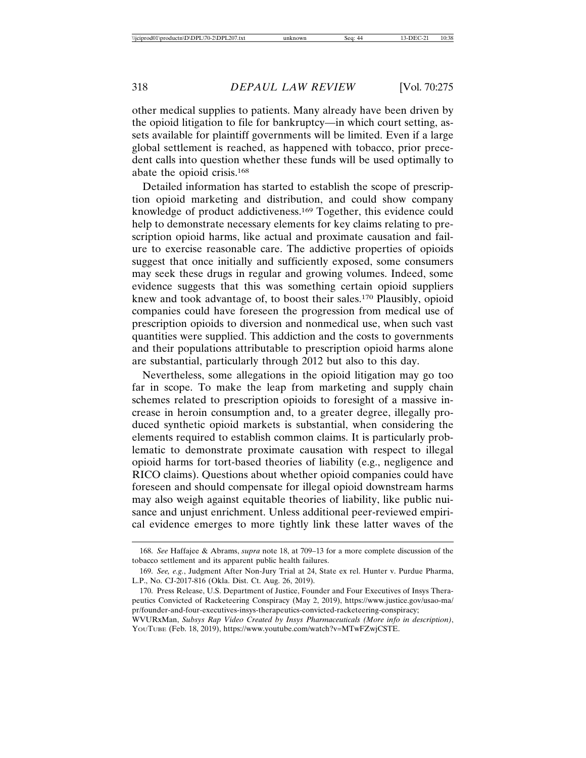other medical supplies to patients. Many already have been driven by the opioid litigation to file for bankruptcy—in which court setting, assets available for plaintiff governments will be limited. Even if a large global settlement is reached, as happened with tobacco, prior precedent calls into question whether these funds will be used optimally to abate the opioid crisis.[168]

Detailed information has started to establish the scope of prescription opioid marketing and distribution, and could show company knowledge of product addictiveness.[169] Together, this evidence could help to demonstrate necessary elements for key claims relating to prescription opioid harms, like actual and proximate causation and failure to exercise reasonable care. The addictive properties of opioids suggest that once initially and sufficiently exposed, some consumers may seek these drugs in regular and growing volumes. Indeed, some evidence suggests that this was something certain opioid suppliers knew and took advantage of, to boost their sales.[170] Plausibly, opioid companies could have foreseen the progression from medical use of prescription opioids to diversion and nonmedical use, when such vast quantities were supplied. This addiction and the costs to governments and their populations attributable to prescription opioid harms alone are substantial, particularly through 2012 but also to this day.

Nevertheless, some allegations in the opioid litigation may go too far in scope. To make the leap from marketing and supply chain schemes related to prescription opioids to foresight of a massive increase in heroin consumption and, to a greater degree, illegally produced synthetic opioid markets is substantial, when considering the elements required to establish common claims. It is particularly problematic to demonstrate proximate causation with respect to illegal opioid harms for tort-based theories of liability (e.g., negligence and RICO claims). Questions about whether opioid companies could have foreseen and should compensate for illegal opioid downstream harms may also weigh against equitable theories of liability, like public nuisance and unjust enrichment. Unless additional peer-reviewed empirical evidence emerges to more tightly link these latter waves of the

---

168. *See* Haffajee & Abrams, *supra* note 18, at 709–13 for a more complete discussion of the tobacco settlement and its apparent public health failures.

169. *See, e.g.*, Judgment After Non-Jury Trial at 24, State ex rel. Hunter v. Purdue Pharma, L.P., No. CJ-2017-816 (Okla. Dist. Ct. Aug. 26, 2019).

170. Press Release, U.S. Department of Justice, Founder and Four Executives of Insys Therapeutics Convicted of Racketeering Conspiracy (May 2, 2019), https://www.justice.gov/usao-ma/pr/founder-and-four-executives-insys-therapeutics-convicted-racketeering-conspiracy; WVURxMan, *Subsys Rap Video Created by Insys Pharmaceuticals (More info in description)*, YouTube (Feb. 18, 2019), https://www.youtube.com/watch?v=MTwFZwjCSTE.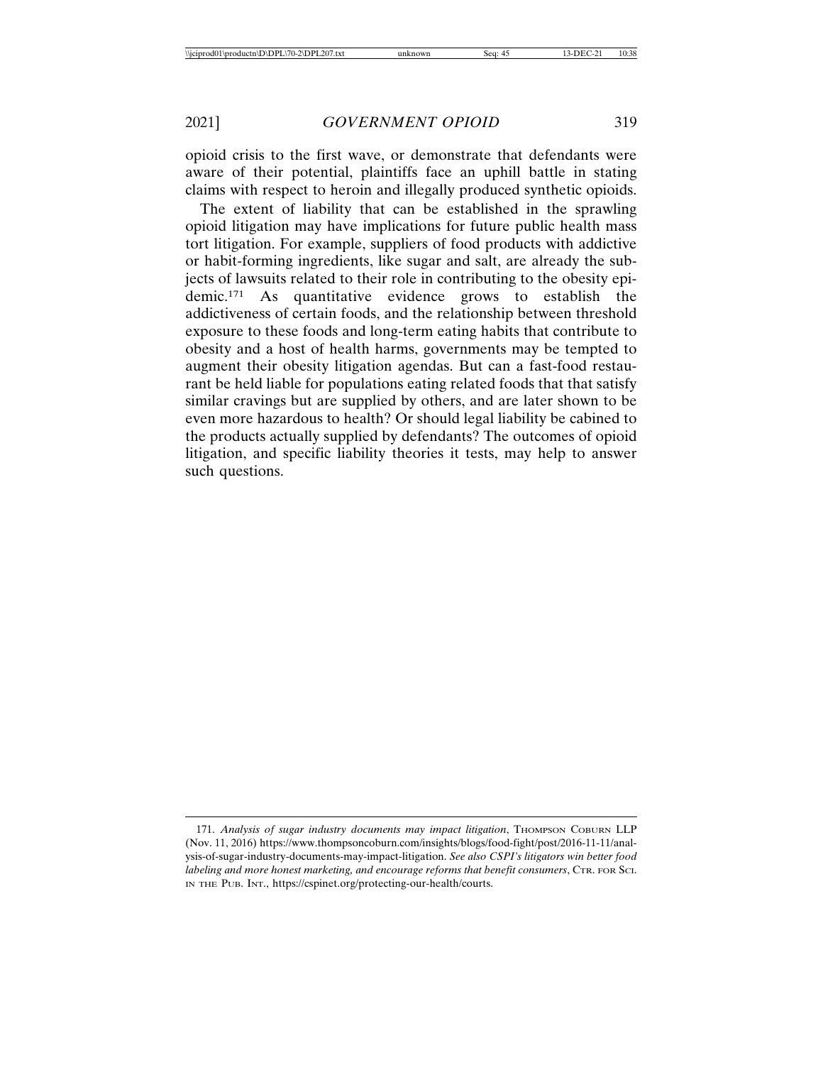opioid crisis to the first wave, or demonstrate that defendants were aware of their potential, plaintiffs face an uphill battle in stating claims with respect to heroin and illegally produced synthetic opioids.

The extent of liability that can be established in the sprawling opioid litigation may have implications for future public health mass tort litigation. For example, suppliers of food products with addictive or habit-forming ingredients, like sugar and salt, are already the subjects of lawsuits related to their role in contributing to the obesity epidemic.[171] As quantitative evidence grows to establish the addictiveness of certain foods, and the relationship between threshold exposure to these foods and long-term eating habits that contribute to obesity and a host of health harms, governments may be tempted to augment their obesity litigation agendas. But can a fast-food restaurant be held liable for populations eating related foods that that satisfy similar cravings but are supplied by others, and are later shown to be even more hazardous to health? Or should legal liability be cabined to the products actually supplied by defendants? The outcomes of opioid litigation, and specific liability theories it tests, may help to answer such questions.

---

171. *Analysis of sugar industry documents may impact litigation*, Thompson Coburn LLP (Nov. 11, 2016) https://www.thompsoncoburn.com/insights/blogs/food-fight/post/2016-11-11/analysis-of-sugar-industry-documents-may-impact-litigation. *See also CSPI's litigators win better food labeling and more honest marketing, and encourage reforms that benefit consumers*, Ctr. for Sci. in the Pub. Int., https://cspinet.org/protecting-our-health/courts.